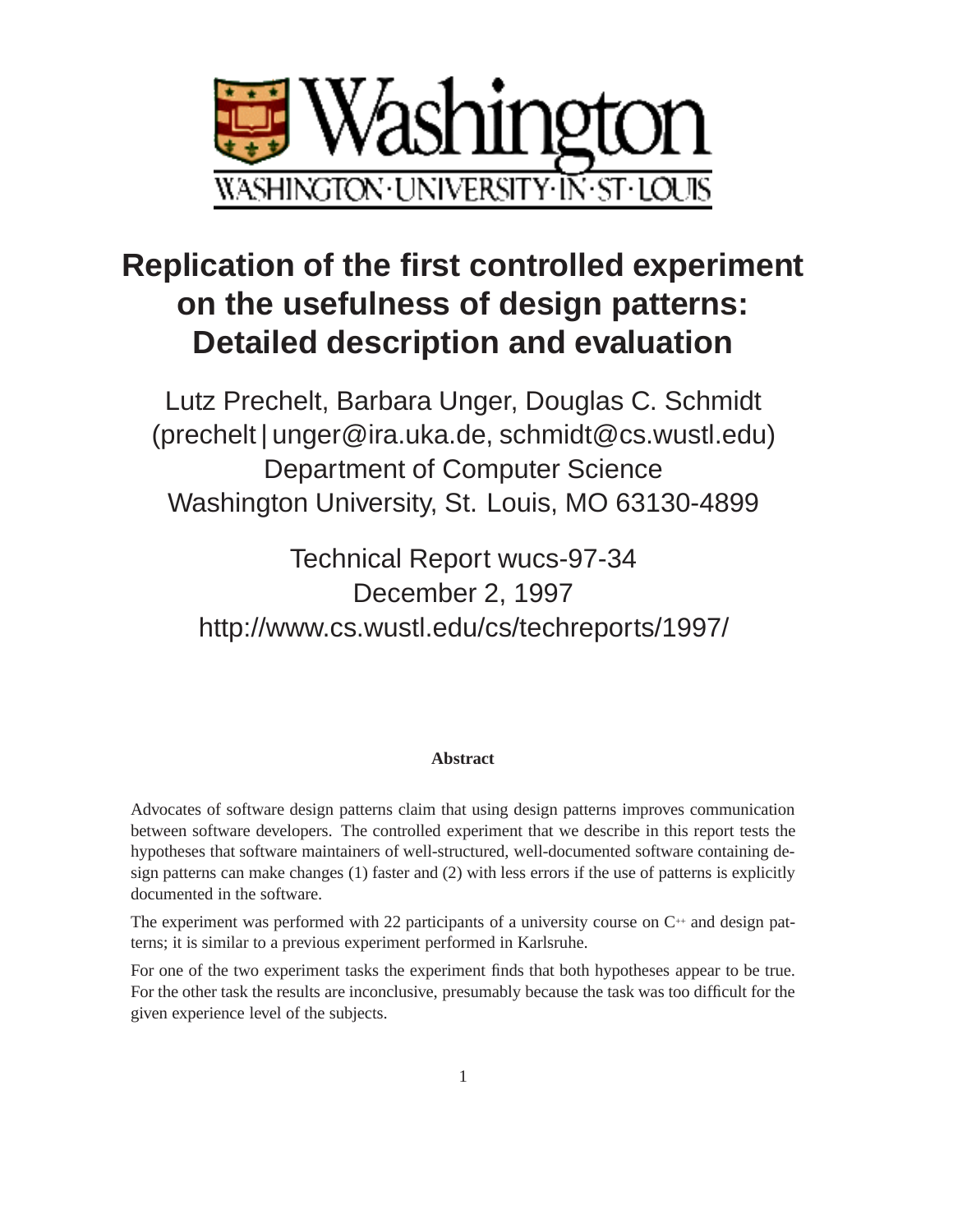# Replication of the first controlled experiment on the usefulness of design patterns: Detailed description and evaluation

Lutz Prechelt, Barbara Unger, Douglas C. Schmidt
(prechelt|unger@ira.uka.de, schmidt@cs.wustl.edu)
Department of Computer Science
Washington University, St. Louis, MO 63130-4899

Technical Report wucs-97-34
December 2, 1997
http://www.cs.wustl.edu/cs/techreports/1997/

**Abstract**

Advocates of software design patterns claim that using design patterns improves communication between software developers. The controlled experiment that we describe in this report tests the hypotheses that software maintainers of well-structured, well-documented software containing design patterns can make changes (1) faster and (2) with less errors if the use of patterns is explicitly documented in the software.

The experiment was performed with 22 participants of a university course on C++ and design patterns; it is similar to a previous experiment performed in Karlsruhe.

For one of the two experiment tasks the experiment finds that both hypotheses appear to be true. For the other task the results are inconclusive, presumably because the task was too difficult for the given experience level of the subjects.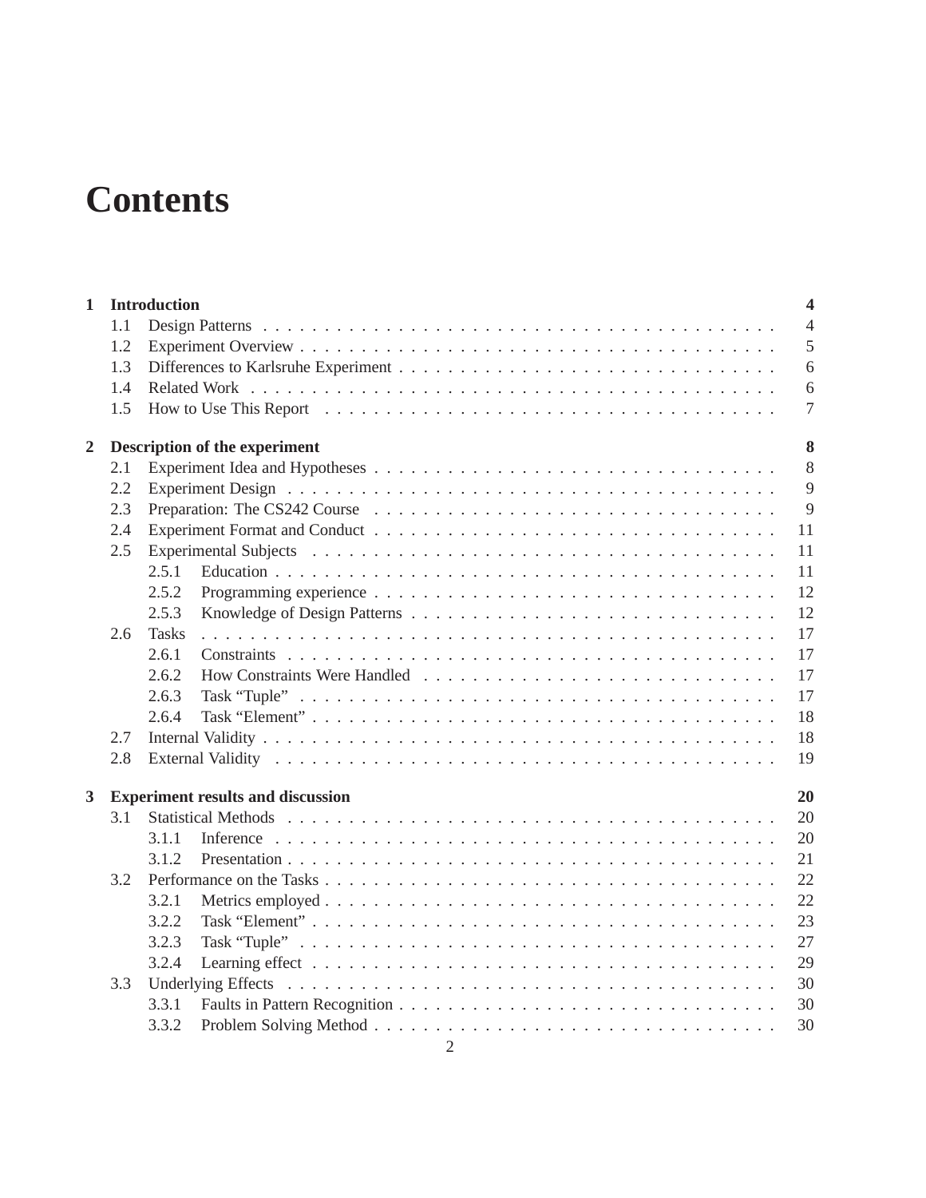# Contents

- **1 Introduction** — **4**
  - 1.1 Design Patterns — 4
  - 1.2 Experiment Overview — 5
  - 1.3 Differences to Karlsruhe Experiment — 6
  - 1.4 Related Work — 6
  - 1.5 How to Use This Report — 7
- **2 Description of the experiment** — **8**
  - 2.1 Experiment Idea and Hypotheses — 8
  - 2.2 Experiment Design — 9
  - 2.3 Preparation: The CS242 Course — 9
  - 2.4 Experiment Format and Conduct — 11
  - 2.5 Experimental Subjects — 11
    - 2.5.1 Education — 11
    - 2.5.2 Programming experience — 12
    - 2.5.3 Knowledge of Design Patterns — 12
  - 2.6 Tasks — 17
    - 2.6.1 Constraints — 17
    - 2.6.2 How Constraints Were Handled — 17
    - 2.6.3 Task "Tuple" — 17
    - 2.6.4 Task "Element" — 18
  - 2.7 Internal Validity — 18
  - 2.8 External Validity — 19
- **3 Experiment results and discussion** — **20**
  - 3.1 Statistical Methods — 20
    - 3.1.1 Inference — 20
    - 3.1.2 Presentation — 21
  - 3.2 Performance on the Tasks — 22
    - 3.2.1 Metrics employed — 22
    - 3.2.2 Task "Element" — 23
    - 3.2.3 Task "Tuple" — 27
    - 3.2.4 Learning effect — 29
  - 3.3 Underlying Effects — 30
    - 3.3.1 Faults in Pattern Recognition — 30
    - 3.3.2 Problem Solving Method — 30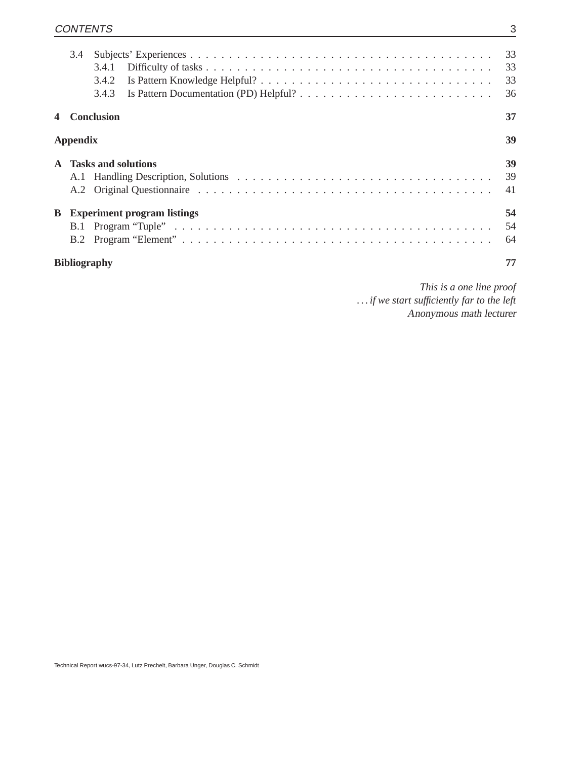- 3.4 Subjects' Experiences . . . 33
  - 3.4.1 Difficulty of tasks . . . 33
  - 3.4.2 Is Pattern Knowledge Helpful? . . . 33
  - 3.4.3 Is Pattern Documentation (PD) Helpful? . . . 36

**4 Conclusion** **37**

**Appendix** **39**

**A Tasks and solutions** **39**

- A.1 Handling Description, Solutions . . . 39
- A.2 Original Questionnaire . . . 41

**B Experiment program listings** **54**

- B.1 Program "Tuple" . . . 54
- B.2 Program "Element" . . . 64

**Bibliography** **77**

*This is a one line proof*
*... if we start sufficiently far to the left*
Anonymous math lecturer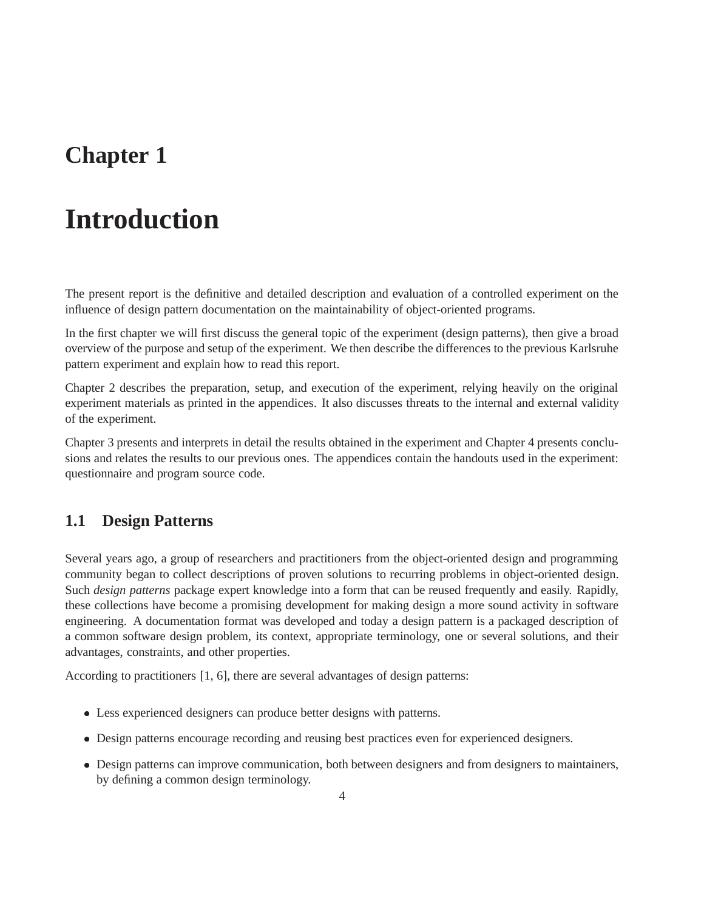# Chapter 1

# Introduction

The present report is the definitive and detailed description and evaluation of a controlled experiment on the influence of design pattern documentation on the maintainability of object-oriented programs.

In the first chapter we will first discuss the general topic of the experiment (design patterns), then give a broad overview of the purpose and setup of the experiment. We then describe the differences to the previous Karlsruhe pattern experiment and explain how to read this report.

Chapter 2 describes the preparation, setup, and execution of the experiment, relying heavily on the original experiment materials as printed in the appendices. It also discusses threats to the internal and external validity of the experiment.

Chapter 3 presents and interprets in detail the results obtained in the experiment and Chapter 4 presents conclusions and relates the results to our previous ones. The appendices contain the handouts used in the experiment: questionnaire and program source code.

## 1.1 Design Patterns

Several years ago, a group of researchers and practitioners from the object-oriented design and programming community began to collect descriptions of proven solutions to recurring problems in object-oriented design. Such *design patterns* package expert knowledge into a form that can be reused frequently and easily. Rapidly, these collections have become a promising development for making design a more sound activity in software engineering. A documentation format was developed and today a design pattern is a packaged description of a common software design problem, its context, appropriate terminology, one or several solutions, and their advantages, constraints, and other properties.

According to practitioners [1, 6], there are several advantages of design patterns:

- Less experienced designers can produce better designs with patterns.
- Design patterns encourage recording and reusing best practices even for experienced designers.
- Design patterns can improve communication, both between designers and from designers to maintainers, by defining a common design terminology.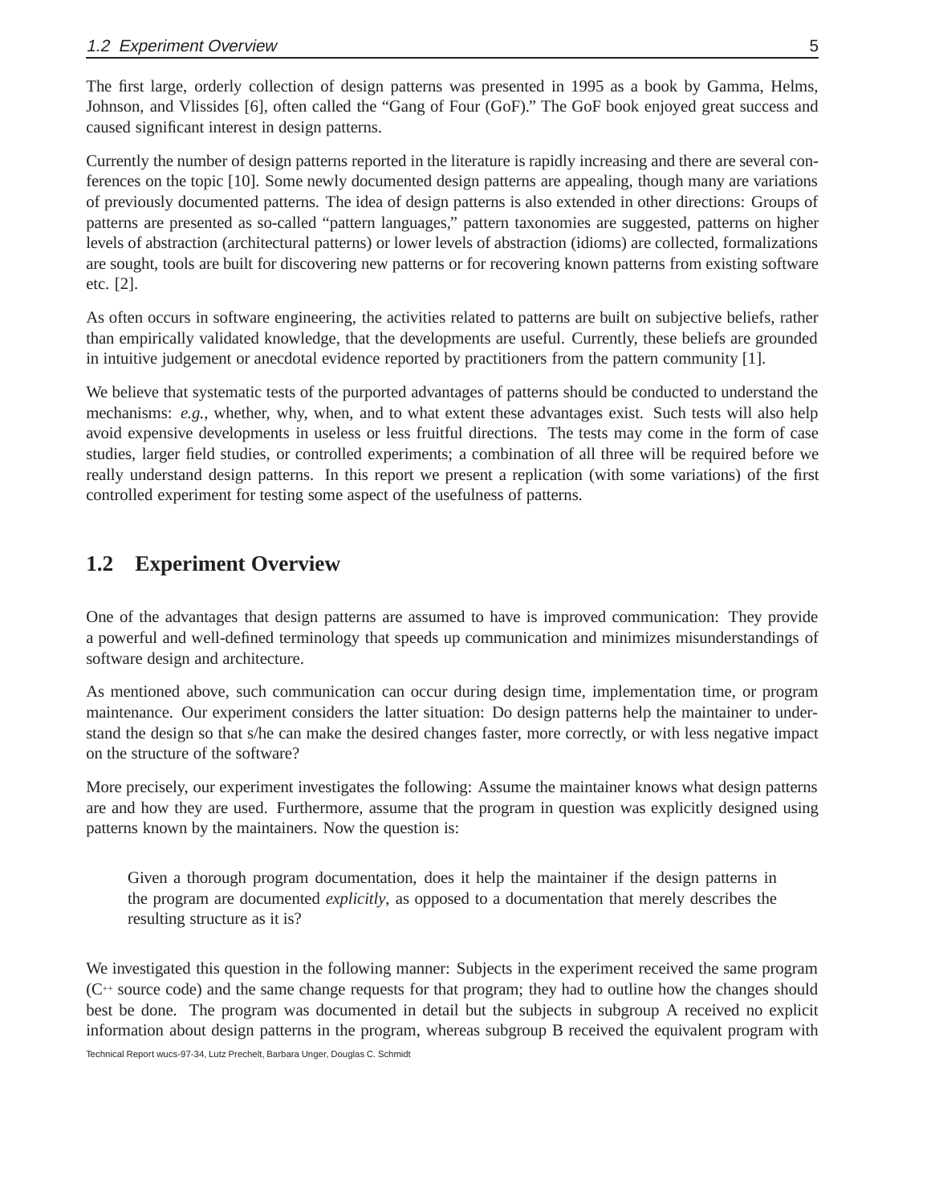The first large, orderly collection of design patterns was presented in 1995 as a book by Gamma, Helms, Johnson, and Vlissides [6], often called the "Gang of Four (GoF)." The GoF book enjoyed great success and caused significant interest in design patterns.

Currently the number of design patterns reported in the literature is rapidly increasing and there are several conferences on the topic [10]. Some newly documented design patterns are appealing, though many are variations of previously documented patterns. The idea of design patterns is also extended in other directions: Groups of patterns are presented as so-called "pattern languages," pattern taxonomies are suggested, patterns on higher levels of abstraction (architectural patterns) or lower levels of abstraction (idioms) are collected, formalizations are sought, tools are built for discovering new patterns or for recovering known patterns from existing software etc. [2].

As often occurs in software engineering, the activities related to patterns are built on subjective beliefs, rather than empirically validated knowledge, that the developments are useful. Currently, these beliefs are grounded in intuitive judgement or anecdotal evidence reported by practitioners from the pattern community [1].

We believe that systematic tests of the purported advantages of patterns should be conducted to understand the mechanisms: *e.g.*, whether, why, when, and to what extent these advantages exist. Such tests will also help avoid expensive developments in useless or less fruitful directions. The tests may come in the form of case studies, larger field studies, or controlled experiments; a combination of all three will be required before we really understand design patterns. In this report we present a replication (with some variations) of the first controlled experiment for testing some aspect of the usefulness of patterns.

## 1.2 Experiment Overview

One of the advantages that design patterns are assumed to have is improved communication: They provide a powerful and well-defined terminology that speeds up communication and minimizes misunderstandings of software design and architecture.

As mentioned above, such communication can occur during design time, implementation time, or program maintenance. Our experiment considers the latter situation: Do design patterns help the maintainer to understand the design so that s/he can make the desired changes faster, more correctly, or with less negative impact on the structure of the software?

More precisely, our experiment investigates the following: Assume the maintainer knows what design patterns are and how they are used. Furthermore, assume that the program in question was explicitly designed using patterns known by the maintainers. Now the question is:

> Given a thorough program documentation, does it help the maintainer if the design patterns in the program are documented *explicitly*, as opposed to a documentation that merely describes the resulting structure as it is?

We investigated this question in the following manner: Subjects in the experiment received the same program (C++ source code) and the same change requests for that program; they had to outline how the changes should best be done. The program was documented in detail but the subjects in subgroup A received no explicit information about design patterns in the program, whereas subgroup B received the equivalent program with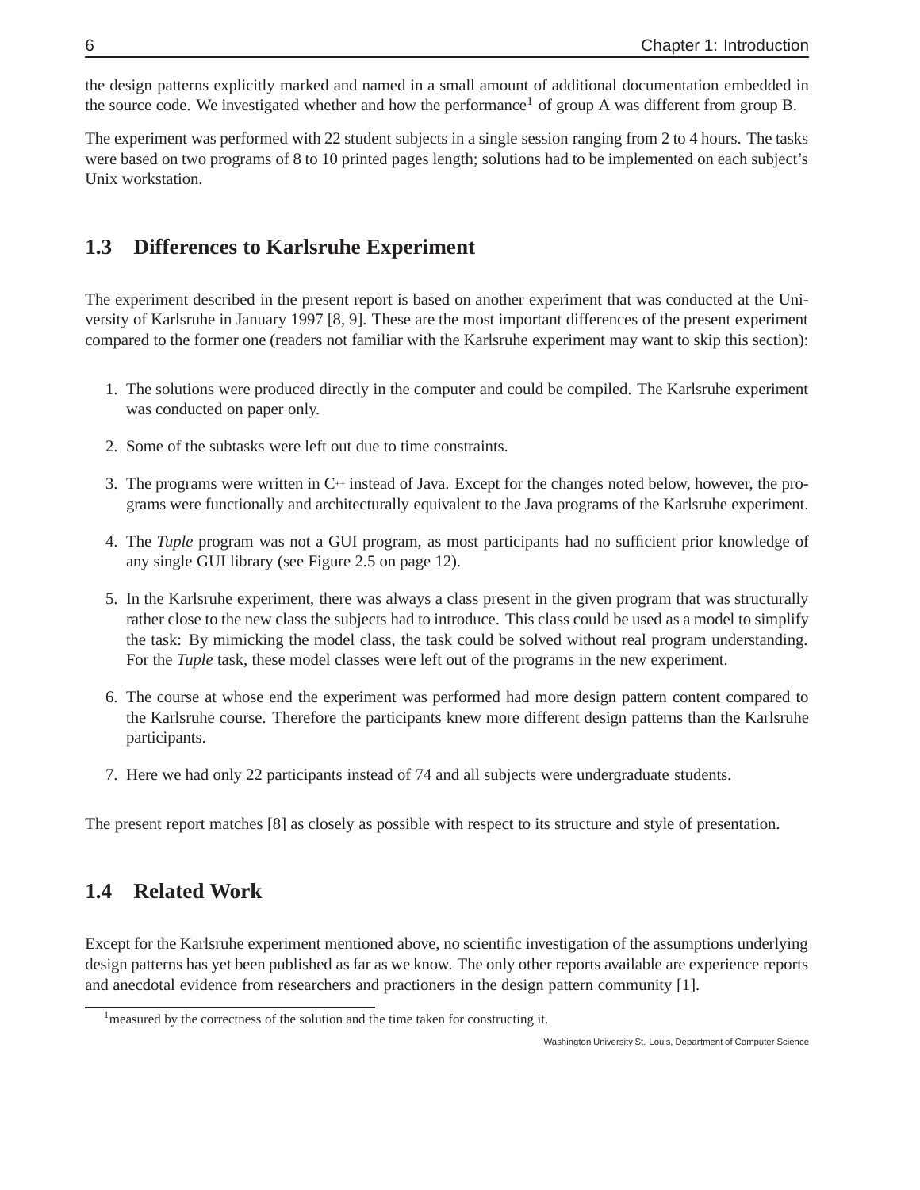the design patterns explicitly marked and named in a small amount of additional documentation embedded in the source code. We investigated whether and how the performance[1] of group A was different from group B.

The experiment was performed with 22 student subjects in a single session ranging from 2 to 4 hours. The tasks were based on two programs of 8 to 10 printed pages length; solutions had to be implemented on each subject's Unix workstation.

## 1.3 Differences to Karlsruhe Experiment

The experiment described in the present report is based on another experiment that was conducted at the University of Karlsruhe in January 1997 [8, 9]. These are the most important differences of the present experiment compared to the former one (readers not familiar with the Karlsruhe experiment may want to skip this section):

1. The solutions were produced directly in the computer and could be compiled. The Karlsruhe experiment was conducted on paper only.

2. Some of the subtasks were left out due to time constraints.

3. The programs were written in C++ instead of Java. Except for the changes noted below, however, the programs were functionally and architecturally equivalent to the Java programs of the Karlsruhe experiment.

4. The *Tuple* program was not a GUI program, as most participants had no sufficient prior knowledge of any single GUI library (see Figure 2.5 on page 12).

5. In the Karlsruhe experiment, there was always a class present in the given program that was structurally rather close to the new class the subjects had to introduce. This class could be used as a model to simplify the task: By mimicking the model class, the task could be solved without real program understanding. For the *Tuple* task, these model classes were left out of the programs in the new experiment.

6. The course at whose end the experiment was performed had more design pattern content compared to the Karlsruhe course. Therefore the participants knew more different design patterns than the Karlsruhe participants.

7. Here we had only 22 participants instead of 74 and all subjects were undergraduate students.

The present report matches [8] as closely as possible with respect to its structure and style of presentation.

## 1.4 Related Work

Except for the Karlsruhe experiment mentioned above, no scientific investigation of the assumptions underlying design patterns has yet been published as far as we know. The only other reports available are experience reports and anecdotal evidence from researchers and practioners in the design pattern community [1].

[1] measured by the correctness of the solution and the time taken for constructing it.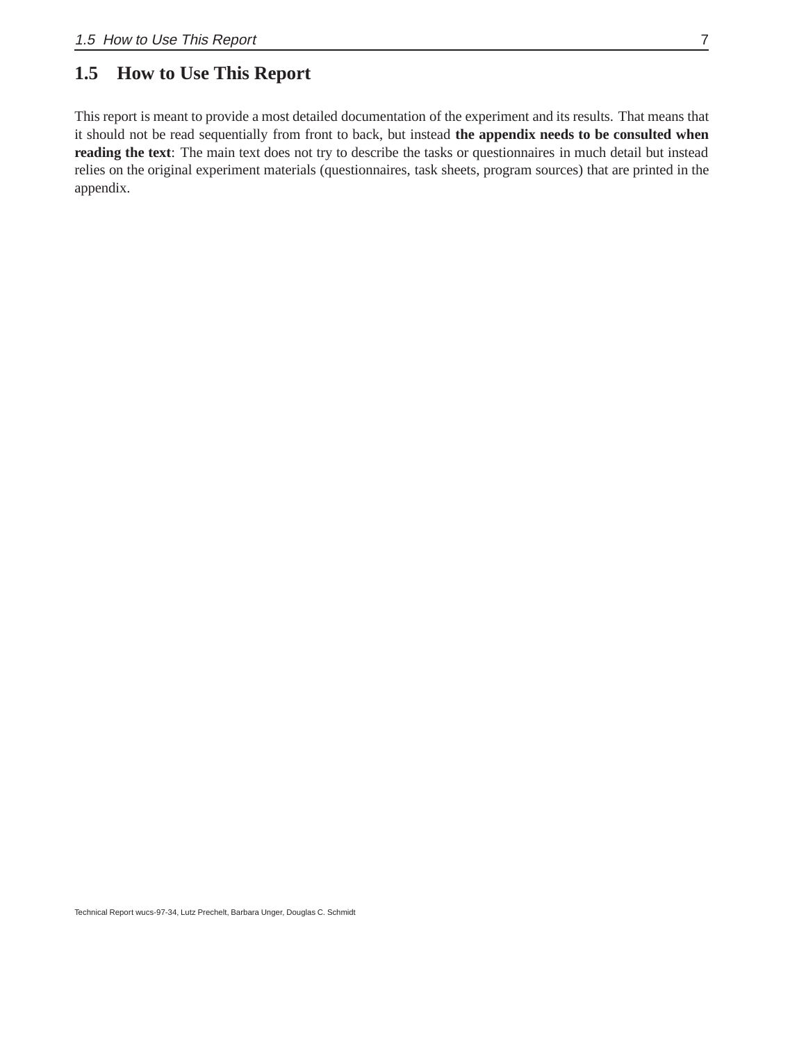## 1.5 How to Use This Report

This report is meant to provide a most detailed documentation of the experiment and its results. That means that it should not be read sequentially from front to back, but instead **the appendix needs to be consulted when reading the text**: The main text does not try to describe the tasks or questionnaires in much detail but instead relies on the original experiment materials (questionnaires, task sheets, program sources) that are printed in the appendix.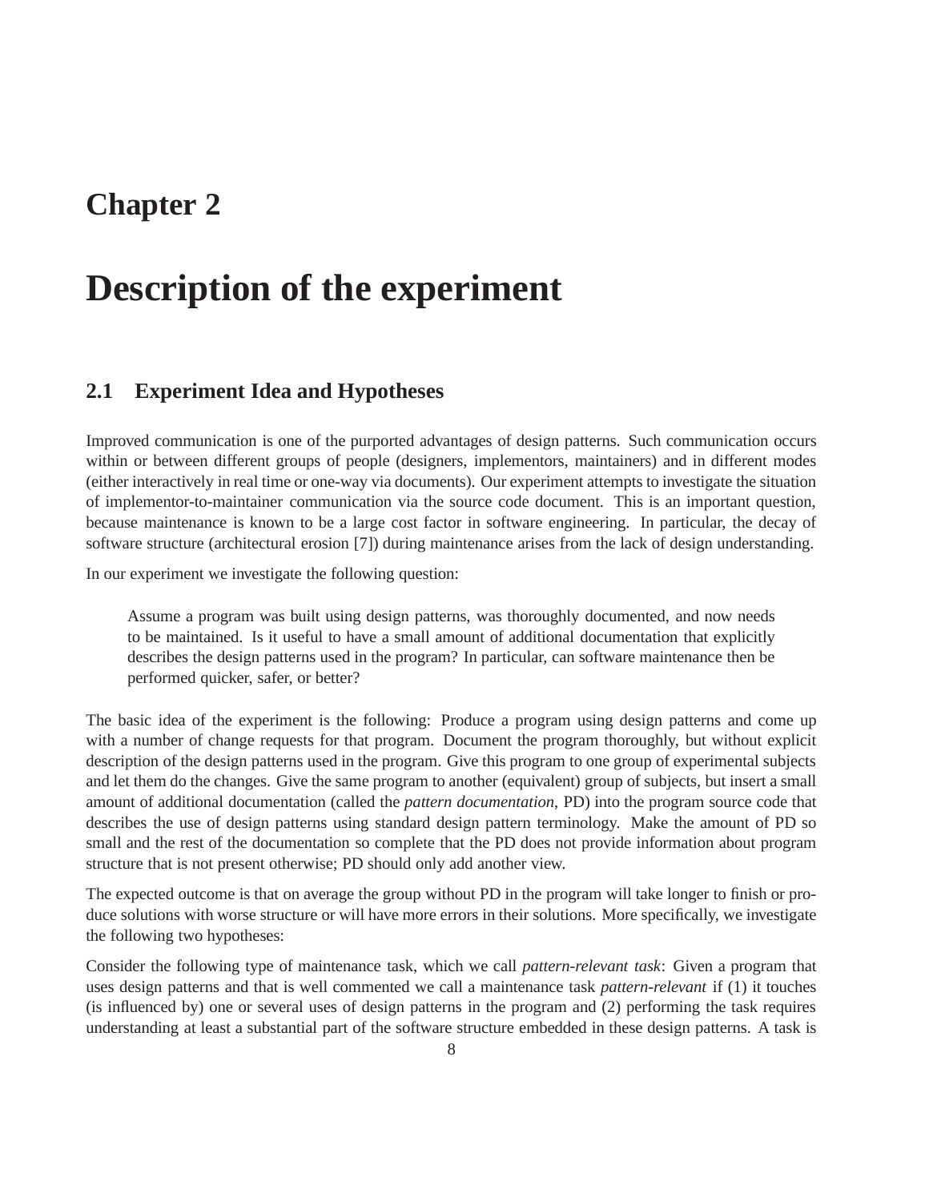# Chapter 2

# Description of the experiment

## 2.1 Experiment Idea and Hypotheses

Improved communication is one of the purported advantages of design patterns. Such communication occurs within or between different groups of people (designers, implementors, maintainers) and in different modes (either interactively in real time or one-way via documents). Our experiment attempts to investigate the situation of implementor-to-maintainer communication via the source code document. This is an important question, because maintenance is known to be a large cost factor in software engineering. In particular, the decay of software structure (architectural erosion [7]) during maintenance arises from the lack of design understanding.

In our experiment we investigate the following question:

> Assume a program was built using design patterns, was thoroughly documented, and now needs to be maintained. Is it useful to have a small amount of additional documentation that explicitly describes the design patterns used in the program? In particular, can software maintenance then be performed quicker, safer, or better?

The basic idea of the experiment is the following: Produce a program using design patterns and come up with a number of change requests for that program. Document the program thoroughly, but without explicit description of the design patterns used in the program. Give this program to one group of experimental subjects and let them do the changes. Give the same program to another (equivalent) group of subjects, but insert a small amount of additional documentation (called the *pattern documentation*, PD) into the program source code that describes the use of design patterns using standard design pattern terminology. Make the amount of PD so small and the rest of the documentation so complete that the PD does not provide information about program structure that is not present otherwise; PD should only add another view.

The expected outcome is that on average the group without PD in the program will take longer to finish or produce solutions with worse structure or will have more errors in their solutions. More specifically, we investigate the following two hypotheses:

Consider the following type of maintenance task, which we call *pattern-relevant task*: Given a program that uses design patterns and that is well commented we call a maintenance task *pattern-relevant* if (1) it touches (is influenced by) one or several uses of design patterns in the program and (2) performing the task requires understanding at least a substantial part of the software structure embedded in these design patterns. A task is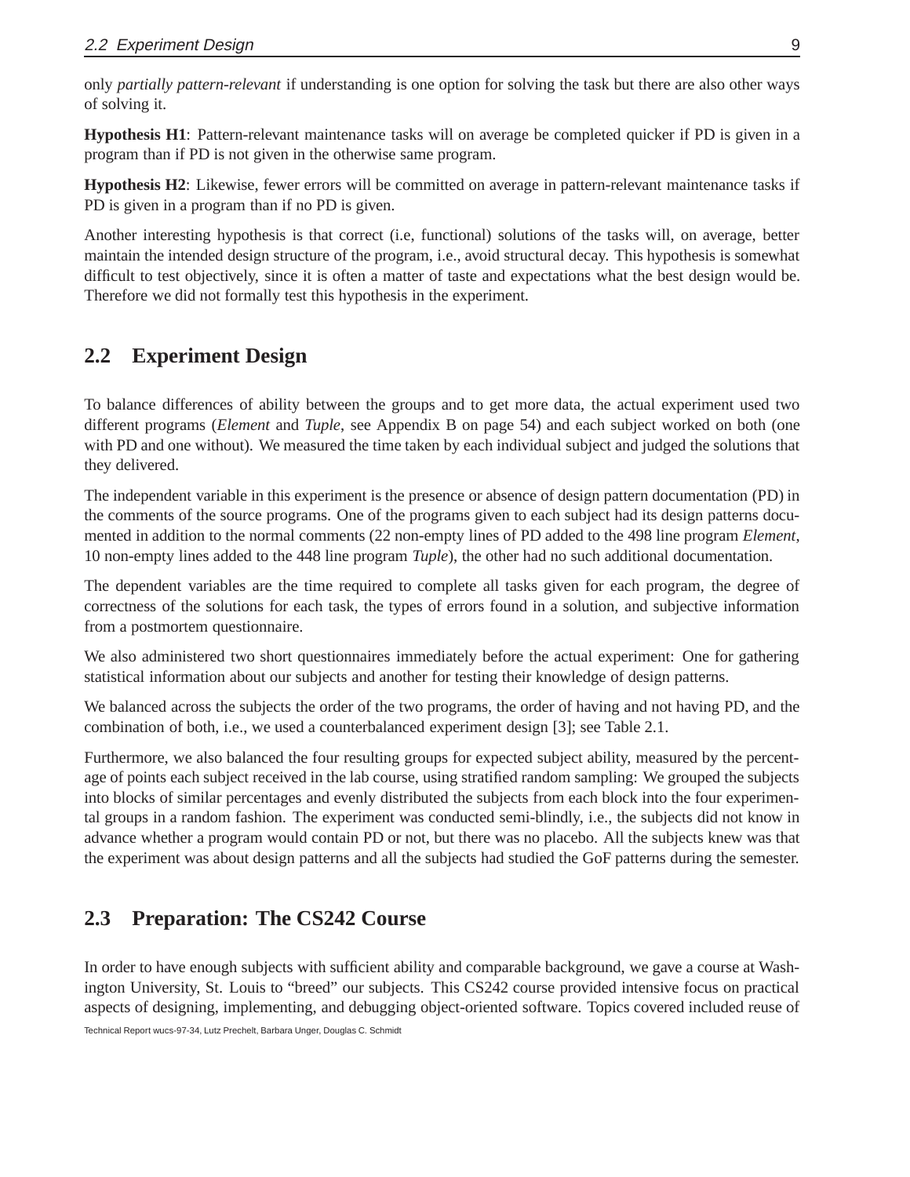only *partially pattern-relevant* if understanding is one option for solving the task but there are also other ways of solving it.

**Hypothesis H1**: Pattern-relevant maintenance tasks will on average be completed quicker if PD is given in a program than if PD is not given in the otherwise same program.

**Hypothesis H2**: Likewise, fewer errors will be committed on average in pattern-relevant maintenance tasks if PD is given in a program than if no PD is given.

Another interesting hypothesis is that correct (i.e, functional) solutions of the tasks will, on average, better maintain the intended design structure of the program, i.e., avoid structural decay. This hypothesis is somewhat difficult to test objectively, since it is often a matter of taste and expectations what the best design would be. Therefore we did not formally test this hypothesis in the experiment.

## 2.2 Experiment Design

To balance differences of ability between the groups and to get more data, the actual experiment used two different programs (*Element* and *Tuple*, see Appendix B on page 54) and each subject worked on both (one with PD and one without). We measured the time taken by each individual subject and judged the solutions that they delivered.

The independent variable in this experiment is the presence or absence of design pattern documentation (PD) in the comments of the source programs. One of the programs given to each subject had its design patterns documented in addition to the normal comments (22 non-empty lines of PD added to the 498 line program *Element*, 10 non-empty lines added to the 448 line program *Tuple*), the other had no such additional documentation.

The dependent variables are the time required to complete all tasks given for each program, the degree of correctness of the solutions for each task, the types of errors found in a solution, and subjective information from a postmortem questionnaire.

We also administered two short questionnaires immediately before the actual experiment: One for gathering statistical information about our subjects and another for testing their knowledge of design patterns.

We balanced across the subjects the order of the two programs, the order of having and not having PD, and the combination of both, i.e., we used a counterbalanced experiment design [3]; see Table 2.1.

Furthermore, we also balanced the four resulting groups for expected subject ability, measured by the percentage of points each subject received in the lab course, using stratified random sampling: We grouped the subjects into blocks of similar percentages and evenly distributed the subjects from each block into the four experimental groups in a random fashion. The experiment was conducted semi-blindly, i.e., the subjects did not know in advance whether a program would contain PD or not, but there was no placebo. All the subjects knew was that the experiment was about design patterns and all the subjects had studied the GoF patterns during the semester.

## 2.3 Preparation: The CS242 Course

In order to have enough subjects with sufficient ability and comparable background, we gave a course at Washington University, St. Louis to "breed" our subjects. This CS242 course provided intensive focus on practical aspects of designing, implementing, and debugging object-oriented software. Topics covered included reuse of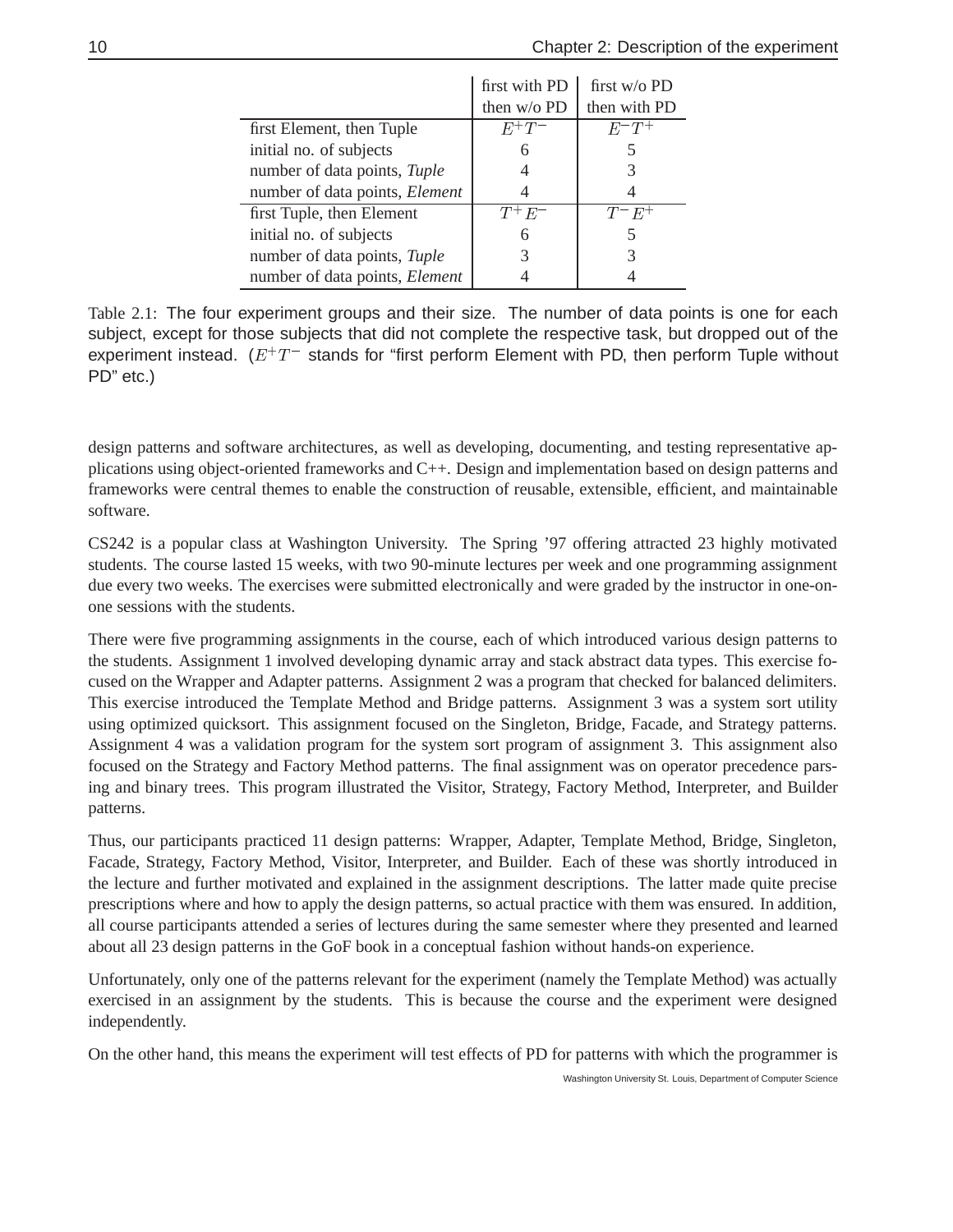| | first with PD then w/o PD | first w/o PD then with PD |
|---|---|---|
| first Element, then Tuple | $E^+T^-$ | $E^-T^+$ |
| initial no. of subjects | 6 | 5 |
| number of data points, *Tuple* | 4 | 3 |
| number of data points, *Element* | 4 | 4 |
| first Tuple, then Element | $T^+E^-$ | $T^-E^+$ |
| initial no. of subjects | 6 | 5 |
| number of data points, *Tuple* | 3 | 3 |
| number of data points, *Element* | 4 | 4 |

Table 2.1: The four experiment groups and their size. The number of data points is one for each subject, except for those subjects that did not complete the respective task, but dropped out of the experiment instead. ($E^+T^-$ stands for "first perform Element with PD, then perform Tuple without PD" etc.)

design patterns and software architectures, as well as developing, documenting, and testing representative applications using object-oriented frameworks and C++. Design and implementation based on design patterns and frameworks were central themes to enable the construction of reusable, extensible, efficient, and maintainable software.

CS242 is a popular class at Washington University. The Spring '97 offering attracted 23 highly motivated students. The course lasted 15 weeks, with two 90-minute lectures per week and one programming assignment due every two weeks. The exercises were submitted electronically and were graded by the instructor in one-on-one sessions with the students.

There were five programming assignments in the course, each of which introduced various design patterns to the students. Assignment 1 involved developing dynamic array and stack abstract data types. This exercise focused on the Wrapper and Adapter patterns. Assignment 2 was a program that checked for balanced delimiters. This exercise introduced the Template Method and Bridge patterns. Assignment 3 was a system sort utility using optimized quicksort. This assignment focused on the Singleton, Bridge, Facade, and Strategy patterns. Assignment 4 was a validation program for the system sort program of assignment 3. This assignment also focused on the Strategy and Factory Method patterns. The final assignment was on operator precedence parsing and binary trees. This program illustrated the Visitor, Strategy, Factory Method, Interpreter, and Builder patterns.

Thus, our participants practiced 11 design patterns: Wrapper, Adapter, Template Method, Bridge, Singleton, Facade, Strategy, Factory Method, Visitor, Interpreter, and Builder. Each of these was shortly introduced in the lecture and further motivated and explained in the assignment descriptions. The latter made quite precise prescriptions where and how to apply the design patterns, so actual practice with them was ensured. In addition, all course participants attended a series of lectures during the same semester where they presented and learned about all 23 design patterns in the GoF book in a conceptual fashion without hands-on experience.

Unfortunately, only one of the patterns relevant for the experiment (namely the Template Method) was actually exercised in an assignment by the students. This is because the course and the experiment were designed independently.

On the other hand, this means the experiment will test effects of PD for patterns with which the programmer is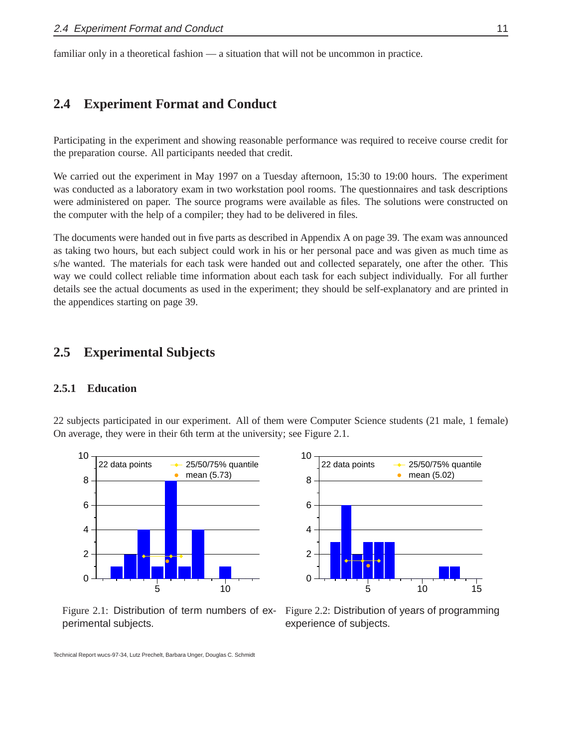familiar only in a theoretical fashion — a situation that will not be uncommon in practice.

## 2.4 Experiment Format and Conduct

Participating in the experiment and showing reasonable performance was required to receive course credit for the preparation course. All participants needed that credit.

We carried out the experiment in May 1997 on a Tuesday afternoon, 15:30 to 19:00 hours. The experiment was conducted as a laboratory exam in two workstation pool rooms. The questionnaires and task descriptions were administered on paper. The source programs were available as files. The solutions were constructed on the computer with the help of a compiler; they had to be delivered in files.

The documents were handed out in five parts as described in Appendix A on page 39. The exam was announced as taking two hours, but each subject could work in his or her personal pace and was given as much time as s/he wanted. The materials for each task were handed out and collected separately, one after the other. This way we could collect reliable time information about each task for each subject individually. For all further details see the actual documents as used in the experiment; they should be self-explanatory and are printed in the appendices starting on page 39.

## 2.5 Experimental Subjects

### 2.5.1 Education

22 subjects participated in our experiment. All of them were Computer Science students (21 male, 1 female) On average, they were in their 6th term at the university; see Figure 2.1.

Figure 2.1: Distribution of term numbers of experimental subjects.

Figure 2.2: Distribution of years of programming experience of subjects.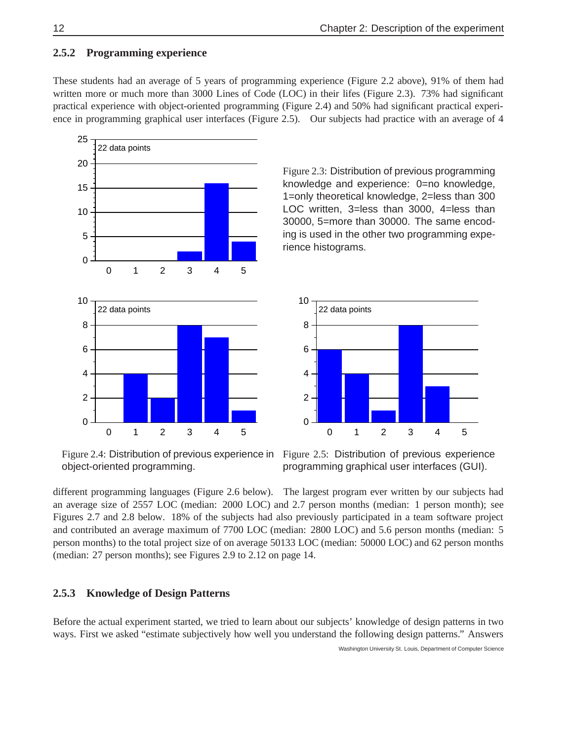### 2.5.2 Programming experience

These students had an average of 5 years of programming experience (Figure 2.2 above), 91% of them had written more or much more than 3000 Lines of Code (LOC) in their lifes (Figure 2.3). 73% had significant practical experience with object-oriented programming (Figure 2.4) and 50% had significant practical experience in programming graphical user interfaces (Figure 2.5). Our subjects had practice with an average of 4 different programming languages (Figure 2.6 below). The largest program ever written by our subjects had an average size of 2557 LOC (median: 2000 LOC) and 2.7 person months (median: 1 person month); see Figures 2.7 and 2.8 below. 18% of the subjects had also previously participated in a team software project and contributed an average maximum of 7700 LOC (median: 2800 LOC) and 5.6 person months (median: 5 person months) to the total project size of on average 50133 LOC (median: 50000 LOC) and 62 person months (median: 27 person months); see Figures 2.9 to 2.12 on page 14.

Figure 2.3: Distribution of previous programming knowledge and experience: 0=no knowledge, 1=only theoretical knowledge, 2=less than 300 LOC written, 3=less than 3000, 4=less than 30000, 5=more than 30000. The same encoding is used in the other two programming experience histograms.

Figure 2.4: Distribution of previous experience in object-oriented programming.

Figure 2.5: Distribution of previous experience programming graphical user interfaces (GUI).

### 2.5.3 Knowledge of Design Patterns

Before the actual experiment started, we tried to learn about our subjects' knowledge of design patterns in two ways. First we asked "estimate subjectively how well you understand the following design patterns." Answers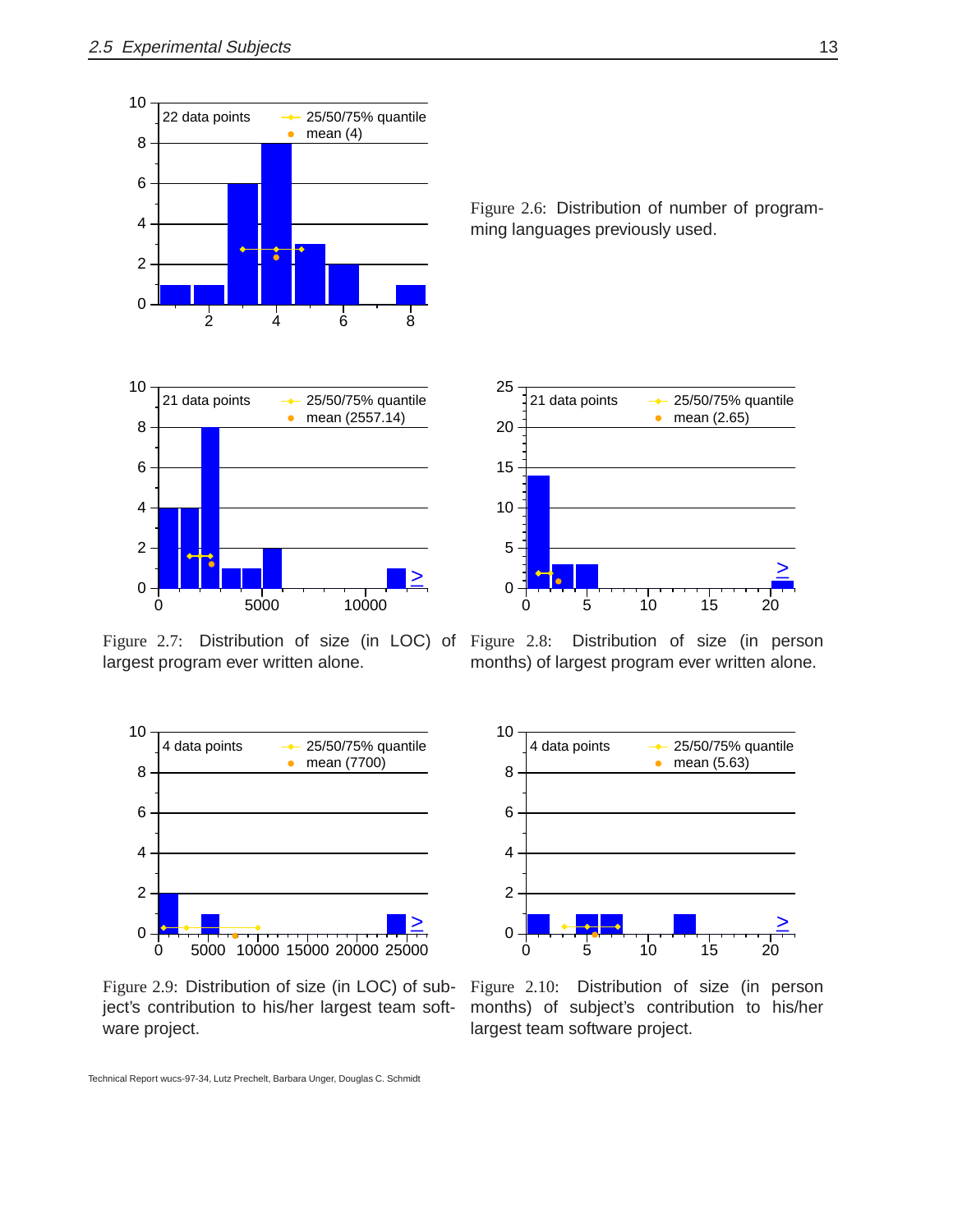Figure 2.6: Distribution of number of programming languages previously used.

Figure 2.7: Distribution of size (in LOC) of largest program ever written alone.

Figure 2.8: Distribution of size (in person months) of largest program ever written alone.

Figure 2.9: Distribution of size (in LOC) of subject's contribution to his/her largest team software project.

Figure 2.10: Distribution of size (in person months) of subject's contribution to his/her largest team software project.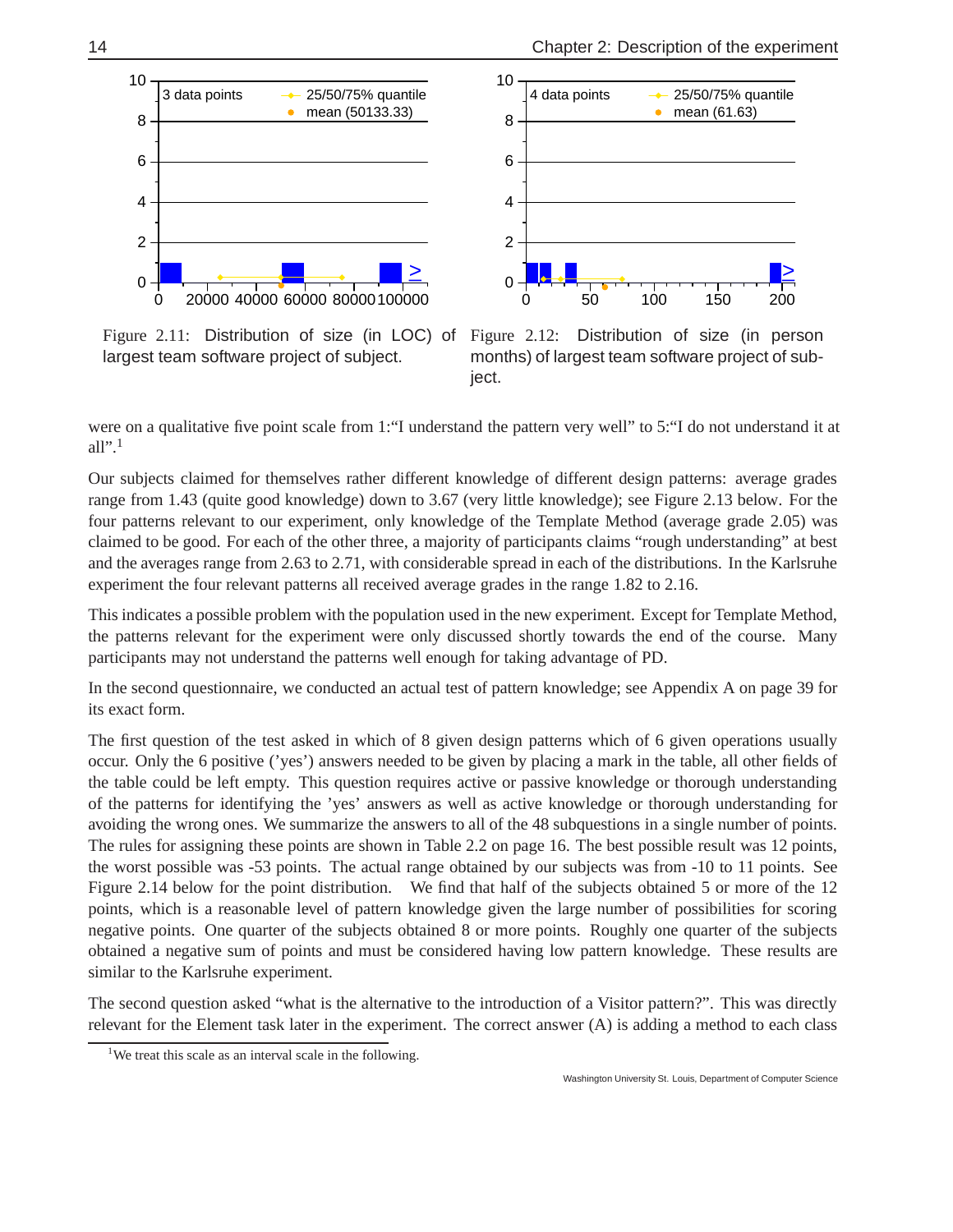Figure 2.11: Distribution of size (in LOC) of largest team software project of subject.

Figure 2.12: Distribution of size (in person months) of largest team software project of subject.

were on a qualitative five point scale from 1:"I understand the pattern very well" to 5:"I do not understand it at all".[1]

Our subjects claimed for themselves rather different knowledge of different design patterns: average grades range from 1.43 (quite good knowledge) down to 3.67 (very little knowledge); see Figure 2.13 below. For the four patterns relevant to our experiment, only knowledge of the Template Method (average grade 2.05) was claimed to be good. For each of the other three, a majority of participants claims "rough understanding" at best and the averages range from 2.63 to 2.71, with considerable spread in each of the distributions. In the Karlsruhe experiment the four relevant patterns all received average grades in the range 1.82 to 2.16.

This indicates a possible problem with the population used in the new experiment. Except for Template Method, the patterns relevant for the experiment were only discussed shortly towards the end of the course. Many participants may not understand the patterns well enough for taking advantage of PD.

In the second questionnaire, we conducted an actual test of pattern knowledge; see Appendix A on page 39 for its exact form.

The first question of the test asked in which of 8 given design patterns which of 6 given operations usually occur. Only the 6 positive ('yes') answers needed to be given by placing a mark in the table, all other fields of the table could be left empty. This question requires active or passive knowledge or thorough understanding of the patterns for identifying the 'yes' answers as well as active knowledge or thorough understanding for avoiding the wrong ones. We summarize the answers to all of the 48 subquestions in a single number of points. The rules for assigning these points are shown in Table 2.2 on page 16. The best possible result was 12 points, the worst possible was -53 points. The actual range obtained by our subjects was from -10 to 11 points. See Figure 2.14 below for the point distribution. We find that half of the subjects obtained 5 or more of the 12 points, which is a reasonable level of pattern knowledge given the large number of possibilities for scoring negative points. One quarter of the subjects obtained 8 or more points. Roughly one quarter of the subjects obtained a negative sum of points and must be considered having low pattern knowledge. These results are similar to the Karlsruhe experiment.

The second question asked "what is the alternative to the introduction of a Visitor pattern?". This was directly relevant for the Element task later in the experiment. The correct answer (A) is adding a method to each class

[1] We treat this scale as an interval scale in the following.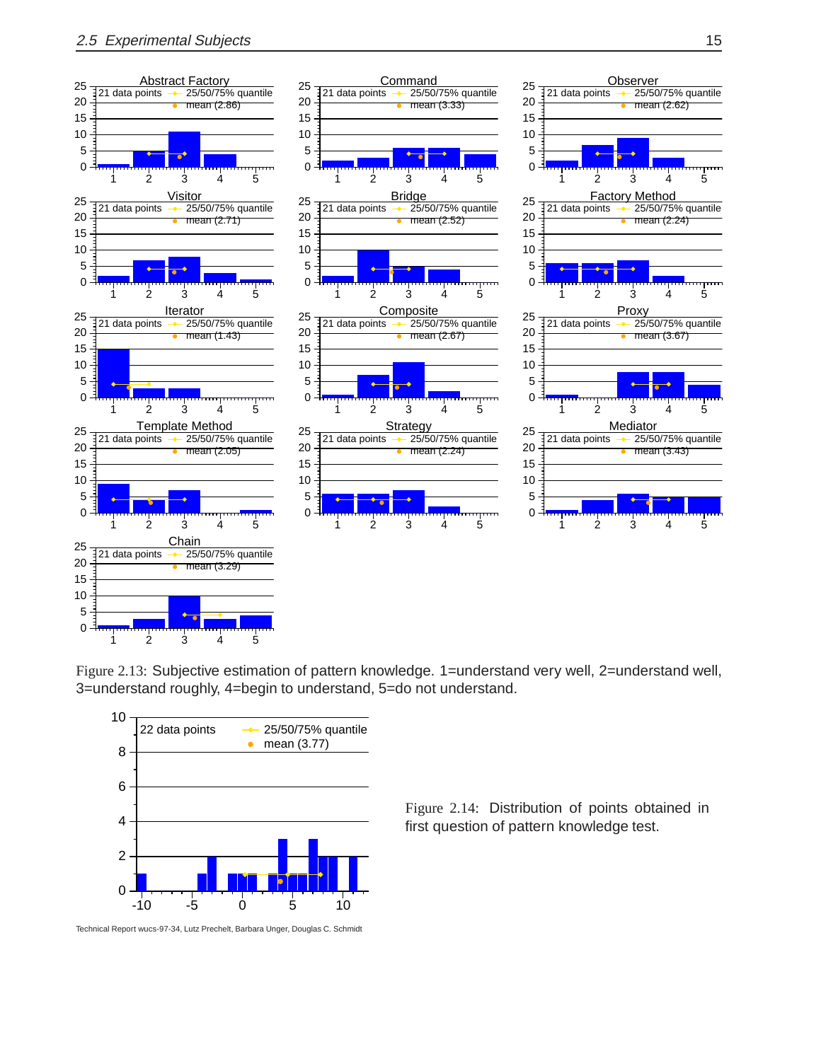Figure 2.13: Subjective estimation of pattern knowledge. 1=understand very well, 2=understand well, 3=understand roughly, 4=begin to understand, 5=do not understand.

Figure 2.14: Distribution of points obtained in first question of pattern knowledge test.

Technical Report wucs-97-34, Lutz Prechelt, Barbara Unger, Douglas C. Schmidt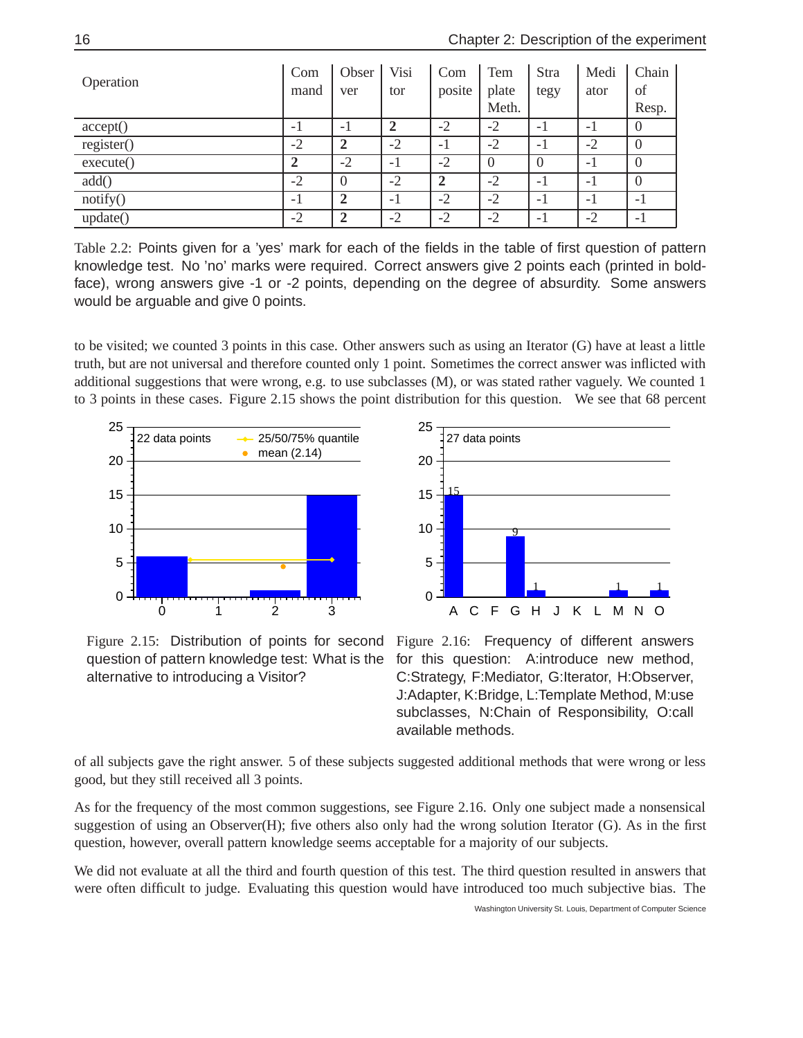| Operation | Command | Observer | Visitor | Composite | Template Meth. | Strategy | Mediator | Chain of Resp. |
|---|---|---|---|---|---|---|---|---|
| accept() | -1 | -1 | **2** | -2 | -2 | -1 | -1 | 0 |
| register() | -2 | **2** | -2 | -1 | -2 | -1 | -2 | 0 |
| execute() | **2** | -2 | -1 | -2 | 0 | 0 | -1 | 0 |
| add() | -2 | 0 | -2 | **2** | -2 | -1 | -1 | 0 |
| notify() | -1 | **2** | -1 | -2 | -2 | -1 | -1 | -1 |
| update() | -2 | **2** | -2 | -2 | -2 | -1 | -2 | -1 |

Table 2.2: Points given for a 'yes' mark for each of the fields in the table of first question of pattern knowledge test. No 'no' marks were required. Correct answers give 2 points each (printed in boldface), wrong answers give -1 or -2 points, depending on the degree of absurdity. Some answers would be arguable and give 0 points.

to be visited; we counted 3 points in this case. Other answers such as using an Iterator (G) have at least a little truth, but are not universal and therefore counted only 1 point. Sometimes the correct answer was inflicted with additional suggestions that were wrong, e.g. to use subclasses (M), or was stated rather vaguely. We counted 1 to 3 points in these cases. Figure 2.15 shows the point distribution for this question. We see that 68 percent of all subjects gave the right answer. 5 of these subjects suggested additional methods that were wrong or less good, but they still received all 3 points.

Figure 2.15: Distribution of points for second question of pattern knowledge test: What is the alternative to introducing a Visitor?

Figure 2.16: Frequency of different answers for this question: A:introduce new method, C:Strategy, F:Mediator, G:Iterator, H:Observer, J:Adapter, K:Bridge, L:Template Method, M:use subclasses, N:Chain of Responsibility, O:call available methods.

As for the frequency of the most common suggestions, see Figure 2.16. Only one subject made a nonsensical suggestion of using an Observer(H); five others also only had the wrong solution Iterator (G). As in the first question, however, overall pattern knowledge seems acceptable for a majority of our subjects.

We did not evaluate at all the third and fourth question of this test. The third question resulted in answers that were often difficult to judge. Evaluating this question would have introduced too much subjective bias. The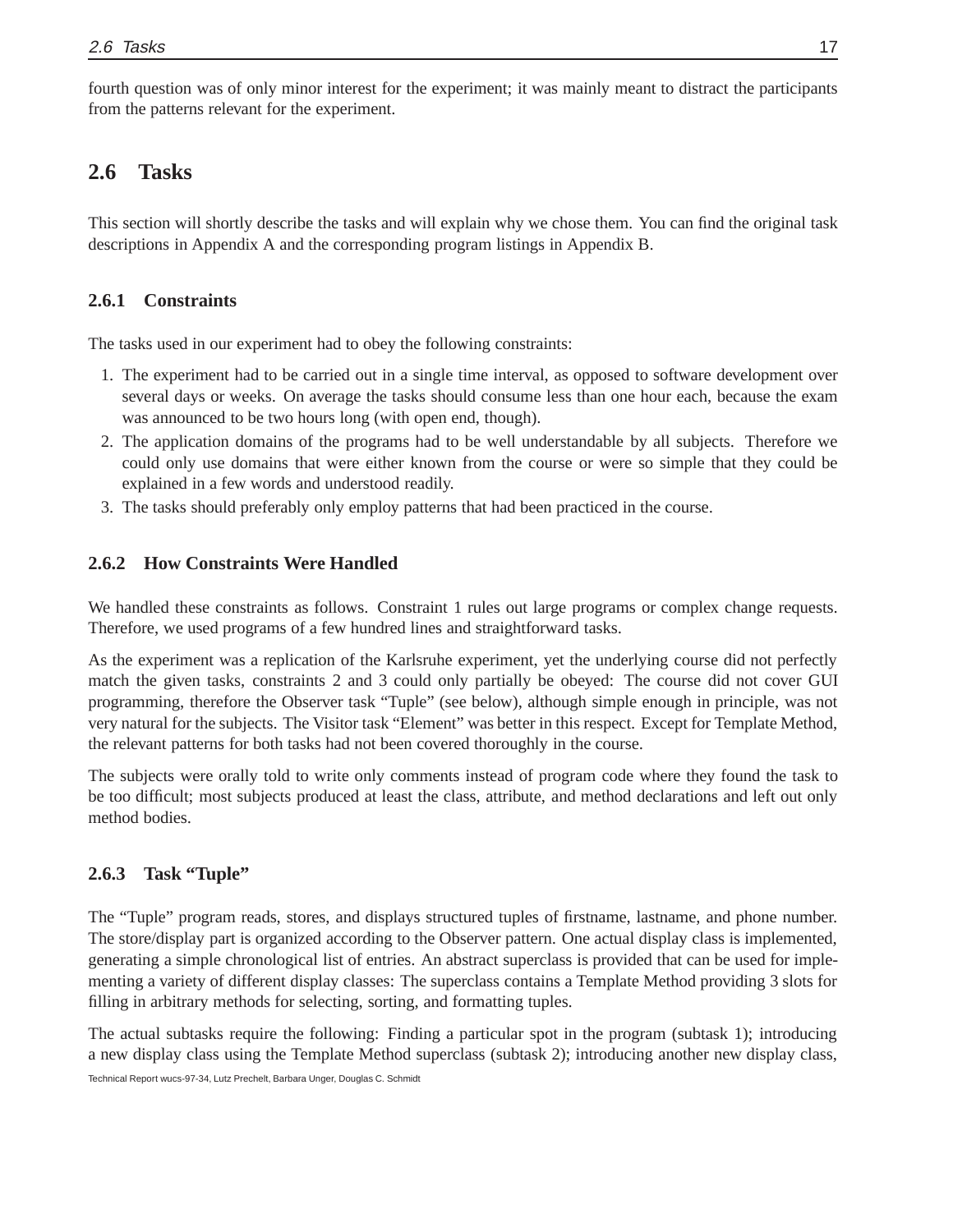fourth question was of only minor interest for the experiment; it was mainly meant to distract the participants from the patterns relevant for the experiment.

## 2.6 Tasks

This section will shortly describe the tasks and will explain why we chose them. You can find the original task descriptions in Appendix A and the corresponding program listings in Appendix B.

### 2.6.1 Constraints

The tasks used in our experiment had to obey the following constraints:

1. The experiment had to be carried out in a single time interval, as opposed to software development over several days or weeks. On average the tasks should consume less than one hour each, because the exam was announced to be two hours long (with open end, though).
2. The application domains of the programs had to be well understandable by all subjects. Therefore we could only use domains that were either known from the course or were so simple that they could be explained in a few words and understood readily.
3. The tasks should preferably only employ patterns that had been practiced in the course.

### 2.6.2 How Constraints Were Handled

We handled these constraints as follows. Constraint 1 rules out large programs or complex change requests. Therefore, we used programs of a few hundred lines and straightforward tasks.

As the experiment was a replication of the Karlsruhe experiment, yet the underlying course did not perfectly match the given tasks, constraints 2 and 3 could only partially be obeyed: The course did not cover GUI programming, therefore the Observer task "Tuple" (see below), although simple enough in principle, was not very natural for the subjects. The Visitor task "Element" was better in this respect. Except for Template Method, the relevant patterns for both tasks had not been covered thoroughly in the course.

The subjects were orally told to write only comments instead of program code where they found the task to be too difficult; most subjects produced at least the class, attribute, and method declarations and left out only method bodies.

### 2.6.3 Task "Tuple"

The "Tuple" program reads, stores, and displays structured tuples of firstname, lastname, and phone number. The store/display part is organized according to the Observer pattern. One actual display class is implemented, generating a simple chronological list of entries. An abstract superclass is provided that can be used for implementing a variety of different display classes: The superclass contains a Template Method providing 3 slots for filling in arbitrary methods for selecting, sorting, and formatting tuples.

The actual subtasks require the following: Finding a particular spot in the program (subtask 1); introducing a new display class using the Template Method superclass (subtask 2); introducing another new display class,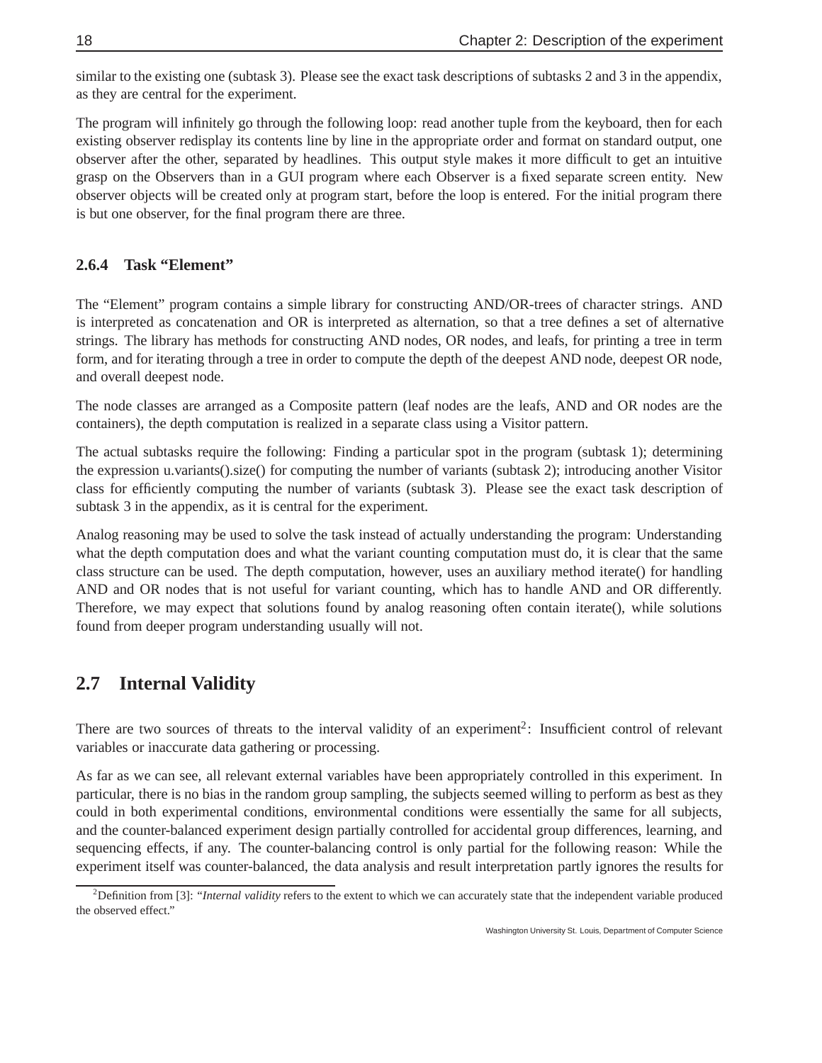similar to the existing one (subtask 3). Please see the exact task descriptions of subtasks 2 and 3 in the appendix, as they are central for the experiment.

The program will infinitely go through the following loop: read another tuple from the keyboard, then for each existing observer redisplay its contents line by line in the appropriate order and format on standard output, one observer after the other, separated by headlines. This output style makes it more difficult to get an intuitive grasp on the Observers than in a GUI program where each Observer is a fixed separate screen entity. New observer objects will be created only at program start, before the loop is entered. For the initial program there is but one observer, for the final program there are three.

### 2.6.4 Task "Element"

The "Element" program contains a simple library for constructing AND/OR-trees of character strings. AND is interpreted as concatenation and OR is interpreted as alternation, so that a tree defines a set of alternative strings. The library has methods for constructing AND nodes, OR nodes, and leafs, for printing a tree in term form, and for iterating through a tree in order to compute the depth of the deepest AND node, deepest OR node, and overall deepest node.

The node classes are arranged as a Composite pattern (leaf nodes are the leafs, AND and OR nodes are the containers), the depth computation is realized in a separate class using a Visitor pattern.

The actual subtasks require the following: Finding a particular spot in the program (subtask 1); determining the expression u.variants().size() for computing the number of variants (subtask 2); introducing another Visitor class for efficiently computing the number of variants (subtask 3). Please see the exact task description of subtask 3 in the appendix, as it is central for the experiment.

Analog reasoning may be used to solve the task instead of actually understanding the program: Understanding what the depth computation does and what the variant counting computation must do, it is clear that the same class structure can be used. The depth computation, however, uses an auxiliary method iterate() for handling AND and OR nodes that is not useful for variant counting, which has to handle AND and OR differently. Therefore, we may expect that solutions found by analog reasoning often contain iterate(), while solutions found from deeper program understanding usually will not.

## 2.7 Internal Validity

There are two sources of threats to the interval validity of an experiment[2]: Insufficient control of relevant variables or inaccurate data gathering or processing.

As far as we can see, all relevant external variables have been appropriately controlled in this experiment. In particular, there is no bias in the random group sampling, the subjects seemed willing to perform as best as they could in both experimental conditions, environmental conditions were essentially the same for all subjects, and the counter-balanced experiment design partially controlled for accidental group differences, learning, and sequencing effects, if any. The counter-balancing control is only partial for the following reason: While the experiment itself was counter-balanced, the data analysis and result interpretation partly ignores the results for

[2] Definition from [3]: "*Internal validity* refers to the extent to which we can accurately state that the independent variable produced the observed effect."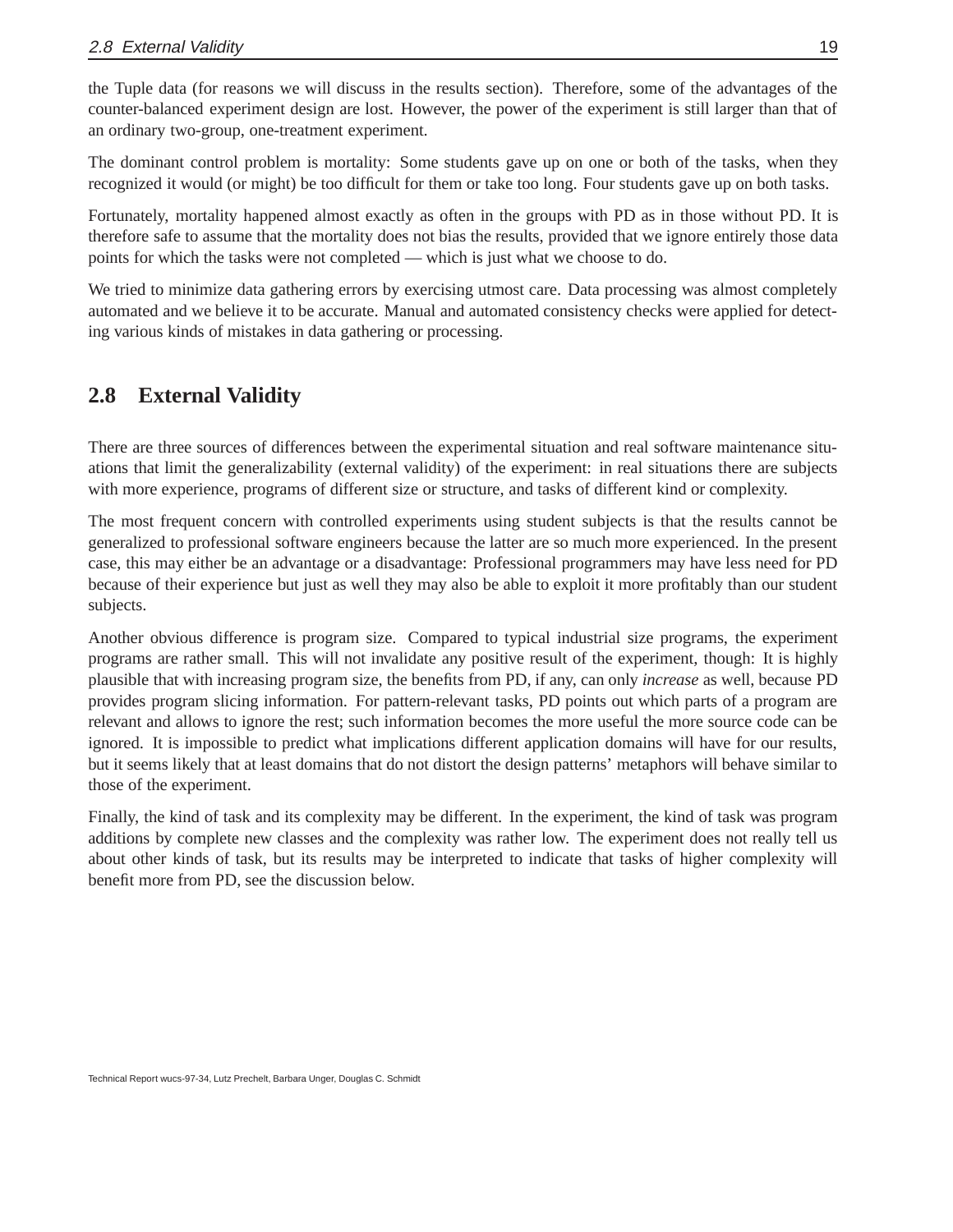the Tuple data (for reasons we will discuss in the results section). Therefore, some of the advantages of the counter-balanced experiment design are lost. However, the power of the experiment is still larger than that of an ordinary two-group, one-treatment experiment.

The dominant control problem is mortality: Some students gave up on one or both of the tasks, when they recognized it would (or might) be too difficult for them or take too long. Four students gave up on both tasks.

Fortunately, mortality happened almost exactly as often in the groups with PD as in those without PD. It is therefore safe to assume that the mortality does not bias the results, provided that we ignore entirely those data points for which the tasks were not completed — which is just what we choose to do.

We tried to minimize data gathering errors by exercising utmost care. Data processing was almost completely automated and we believe it to be accurate. Manual and automated consistency checks were applied for detecting various kinds of mistakes in data gathering or processing.

## 2.8 External Validity

There are three sources of differences between the experimental situation and real software maintenance situations that limit the generalizability (external validity) of the experiment: in real situations there are subjects with more experience, programs of different size or structure, and tasks of different kind or complexity.

The most frequent concern with controlled experiments using student subjects is that the results cannot be generalized to professional software engineers because the latter are so much more experienced. In the present case, this may either be an advantage or a disadvantage: Professional programmers may have less need for PD because of their experience but just as well they may also be able to exploit it more profitably than our student subjects.

Another obvious difference is program size. Compared to typical industrial size programs, the experiment programs are rather small. This will not invalidate any positive result of the experiment, though: It is highly plausible that with increasing program size, the benefits from PD, if any, can only *increase* as well, because PD provides program slicing information. For pattern-relevant tasks, PD points out which parts of a program are relevant and allows to ignore the rest; such information becomes the more useful the more source code can be ignored. It is impossible to predict what implications different application domains will have for our results, but it seems likely that at least domains that do not distort the design patterns' metaphors will behave similar to those of the experiment.

Finally, the kind of task and its complexity may be different. In the experiment, the kind of task was program additions by complete new classes and the complexity was rather low. The experiment does not really tell us about other kinds of task, but its results may be interpreted to indicate that tasks of higher complexity will benefit more from PD, see the discussion below.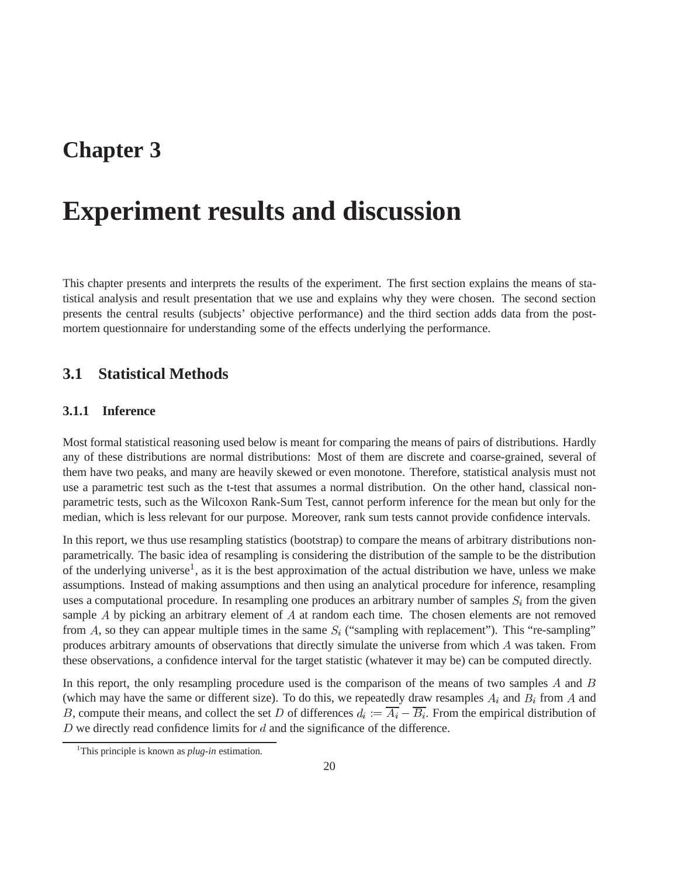# Chapter 3

# Experiment results and discussion

This chapter presents and interprets the results of the experiment. The first section explains the means of statistical analysis and result presentation that we use and explains why they were chosen. The second section presents the central results (subjects' objective performance) and the third section adds data from the post-mortem questionnaire for understanding some of the effects underlying the performance.

## 3.1 Statistical Methods

### 3.1.1 Inference

Most formal statistical reasoning used below is meant for comparing the means of pairs of distributions. Hardly any of these distributions are normal distributions: Most of them are discrete and coarse-grained, several of them have two peaks, and many are heavily skewed or even monotone. Therefore, statistical analysis must not use a parametric test such as the t-test that assumes a normal distribution. On the other hand, classical non-parametric tests, such as the Wilcoxon Rank-Sum Test, cannot perform inference for the mean but only for the median, which is less relevant for our purpose. Moreover, rank sum tests cannot provide confidence intervals.

In this report, we thus use resampling statistics (bootstrap) to compare the means of arbitrary distributions non-parametrically. The basic idea of resampling is considering the distribution of the sample to be the distribution of the underlying universe[1], as it is the best approximation of the actual distribution we have, unless we make assumptions. Instead of making assumptions and then using an analytical procedure for inference, resampling uses a computational procedure. In resampling one produces an arbitrary number of samples $S_i$ from the given sample $A$ by picking an arbitrary element of $A$ at random each time. The chosen elements are not removed from $A$, so they can appear multiple times in the same $S_i$ ("sampling with replacement"). This "re-sampling" produces arbitrary amounts of observations that directly simulate the universe from which $A$ was taken. From these observations, a confidence interval for the target statistic (whatever it may be) can be computed directly.

In this report, the only resampling procedure used is the comparison of the means of two samples $A$ and $B$ (which may have the same or different size). To do this, we repeatedly draw resamples $A_i$ and $B_i$ from $A$ and $B$, compute their means, and collect the set $D$ of differences $d_i := \overline{A_i} - \overline{B_i}$. From the empirical distribution of $D$ we directly read confidence limits for $d$ and the significance of the difference.

[1] This principle is known as *plug-in* estimation.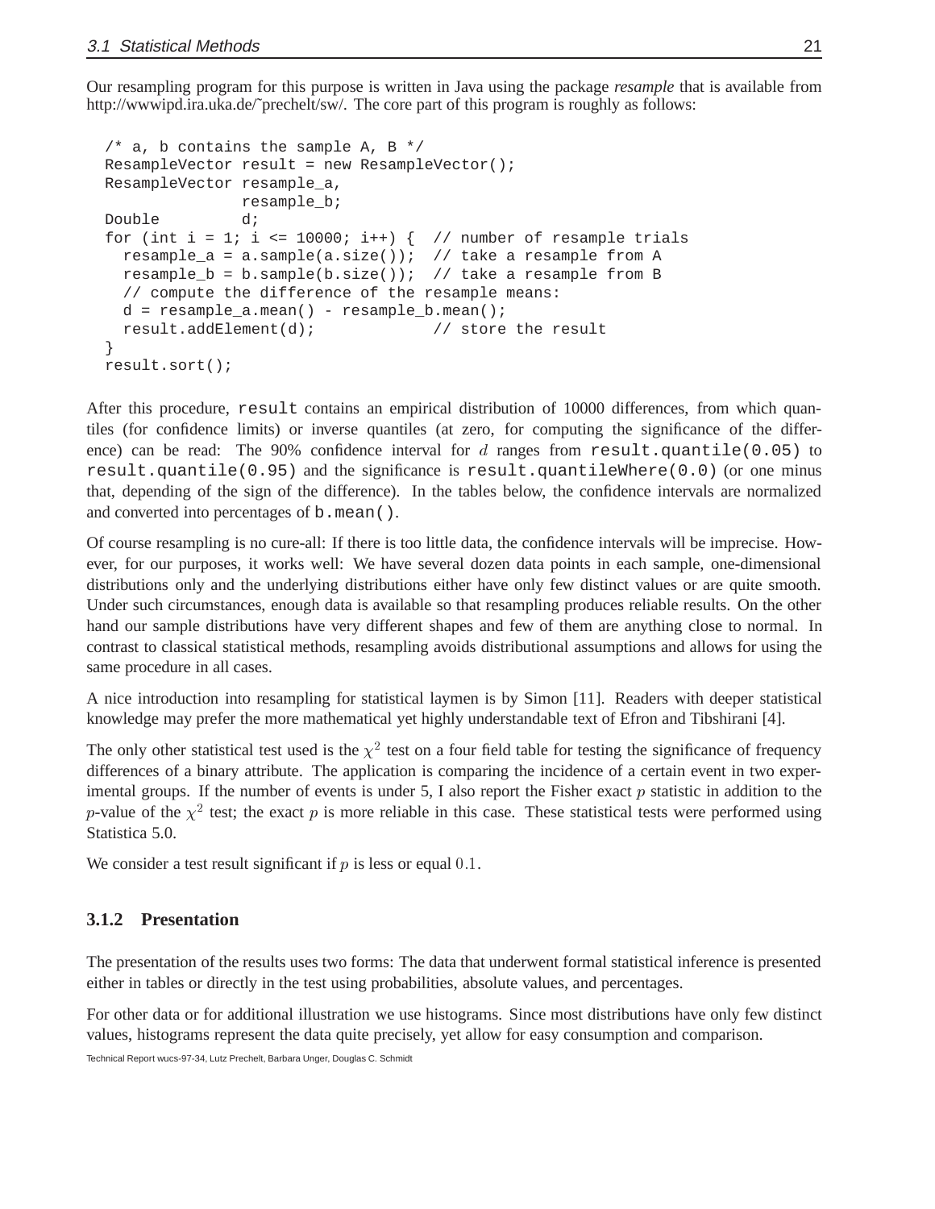Our resampling program for this purpose is written in Java using the package *resample* that is available from http://wwwipd.ira.uka.de/˜prechelt/sw/. The core part of this program is roughly as follows:

```
/* a, b contains the sample A, B */
ResampleVector result = new ResampleVector();
ResampleVector resample_a,
               resample_b;
Double         d;
for (int i = 1; i <= 10000; i++) {  // number of resample trials
  resample_a = a.sample(a.size());  // take a resample from A
  resample_b = b.sample(b.size());  // take a resample from B
  // compute the difference of the resample means:
  d = resample_a.mean() - resample_b.mean();
  result.addElement(d);             // store the result
}
result.sort();
```

After this procedure, `result` contains an empirical distribution of 10000 differences, from which quantiles (for confidence limits) or inverse quantiles (at zero, for computing the significance of the difference) can be read: The 90% confidence interval for $d$ ranges from `result.quantile(0.05)` to `result.quantile(0.95)` and the significance is `result.quantileWhere(0.0)` (or one minus that, depending of the sign of the difference). In the tables below, the confidence intervals are normalized and converted into percentages of `b.mean()`.

Of course resampling is no cure-all: If there is too little data, the confidence intervals will be imprecise. However, for our purposes, it works well: We have several dozen data points in each sample, one-dimensional distributions only and the underlying distributions either have only few distinct values or are quite smooth. Under such circumstances, enough data is available so that resampling produces reliable results. On the other hand our sample distributions have very different shapes and few of them are anything close to normal. In contrast to classical statistical methods, resampling avoids distributional assumptions and allows for using the same procedure in all cases.

A nice introduction into resampling for statistical laymen is by Simon [11]. Readers with deeper statistical knowledge may prefer the more mathematical yet highly understandable text of Efron and Tibshirani [4].

The only other statistical test used is the $\chi^2$ test on a four field table for testing the significance of frequency differences of a binary attribute. The application is comparing the incidence of a certain event in two experimental groups. If the number of events is under 5, I also report the Fisher exact $p$ statistic in addition to the $p$-value of the $\chi^2$ test; the exact $p$ is more reliable in this case. These statistical tests were performed using Statistica 5.0.

We consider a test result significant if $p$ is less or equal $0.1$.

### 3.1.2 Presentation

The presentation of the results uses two forms: The data that underwent formal statistical inference is presented either in tables or directly in the test using probabilities, absolute values, and percentages.

For other data or for additional illustration we use histograms. Since most distributions have only few distinct values, histograms represent the data quite precisely, yet allow for easy consumption and comparison.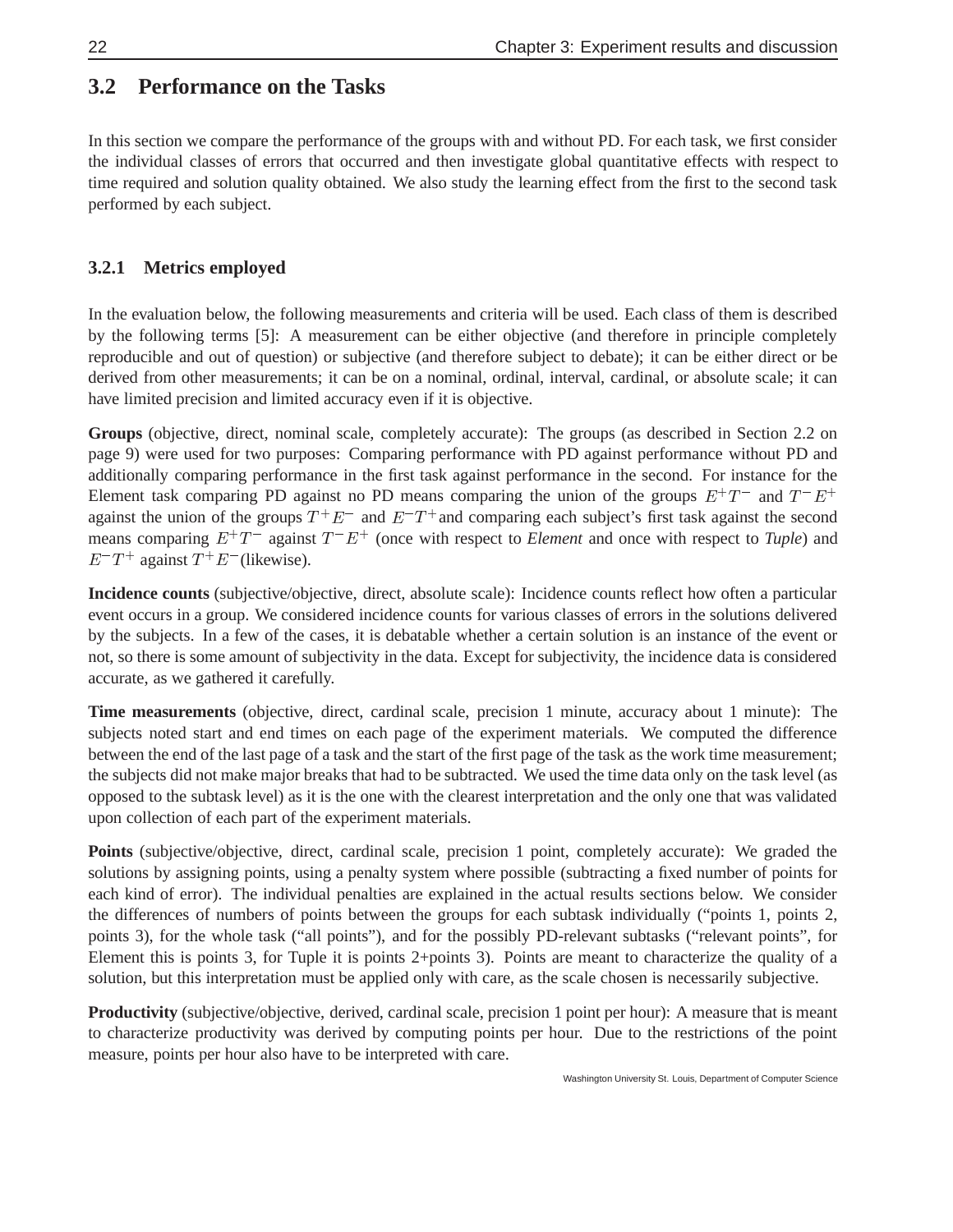## 3.2 Performance on the Tasks

In this section we compare the performance of the groups with and without PD. For each task, we first consider the individual classes of errors that occurred and then investigate global quantitative effects with respect to time required and solution quality obtained. We also study the learning effect from the first to the second task performed by each subject.

### 3.2.1 Metrics employed

In the evaluation below, the following measurements and criteria will be used. Each class of them is described by the following terms [5]: A measurement can be either objective (and therefore in principle completely reproducible and out of question) or subjective (and therefore subject to debate); it can be either direct or be derived from other measurements; it can be on a nominal, ordinal, interval, cardinal, or absolute scale; it can have limited precision and limited accuracy even if it is objective.

**Groups** (objective, direct, nominal scale, completely accurate): The groups (as described in Section 2.2 on page 9) were used for two purposes: Comparing performance with PD against performance without PD and additionally comparing performance in the first task against performance in the second. For instance for the Element task comparing PD against no PD means comparing the union of the groups $E^+T^-$ and $T^-E^+$ against the union of the groups $T^+E^-$ and $E^-T^+$and comparing each subject's first task against the second means comparing $E^+T^-$ against $T^-E^+$ (once with respect to *Element* and once with respect to *Tuple*) and $E^-T^+$ against $T^+E^-$(likewise).

**Incidence counts** (subjective/objective, direct, absolute scale): Incidence counts reflect how often a particular event occurs in a group. We considered incidence counts for various classes of errors in the solutions delivered by the subjects. In a few of the cases, it is debatable whether a certain solution is an instance of the event or not, so there is some amount of subjectivity in the data. Except for subjectivity, the incidence data is considered accurate, as we gathered it carefully.

**Time measurements** (objective, direct, cardinal scale, precision 1 minute, accuracy about 1 minute): The subjects noted start and end times on each page of the experiment materials. We computed the difference between the end of the last page of a task and the start of the first page of the task as the work time measurement; the subjects did not make major breaks that had to be subtracted. We used the time data only on the task level (as opposed to the subtask level) as it is the one with the clearest interpretation and the only one that was validated upon collection of each part of the experiment materials.

**Points** (subjective/objective, direct, cardinal scale, precision 1 point, completely accurate): We graded the solutions by assigning points, using a penalty system where possible (subtracting a fixed number of points for each kind of error). The individual penalties are explained in the actual results sections below. We consider the differences of numbers of points between the groups for each subtask individually ("points 1, points 2, points 3), for the whole task ("all points"), and for the possibly PD-relevant subtasks ("relevant points", for Element this is points 3, for Tuple it is points 2+points 3). Points are meant to characterize the quality of a solution, but this interpretation must be applied only with care, as the scale chosen is necessarily subjective.

**Productivity** (subjective/objective, derived, cardinal scale, precision 1 point per hour): A measure that is meant to characterize productivity was derived by computing points per hour. Due to the restrictions of the point measure, points per hour also have to be interpreted with care.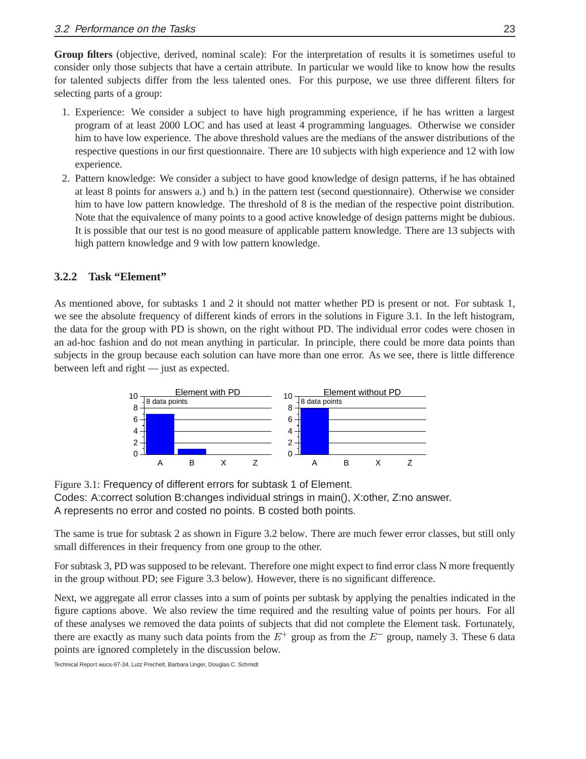**Group filters** (objective, derived, nominal scale): For the interpretation of results it is sometimes useful to consider only those subjects that have a certain attribute. In particular we would like to know how the results for talented subjects differ from the less talented ones. For this purpose, we use three different filters for selecting parts of a group:

1. Experience: We consider a subject to have high programming experience, if he has written a largest program of at least 2000 LOC and has used at least 4 programming languages. Otherwise we consider him to have low experience. The above threshold values are the medians of the answer distributions of the respective questions in our first questionnaire. There are 10 subjects with high experience and 12 with low experience.
2. Pattern knowledge: We consider a subject to have good knowledge of design patterns, if he has obtained at least 8 points for answers a.) and b.) in the pattern test (second questionnaire). Otherwise we consider him to have low pattern knowledge. The threshold of 8 is the median of the respective point distribution. Note that the equivalence of many points to a good active knowledge of design patterns might be dubious. It is possible that our test is no good measure of applicable pattern knowledge. There are 13 subjects with high pattern knowledge and 9 with low pattern knowledge.

### 3.2.2 Task "Element"

As mentioned above, for subtasks 1 and 2 it should not matter whether PD is present or not. For subtask 1, we see the absolute frequency of different kinds of errors in the solutions in Figure 3.1. In the left histogram, the data for the group with PD is shown, on the right without PD. The individual error codes were chosen in an ad-hoc fashion and do not mean anything in particular. In principle, there could be more data points than subjects in the group because each solution can have more than one error. As we see, there is little difference between left and right — just as expected.

Figure 3.1: Frequency of different errors for subtask 1 of Element.
Codes: A:correct solution B:changes individual strings in main(), X:other, Z:no answer.
A represents no error and costed no points. B costed both points.

The same is true for subtask 2 as shown in Figure 3.2 below. There are much fewer error classes, but still only small differences in their frequency from one group to the other.

For subtask 3, PD was supposed to be relevant. Therefore one might expect to find error class N more frequently in the group without PD; see Figure 3.3 below). However, there is no significant difference.

Next, we aggregate all error classes into a sum of points per subtask by applying the penalties indicated in the figure captions above. We also review the time required and the resulting value of points per hours. For all of these analyses we removed the data points of subjects that did not complete the Element task. Fortunately, there are exactly as many such data points from the $E^+$ group as from the $E^-$ group, namely 3. These 6 data points are ignored completely in the discussion below.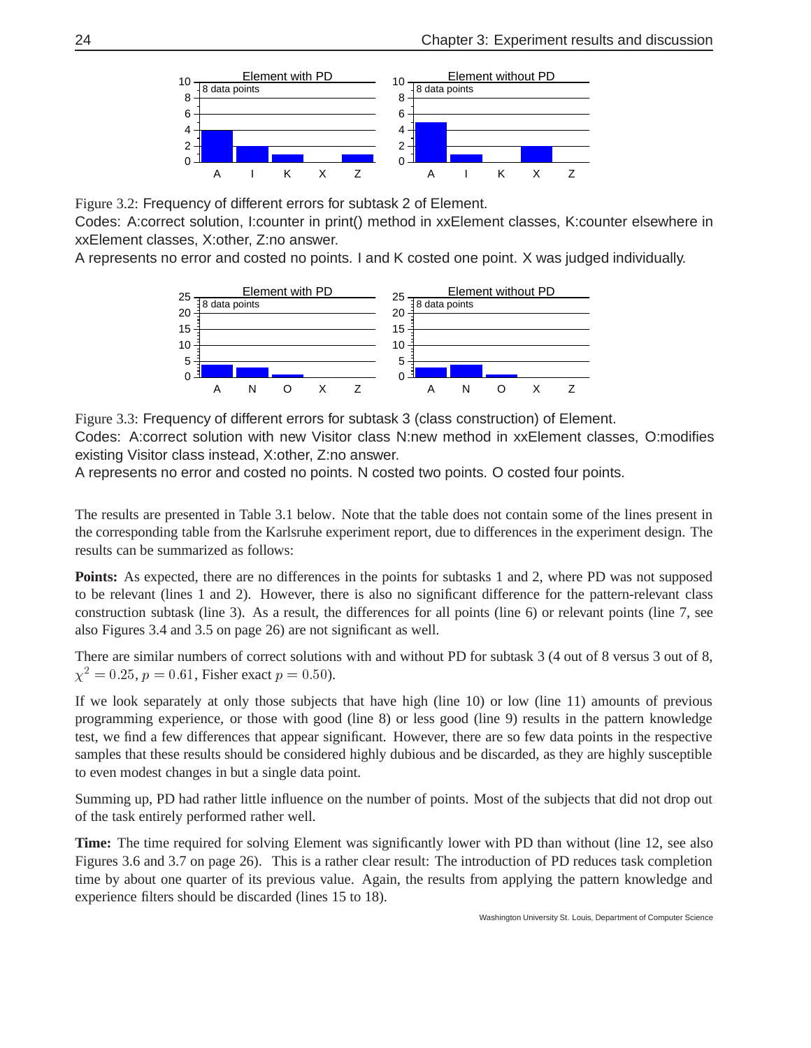Figure 3.2: Frequency of different errors for subtask 2 of Element.
Codes: A:correct solution, I:counter in print() method in xxElement classes, K:counter elsewhere in xxElement classes, X:other, Z:no answer.
A represents no error and costed no points. I and K costed one point. X was judged individually.

Figure 3.3: Frequency of different errors for subtask 3 (class construction) of Element.
Codes: A:correct solution with new Visitor class N:new method in xxElement classes, O:modifies existing Visitor class instead, X:other, Z:no answer.
A represents no error and costed no points. N costed two points. O costed four points.

The results are presented in Table 3.1 below. Note that the table does not contain some of the lines present in the corresponding table from the Karlsruhe experiment report, due to differences in the experiment design. The results can be summarized as follows:

**Points:** As expected, there are no differences in the points for subtasks 1 and 2, where PD was not supposed to be relevant (lines 1 and 2). However, there is also no significant difference for the pattern-relevant class construction subtask (line 3). As a result, the differences for all points (line 6) or relevant points (line 7, see also Figures 3.4 and 3.5 on page 26) are not significant as well.

There are similar numbers of correct solutions with and without PD for subtask 3 (4 out of 8 versus 3 out of 8, $\chi^2 = 0.25$, $p = 0.61$, Fisher exact $p = 0.50$).

If we look separately at only those subjects that have high (line 10) or low (line 11) amounts of previous programming experience, or those with good (line 8) or less good (line 9) results in the pattern knowledge test, we find a few differences that appear significant. However, there are so few data points in the respective samples that these results should be considered highly dubious and be discarded, as they are highly susceptible to even modest changes in but a single data point.

Summing up, PD had rather little influence on the number of points. Most of the subjects that did not drop out of the task entirely performed rather well.

**Time:** The time required for solving Element was significantly lower with PD than without (line 12, see also Figures 3.6 and 3.7 on page 26). This is a rather clear result: The introduction of PD reduces task completion time by about one quarter of its previous value. Again, the results from applying the pattern knowledge and experience filters should be discarded (lines 15 to 18).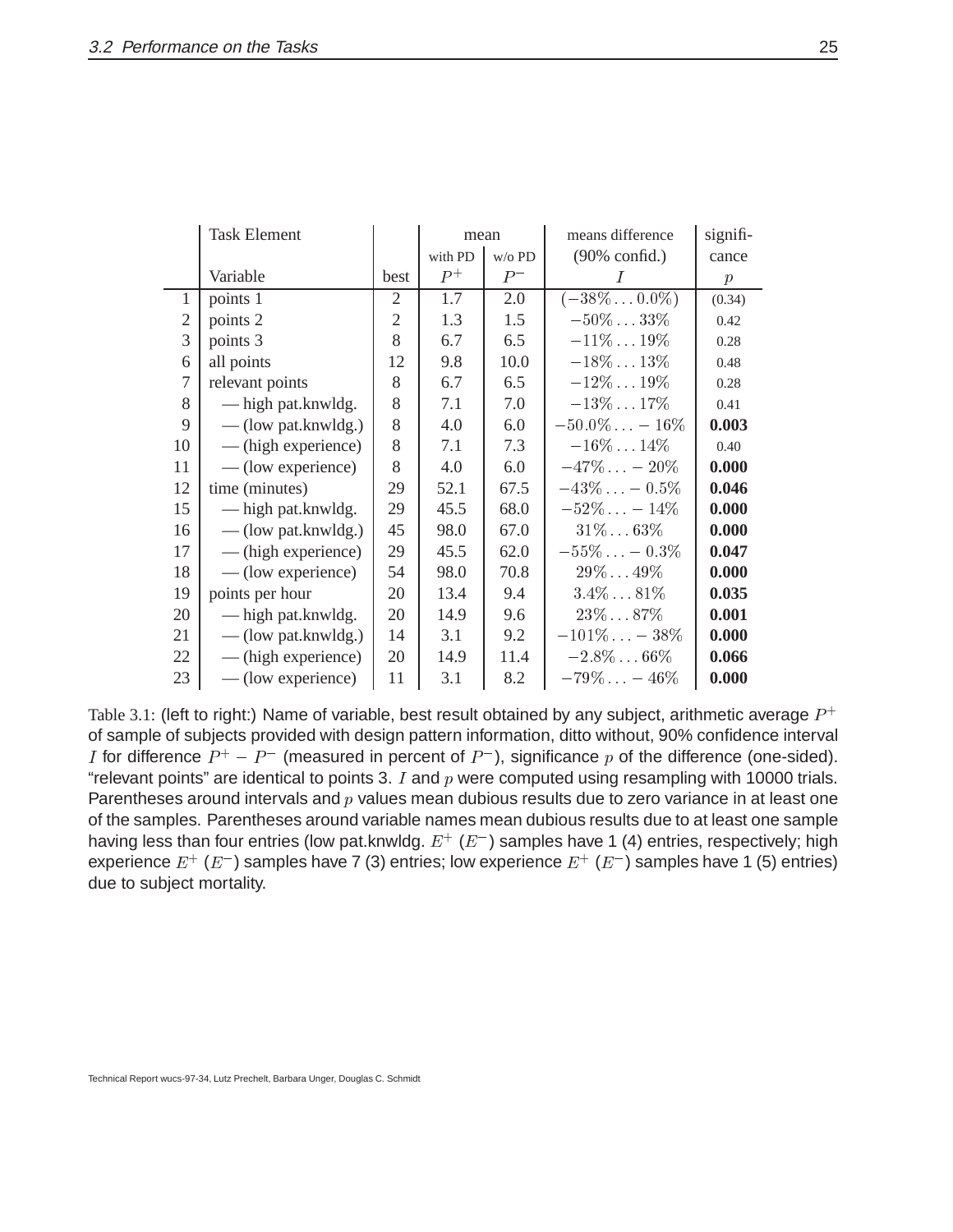| | Task Element | | mean | | means difference | signifi- |
|---|---|---|---|---|---|---|
| | | | with PD | w/o PD | (90% confid.) | cance |
| | Variable | best | $P^+$ | $P^-$ | $I$ | $p$ |
| 1 | points 1 | 2 | 1.7 | 2.0 | $(-38\% \ldots 0.0\%)$ | (0.34) |
| 2 | points 2 | 2 | 1.3 | 1.5 | $-50\% \ldots 33\%$ | 0.42 |
| 3 | points 3 | 8 | 6.7 | 6.5 | $-11\% \ldots 19\%$ | 0.28 |
| 6 | all points | 12 | 9.8 | 10.0 | $-18\% \ldots 13\%$ | 0.48 |
| 7 | relevant points | 8 | 6.7 | 6.5 | $-12\% \ldots 19\%$ | 0.28 |
| 8 | — high pat.knwldg. | 8 | 7.1 | 7.0 | $-13\% \ldots 17\%$ | 0.41 |
| 9 | — (low pat.knwldg.) | 8 | 4.0 | 6.0 | $-50.0\% \ldots -16\%$ | **0.003** |
| 10 | — (high experience) | 8 | 7.1 | 7.3 | $-16\% \ldots 14\%$ | 0.40 |
| 11 | — (low experience) | 8 | 4.0 | 6.0 | $-47\% \ldots -20\%$ | **0.000** |
| 12 | time (minutes) | 29 | 52.1 | 67.5 | $-43\% \ldots -0.5\%$ | **0.046** |
| 15 | — high pat.knwldg. | 29 | 45.5 | 68.0 | $-52\% \ldots -14\%$ | **0.000** |
| 16 | — (low pat.knwldg.) | 45 | 98.0 | 67.0 | $31\% \ldots 63\%$ | **0.000** |
| 17 | — (high experience) | 29 | 45.5 | 62.0 | $-55\% \ldots -0.3\%$ | **0.047** |
| 18 | — (low experience) | 54 | 98.0 | 70.8 | $29\% \ldots 49\%$ | **0.000** |
| 19 | points per hour | 20 | 13.4 | 9.4 | $3.4\% \ldots 81\%$ | **0.035** |
| 20 | — high pat.knwldg. | 20 | 14.9 | 9.6 | $23\% \ldots 87\%$ | **0.001** |
| 21 | — (low pat.knwldg.) | 14 | 3.1 | 9.2 | $-101\% \ldots -38\%$ | **0.000** |
| 22 | — (high experience) | 20 | 14.9 | 11.4 | $-2.8\% \ldots 66\%$ | **0.066** |
| 23 | — (low experience) | 11 | 3.1 | 8.2 | $-79\% \ldots -46\%$ | **0.000** |

Table 3.1: (left to right:) Name of variable, best result obtained by any subject, arithmetic average $P^+$ of sample of subjects provided with design pattern information, ditto without, 90% confidence interval $I$ for difference $P^+ - P^-$ (measured in percent of $P^-$), significance $p$ of the difference (one-sided). "relevant points" are identical to points 3. $I$ and $p$ were computed using resampling with 10000 trials. Parentheses around intervals and $p$ values mean dubious results due to zero variance in at least one of the samples. Parentheses around variable names mean dubious results due to at least one sample having less than four entries (low pat.knwldg. $E^+$ ($E^-$) samples have 1 (4) entries, respectively; high experience $E^+$ ($E^-$) samples have 7 (3) entries; low experience $E^+$ ($E^-$) samples have 1 (5) entries) due to subject mortality.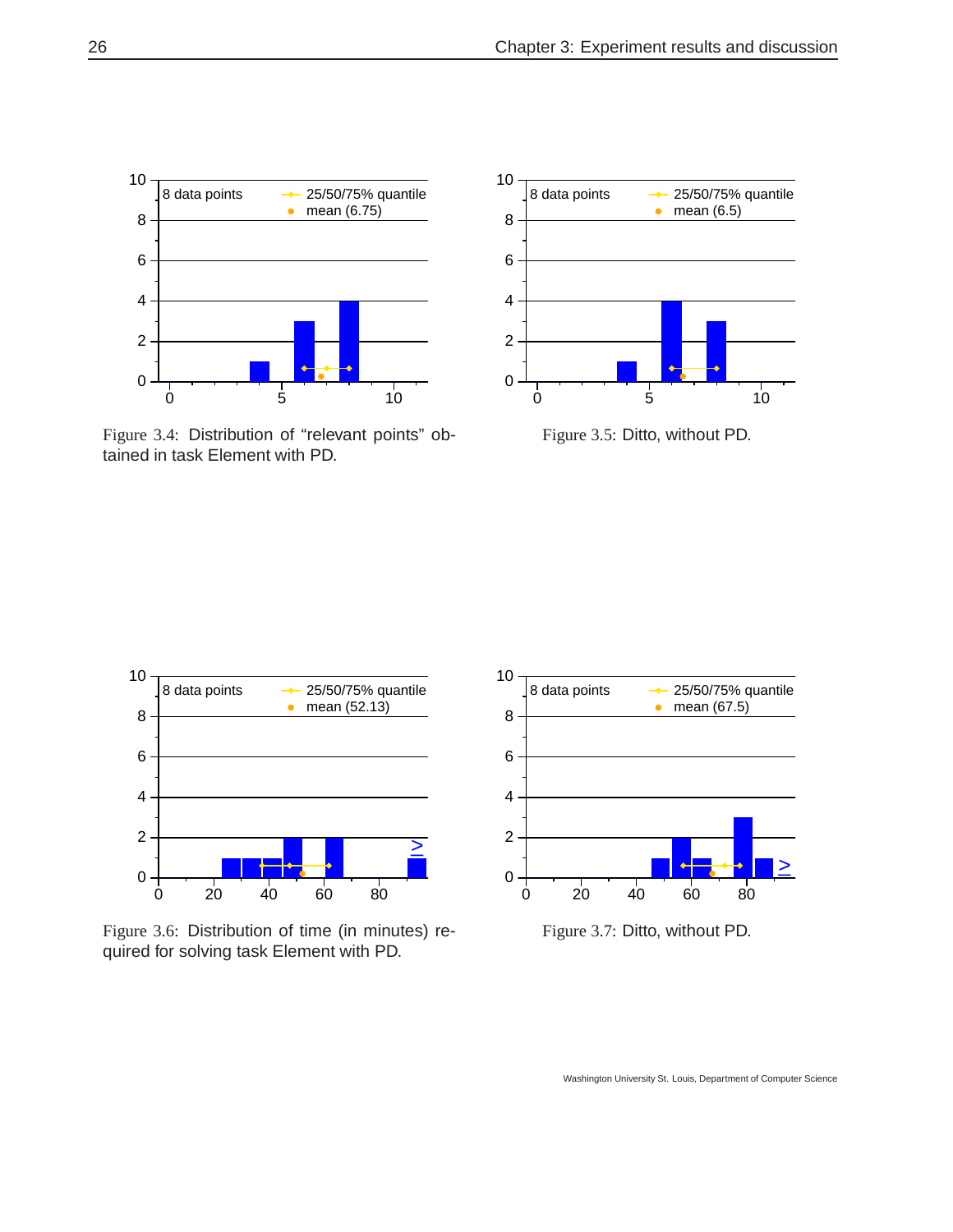Figure 3.4: Distribution of “relevant points” obtained in task Element with PD.

Figure 3.5: Ditto, without PD.

Figure 3.6: Distribution of time (in minutes) required for solving task Element with PD.

Figure 3.7: Ditto, without PD.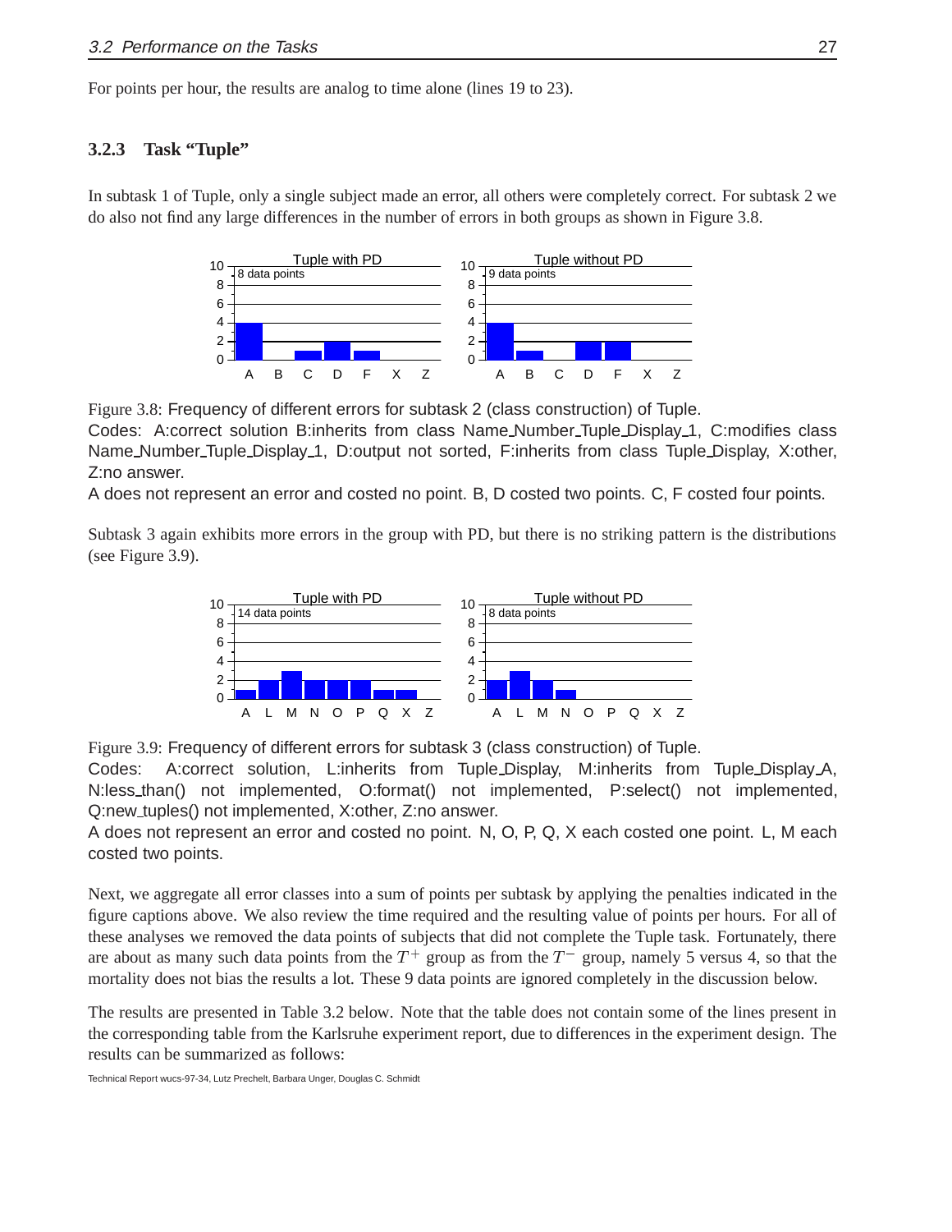For points per hour, the results are analog to time alone (lines 19 to 23).

### 3.2.3 Task "Tuple"

In subtask 1 of Tuple, only a single subject made an error, all others were completely correct. For subtask 2 we do also not find any large differences in the number of errors in both groups as shown in Figure 3.8.

Figure 3.8: Frequency of different errors for subtask 2 (class construction) of Tuple.
Codes: A:correct solution B:inherits from class Name_Number_Tuple_Display_1, C:modifies class Name_Number_Tuple_Display_1, D:output not sorted, F:inherits from class Tuple_Display, X:other, Z:no answer.
A does not represent an error and costed no point. B, D costed two points. C, F costed four points.

Subtask 3 again exhibits more errors in the group with PD, but there is no striking pattern is the distributions (see Figure 3.9).

Figure 3.9: Frequency of different errors for subtask 3 (class construction) of Tuple.
Codes: A:correct solution, L:inherits from Tuple_Display, M:inherits from Tuple_Display_A, N:less_than() not implemented, O:format() not implemented, P:select() not implemented, Q:new_tuples() not implemented, X:other, Z:no answer.
A does not represent an error and costed no point. N, O, P, Q, X each costed one point. L, M each costed two points.

Next, we aggregate all error classes into a sum of points per subtask by applying the penalties indicated in the figure captions above. We also review the time required and the resulting value of points per hours. For all of these analyses we removed the data points of subjects that did not complete the Tuple task. Fortunately, there are about as many such data points from the $T^+$ group as from the $T^-$ group, namely 5 versus 4, so that the mortality does not bias the results a lot. These 9 data points are ignored completely in the discussion below.

The results are presented in Table 3.2 below. Note that the table does not contain some of the lines present in the corresponding table from the Karlsruhe experiment report, due to differences in the experiment design. The results can be summarized as follows: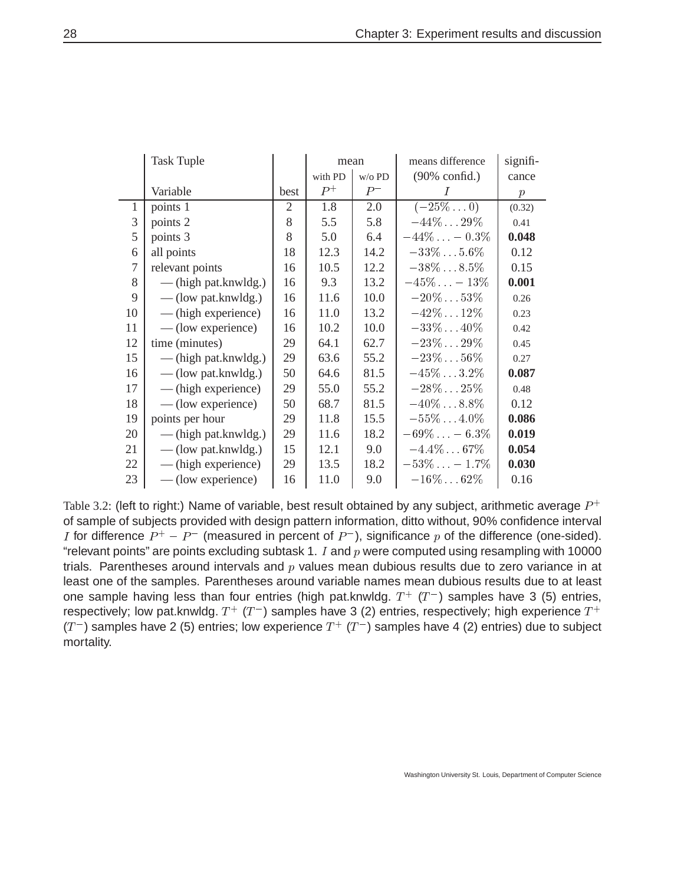| | Task Tuple | | mean | | means difference | signifi- |
|---|---|---|---|---|---|---|
| | | | with PD | w/o PD | (90% confid.) | cance |
| | Variable | best | $P^+$ | $P^-$ | $I$ | $p$ |
| 1 | points 1 | 2 | 1.8 | 2.0 | $(-25\% \ldots 0)$ | (0.32) |
| 3 | points 2 | 8 | 5.5 | 5.8 | $-44\% \ldots 29\%$ | 0.41 |
| 5 | points 3 | 8 | 5.0 | 6.4 | $-44\% \ldots -0.3\%$ | **0.048** |
| 6 | all points | 18 | 12.3 | 14.2 | $-33\% \ldots 5.6\%$ | 0.12 |
| 7 | relevant points | 16 | 10.5 | 12.2 | $-38\% \ldots 8.5\%$ | 0.15 |
| 8 | — (high pat.knwldg.) | 16 | 9.3 | 13.2 | $-45\% \ldots -13\%$ | **0.001** |
| 9 | — (low pat.knwldg.) | 16 | 11.6 | 10.0 | $-20\% \ldots 53\%$ | 0.26 |
| 10 | — (high experience) | 16 | 11.0 | 13.2 | $-42\% \ldots 12\%$ | 0.23 |
| 11 | — (low experience) | 16 | 10.2 | 10.0 | $-33\% \ldots 40\%$ | 0.42 |
| 12 | time (minutes) | 29 | 64.1 | 62.7 | $-23\% \ldots 29\%$ | 0.45 |
| 15 | — (high pat.knwldg.) | 29 | 63.6 | 55.2 | $-23\% \ldots 56\%$ | 0.27 |
| 16 | — (low pat.knwldg.) | 50 | 64.6 | 81.5 | $-45\% \ldots 3.2\%$ | **0.087** |
| 17 | — (high experience) | 29 | 55.0 | 55.2 | $-28\% \ldots 25\%$ | 0.48 |
| 18 | — (low experience) | 50 | 68.7 | 81.5 | $-40\% \ldots 8.8\%$ | 0.12 |
| 19 | points per hour | 29 | 11.8 | 15.5 | $-55\% \ldots 4.0\%$ | **0.086** |
| 20 | — (high pat.knwldg.) | 29 | 11.6 | 18.2 | $-69\% \ldots -6.3\%$ | **0.019** |
| 21 | — (low pat.knwldg.) | 15 | 12.1 | 9.0 | $-4.4\% \ldots 67\%$ | **0.054** |
| 22 | — (high experience) | 29 | 13.5 | 18.2 | $-53\% \ldots -1.7\%$ | **0.030** |
| 23 | — (low experience) | 16 | 11.0 | 9.0 | $-16\% \ldots 62\%$ | 0.16 |

Table 3.2: (left to right:) Name of variable, best result obtained by any subject, arithmetic average $P^+$ of sample of subjects provided with design pattern information, ditto without, 90% confidence interval $I$ for difference $P^+ - P^-$ (measured in percent of $P^-$), significance $p$ of the difference (one-sided). "relevant points" are points excluding subtask 1. $I$ and $p$ were computed using resampling with 10000 trials. Parentheses around intervals and $p$ values mean dubious results due to zero variance in at least one of the samples. Parentheses around variable names mean dubious results due to at least one sample having less than four entries (high pat.knwldg. $T^+$ ($T^-$) samples have 3 (5) entries, respectively; low pat.knwldg. $T^+$ ($T^-$) samples have 3 (2) entries, respectively; high experience $T^+$ ($T^-$) samples have 2 (5) entries; low experience $T^+$ ($T^-$) samples have 4 (2) entries) due to subject mortality.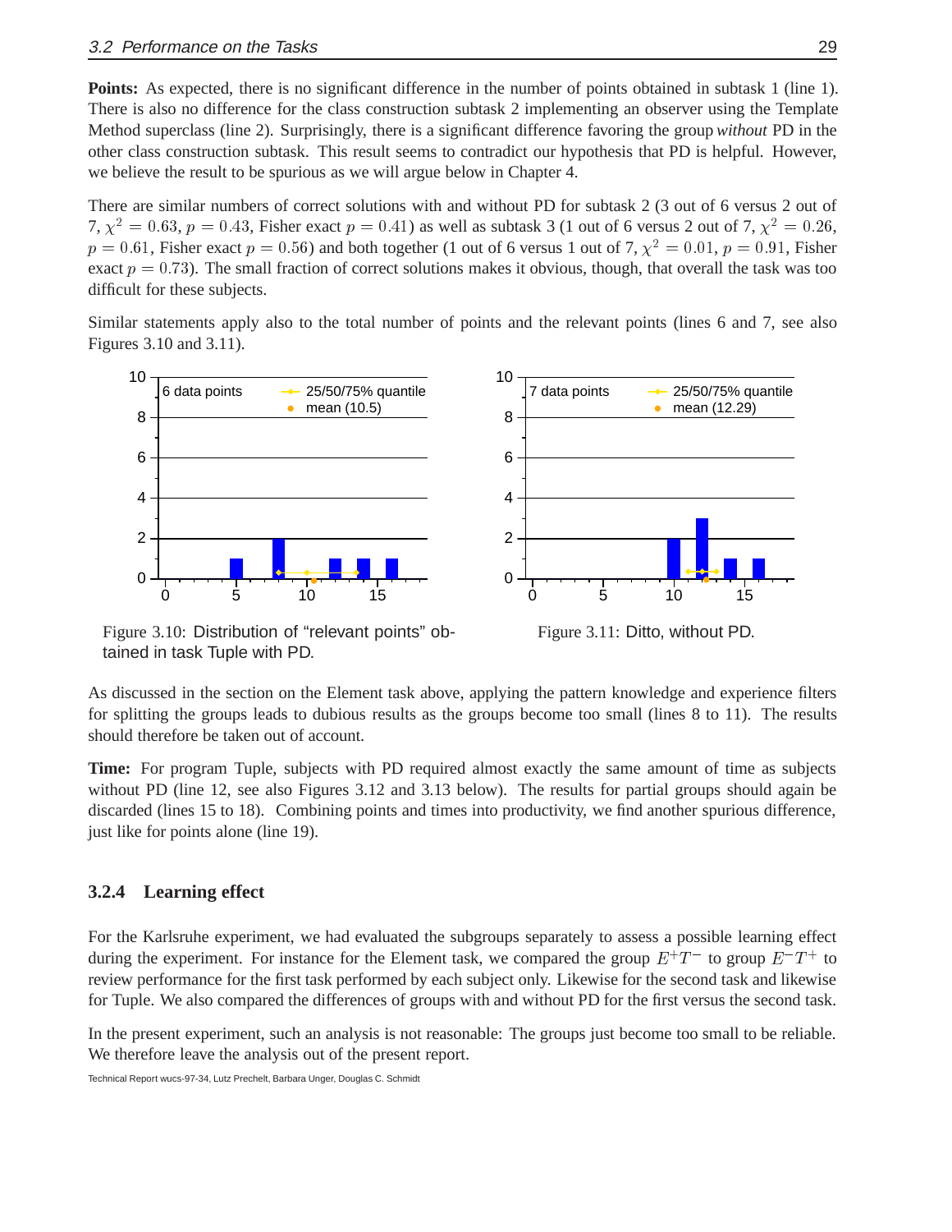**Points:** As expected, there is no significant difference in the number of points obtained in subtask 1 (line 1). There is also no difference for the class construction subtask 2 implementing an observer using the Template Method superclass (line 2). Surprisingly, there is a significant difference favoring the group *without* PD in the other class construction subtask. This result seems to contradict our hypothesis that PD is helpful. However, we believe the result to be spurious as we will argue below in Chapter 4.

There are similar numbers of correct solutions with and without PD for subtask 2 (3 out of 6 versus 2 out of 7, $\chi^2 = 0.63$, $p = 0.43$, Fisher exact $p = 0.41$) as well as subtask 3 (1 out of 6 versus 2 out of 7, $\chi^2 = 0.26$, $p = 0.61$, Fisher exact $p = 0.56$) and both together (1 out of 6 versus 1 out of 7, $\chi^2 = 0.01$, $p = 0.91$, Fisher exact $p = 0.73$). The small fraction of correct solutions makes it obvious, though, that overall the task was too difficult for these subjects.

Similar statements apply also to the total number of points and the relevant points (lines 6 and 7, see also Figures 3.10 and 3.11).

Figure 3.10: Distribution of "relevant points" obtained in task Tuple with PD.

Figure 3.11: Ditto, without PD.

As discussed in the section on the Element task above, applying the pattern knowledge and experience filters for splitting the groups leads to dubious results as the groups become too small (lines 8 to 11). The results should therefore be taken out of account.

**Time:** For program Tuple, subjects with PD required almost exactly the same amount of time as subjects without PD (line 12, see also Figures 3.12 and 3.13 below). The results for partial groups should again be discarded (lines 15 to 18). Combining points and times into productivity, we find another spurious difference, just like for points alone (line 19).

### 3.2.4 Learning effect

For the Karlsruhe experiment, we had evaluated the subgroups separately to assess a possible learning effect during the experiment. For instance for the Element task, we compared the group $E^{+}T^{-}$ to group $E^{-}T^{+}$ to review performance for the first task performed by each subject only. Likewise for the second task and likewise for Tuple. We also compared the differences of groups with and without PD for the first versus the second task.

In the present experiment, such an analysis is not reasonable: The groups just become too small to be reliable. We therefore leave the analysis out of the present report.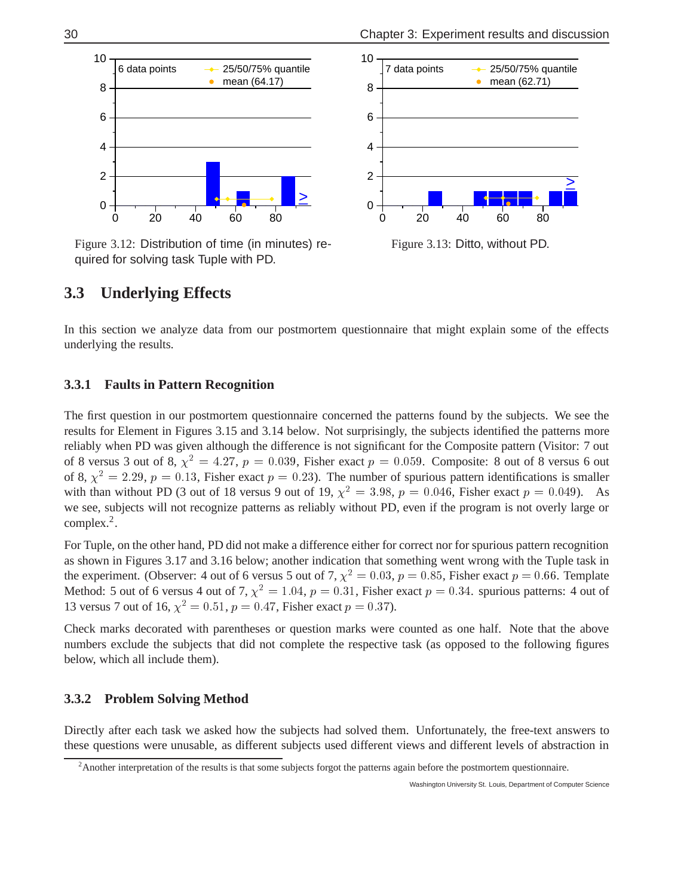Figure 3.12: Distribution of time (in minutes) required for solving task Tuple with PD.

Figure 3.13: Ditto, without PD.

## 3.3 Underlying Effects

In this section we analyze data from our postmortem questionnaire that might explain some of the effects underlying the results.

### 3.3.1 Faults in Pattern Recognition

The first question in our postmortem questionnaire concerned the patterns found by the subjects. We see the results for Element in Figures 3.15 and 3.14 below. Not surprisingly, the subjects identified the patterns more reliably when PD was given although the difference is not significant for the Composite pattern (Visitor: 7 out of 8 versus 3 out of 8, $\chi^2 = 4.27$, $p = 0.039$, Fisher exact $p = 0.059$. Composite: 8 out of 8 versus 6 out of 8, $\chi^2 = 2.29$, $p = 0.13$, Fisher exact $p = 0.23$). The number of spurious pattern identifications is smaller with than without PD (3 out of 18 versus 9 out of 19, $\chi^2 = 3.98$, $p = 0.046$, Fisher exact $p = 0.049$). As we see, subjects will not recognize patterns as reliably without PD, even if the program is not overly large or complex.[2].

For Tuple, on the other hand, PD did not make a difference either for correct nor for spurious pattern recognition as shown in Figures 3.17 and 3.16 below; another indication that something went wrong with the Tuple task in the experiment. (Observer: 4 out of 6 versus 5 out of 7, $\chi^2 = 0.03$, $p = 0.85$, Fisher exact $p = 0.66$. Template Method: 5 out of 6 versus 4 out of 7, $\chi^2 = 1.04$, $p = 0.31$, Fisher exact $p = 0.34$. spurious patterns: 4 out of 13 versus 7 out of 16, $\chi^2 = 0.51$, $p = 0.47$, Fisher exact $p = 0.37$).

Check marks decorated with parentheses or question marks were counted as one half. Note that the above numbers exclude the subjects that did not complete the respective task (as opposed to the following figures below, which all include them).

### 3.3.2 Problem Solving Method

Directly after each task we asked how the subjects had solved them. Unfortunately, the free-text answers to these questions were unusable, as different subjects used different views and different levels of abstraction in

[2] Another interpretation of the results is that some subjects forgot the patterns again before the postmortem questionnaire.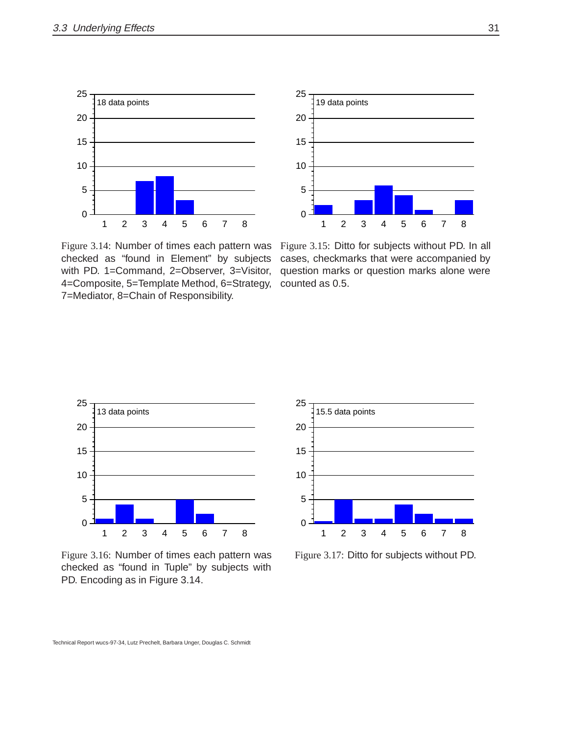Figure 3.14: Number of times each pattern was checked as "found in Element" by subjects with PD. 1=Command, 2=Observer, 3=Visitor, 4=Composite, 5=Template Method, 6=Strategy, 7=Mediator, 8=Chain of Responsibility.

Figure 3.15: Ditto for subjects without PD. In all cases, checkmarks that were accompanied by question marks or question marks alone were counted as 0.5.

Figure 3.16: Number of times each pattern was checked as "found in Tuple" by subjects with PD. Encoding as in Figure 3.14.

Figure 3.17: Ditto for subjects without PD.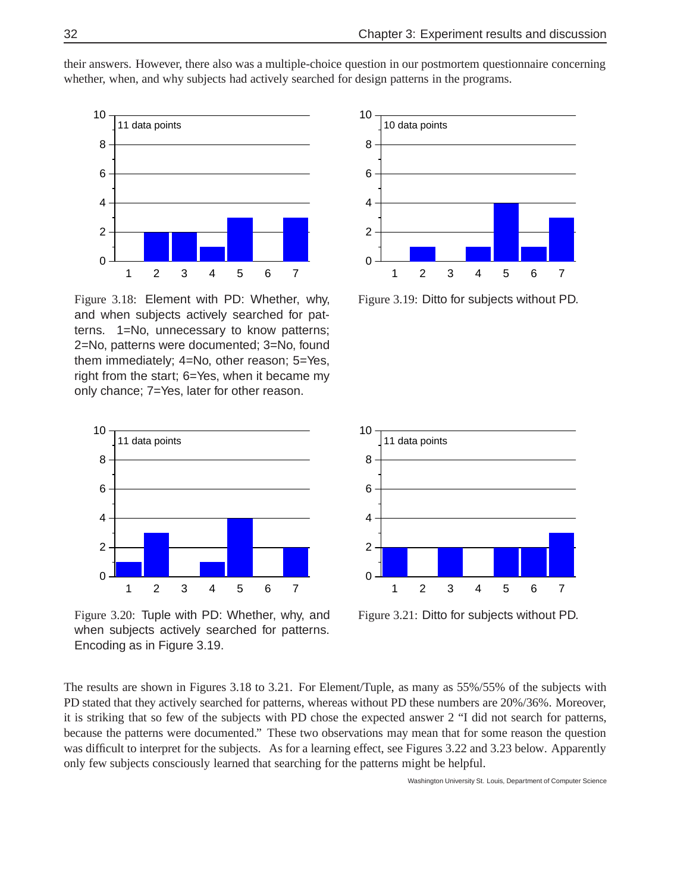their answers. However, there also was a multiple-choice question in our postmortem questionnaire concerning whether, when, and why subjects had actively searched for design patterns in the programs.

Figure 3.18: Element with PD: Whether, why, and when subjects actively searched for patterns. 1=No, unnecessary to know patterns; 2=No, patterns were documented; 3=No, found them immediately; 4=No, other reason; 5=Yes, right from the start; 6=Yes, when it became my only chance; 7=Yes, later for other reason.

Figure 3.19: Ditto for subjects without PD.

Figure 3.20: Tuple with PD: Whether, why, and when subjects actively searched for patterns. Encoding as in Figure 3.19.

Figure 3.21: Ditto for subjects without PD.

The results are shown in Figures 3.18 to 3.21. For Element/Tuple, as many as 55%/55% of the subjects with PD stated that they actively searched for patterns, whereas without PD these numbers are 20%/36%. Moreover, it is striking that so few of the subjects with PD chose the expected answer 2 "I did not search for patterns, because the patterns were documented." These two observations may mean that for some reason the question was difficult to interpret for the subjects. As for a learning effect, see Figures 3.22 and 3.23 below. Apparently only few subjects consciously learned that searching for the patterns might be helpful.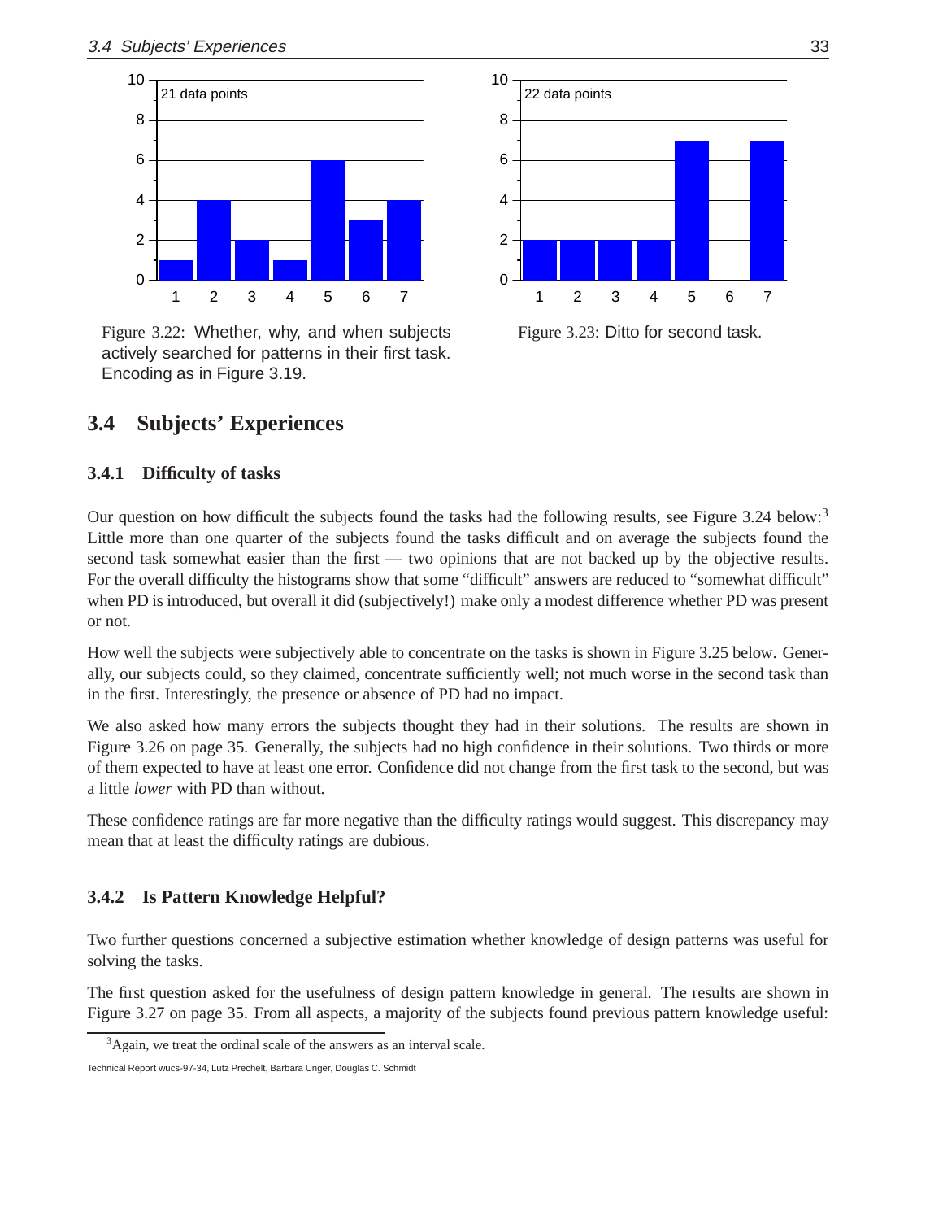Figure 3.22: Whether, why, and when subjects actively searched for patterns in their first task. Encoding as in Figure 3.19.

Figure 3.23: Ditto for second task.

## 3.4 Subjects' Experiences

### 3.4.1 Difficulty of tasks

Our question on how difficult the subjects found the tasks had the following results, see Figure 3.24 below:[3] Little more than one quarter of the subjects found the tasks difficult and on average the subjects found the second task somewhat easier than the first — two opinions that are not backed up by the objective results. For the overall difficulty the histograms show that some "difficult" answers are reduced to "somewhat difficult" when PD is introduced, but overall it did (subjectively!) make only a modest difference whether PD was present or not.

How well the subjects were subjectively able to concentrate on the tasks is shown in Figure 3.25 below. Generally, our subjects could, so they claimed, concentrate sufficiently well; not much worse in the second task than in the first. Interestingly, the presence or absence of PD had no impact.

We also asked how many errors the subjects thought they had in their solutions. The results are shown in Figure 3.26 on page 35. Generally, the subjects had no high confidence in their solutions. Two thirds or more of them expected to have at least one error. Confidence did not change from the first task to the second, but was a little *lower* with PD than without.

These confidence ratings are far more negative than the difficulty ratings would suggest. This discrepancy may mean that at least the difficulty ratings are dubious.

### 3.4.2 Is Pattern Knowledge Helpful?

Two further questions concerned a subjective estimation whether knowledge of design patterns was useful for solving the tasks.

The first question asked for the usefulness of design pattern knowledge in general. The results are shown in Figure 3.27 on page 35. From all aspects, a majority of the subjects found previous pattern knowledge useful:

[3] Again, we treat the ordinal scale of the answers as an interval scale.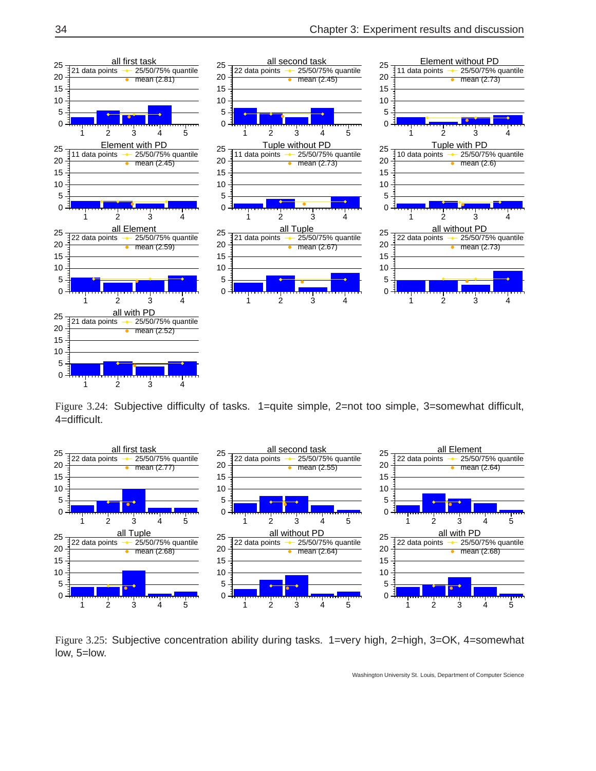Figure 3.24: Subjective difficulty of tasks. 1=quite simple, 2=not too simple, 3=somewhat difficult, 4=difficult.

Figure 3.25: Subjective concentration ability during tasks. 1=very high, 2=high, 3=OK, 4=somewhat low, 5=low.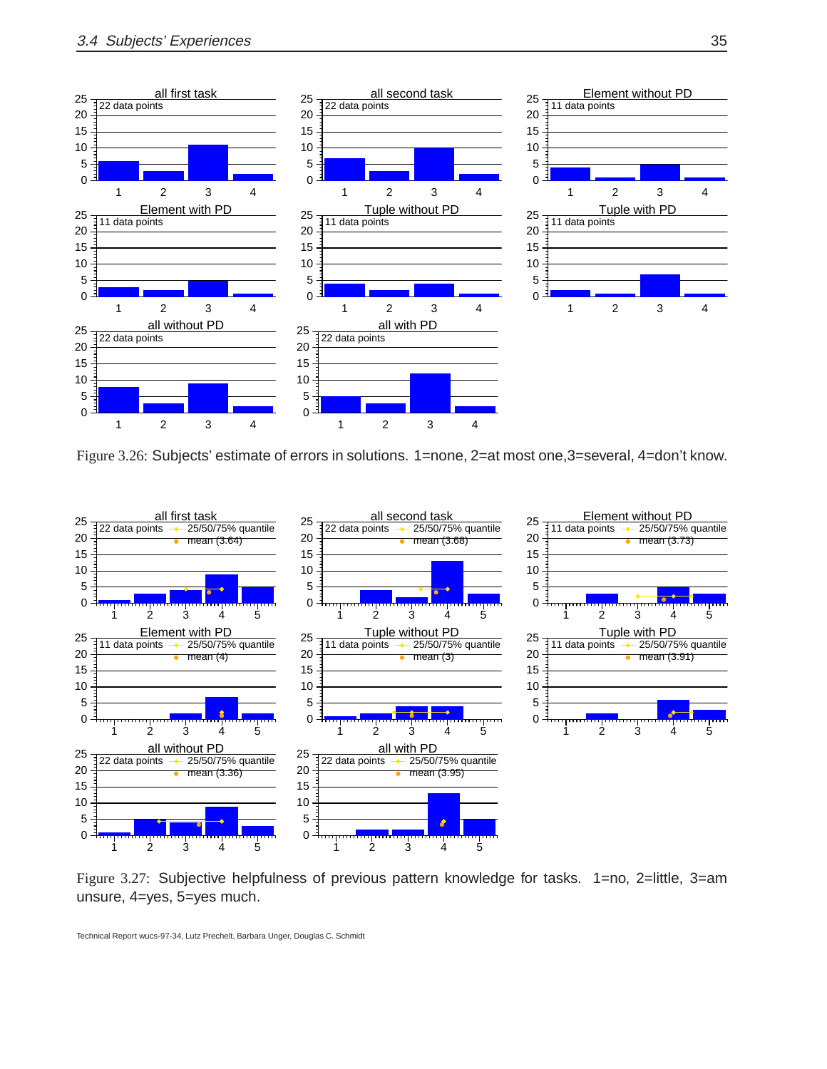Figure 3.26: Subjects' estimate of errors in solutions. 1=none, 2=at most one,3=several, 4=don't know.

Figure 3.27: Subjective helpfulness of previous pattern knowledge for tasks. 1=no, 2=little, 3=am unsure, 4=yes, 5=yes much.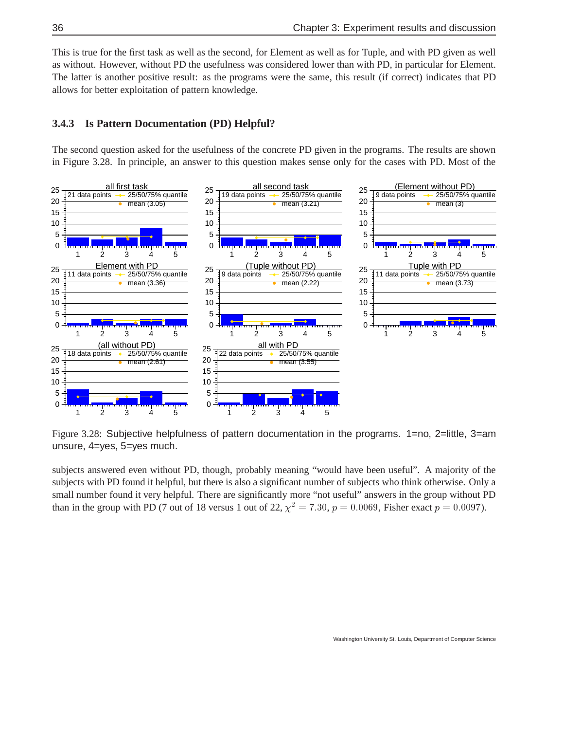This is true for the first task as well as the second, for Element as well as for Tuple, and with PD given as well as without. However, without PD the usefulness was considered lower than with PD, in particular for Element. The latter is another positive result: as the programs were the same, this result (if correct) indicates that PD allows for better exploitation of pattern knowledge.

### 3.4.3 Is Pattern Documentation (PD) Helpful?

The second question asked for the usefulness of the concrete PD given in the programs. The results are shown in Figure 3.28. In principle, an answer to this question makes sense only for the cases with PD. Most of the

Figure 3.28: Subjective helpfulness of pattern documentation in the programs. 1=no, 2=little, 3=am unsure, 4=yes, 5=yes much.

subjects answered even without PD, though, probably meaning "would have been useful". A majority of the subjects with PD found it helpful, but there is also a significant number of subjects who think otherwise. Only a small number found it very helpful. There are significantly more "not useful" answers in the group without PD than in the group with PD (7 out of 18 versus 1 out of 22, $\chi^2 = 7.30$, $p = 0.0069$, Fisher exact $p = 0.0097$).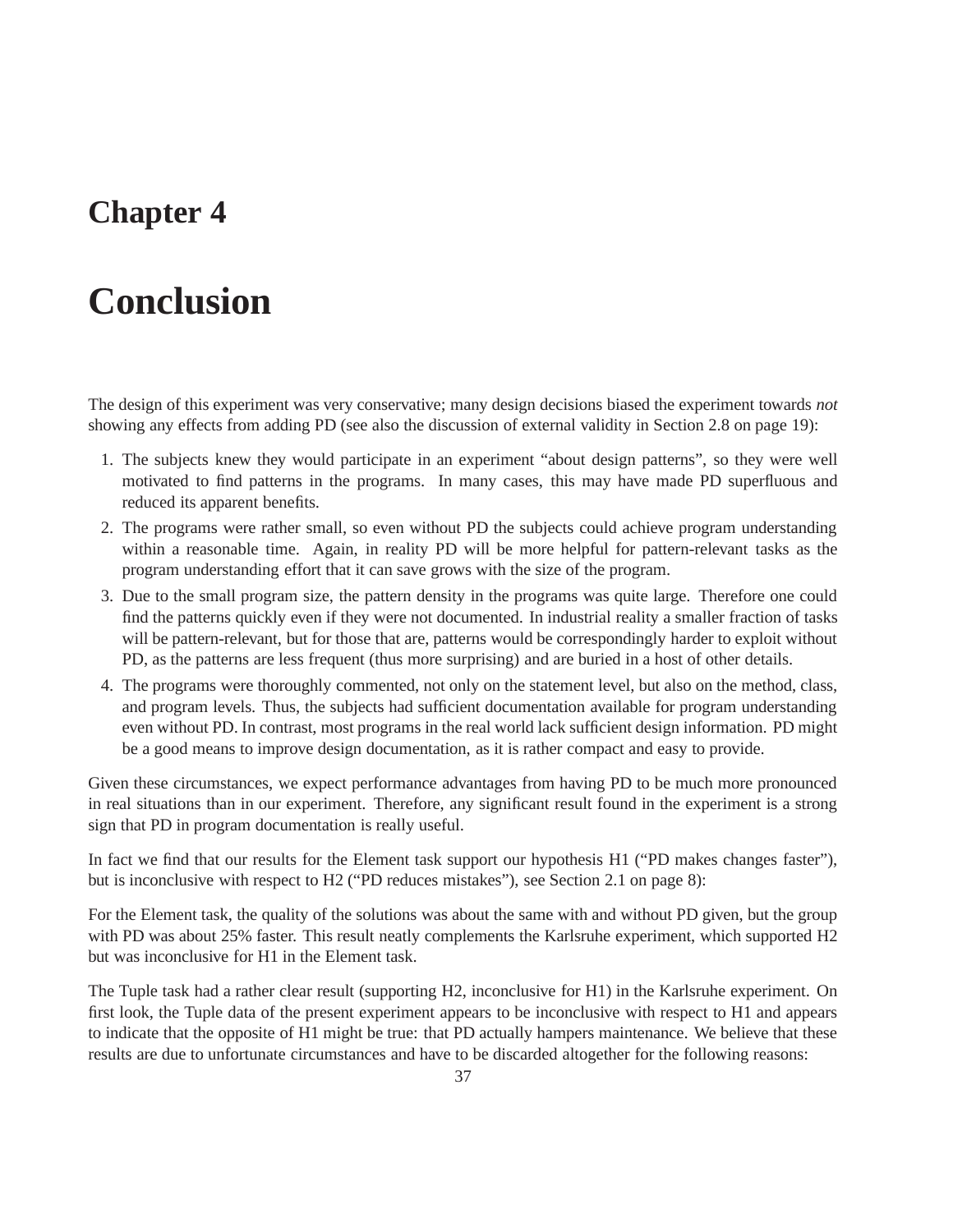# Chapter 4

# Conclusion

The design of this experiment was very conservative; many design decisions biased the experiment towards *not* showing any effects from adding PD (see also the discussion of external validity in Section 2.8 on page 19):

1. The subjects knew they would participate in an experiment "about design patterns", so they were well motivated to find patterns in the programs. In many cases, this may have made PD superfluous and reduced its apparent benefits.
2. The programs were rather small, so even without PD the subjects could achieve program understanding within a reasonable time. Again, in reality PD will be more helpful for pattern-relevant tasks as the program understanding effort that it can save grows with the size of the program.
3. Due to the small program size, the pattern density in the programs was quite large. Therefore one could find the patterns quickly even if they were not documented. In industrial reality a smaller fraction of tasks will be pattern-relevant, but for those that are, patterns would be correspondingly harder to exploit without PD, as the patterns are less frequent (thus more surprising) and are buried in a host of other details.
4. The programs were thoroughly commented, not only on the statement level, but also on the method, class, and program levels. Thus, the subjects had sufficient documentation available for program understanding even without PD. In contrast, most programs in the real world lack sufficient design information. PD might be a good means to improve design documentation, as it is rather compact and easy to provide.

Given these circumstances, we expect performance advantages from having PD to be much more pronounced in real situations than in our experiment. Therefore, any significant result found in the experiment is a strong sign that PD in program documentation is really useful.

In fact we find that our results for the Element task support our hypothesis H1 ("PD makes changes faster"), but is inconclusive with respect to H2 ("PD reduces mistakes"), see Section 2.1 on page 8):

For the Element task, the quality of the solutions was about the same with and without PD given, but the group with PD was about 25% faster. This result neatly complements the Karlsruhe experiment, which supported H2 but was inconclusive for H1 in the Element task.

The Tuple task had a rather clear result (supporting H2, inconclusive for H1) in the Karlsruhe experiment. On first look, the Tuple data of the present experiment appears to be inconclusive with respect to H1 and appears to indicate that the opposite of H1 might be true: that PD actually hampers maintenance. We believe that these results are due to unfortunate circumstances and have to be discarded altogether for the following reasons: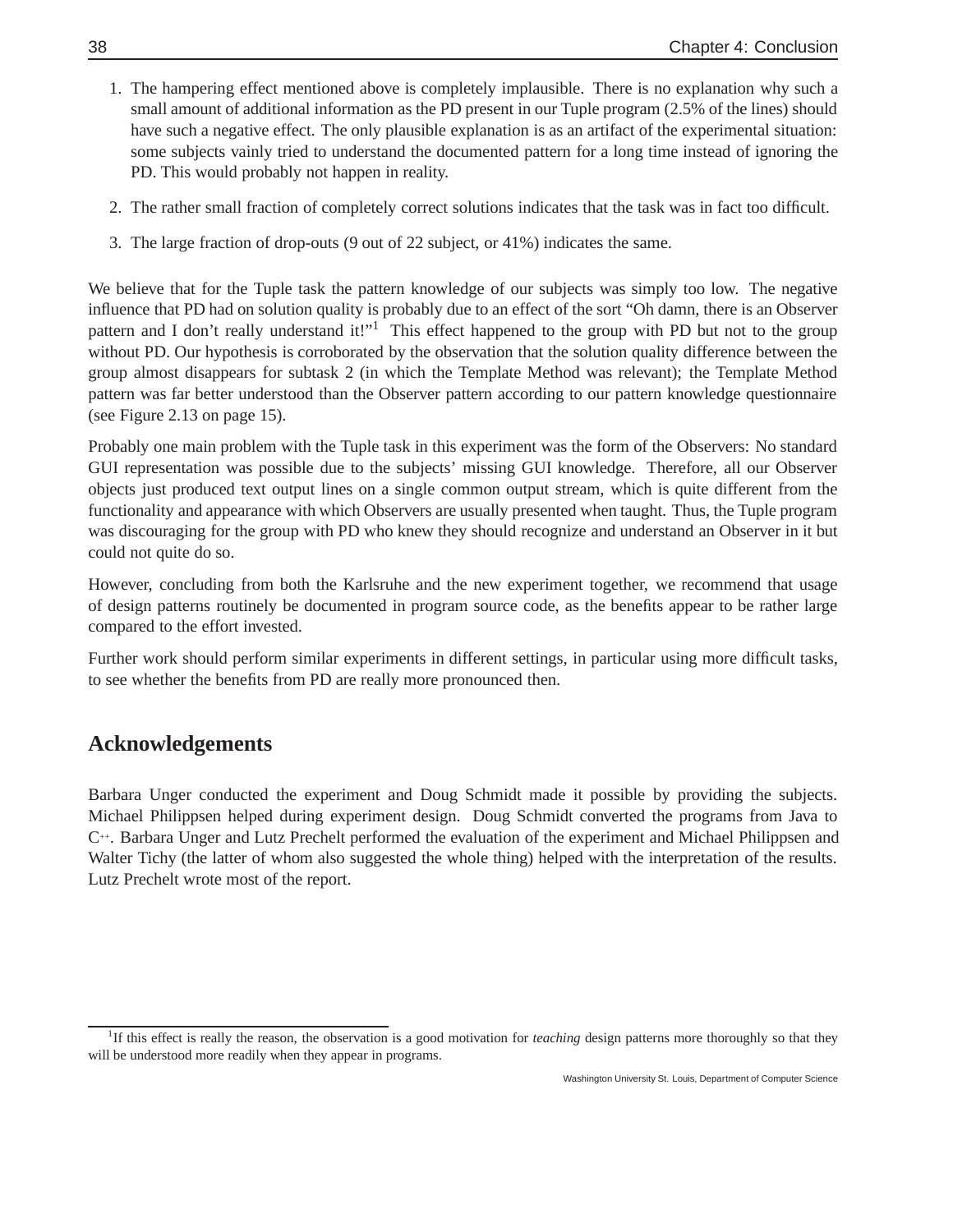1. The hampering effect mentioned above is completely implausible. There is no explanation why such a small amount of additional information as the PD present in our Tuple program (2.5% of the lines) should have such a negative effect. The only plausible explanation is as an artifact of the experimental situation: some subjects vainly tried to understand the documented pattern for a long time instead of ignoring the PD. This would probably not happen in reality.

2. The rather small fraction of completely correct solutions indicates that the task was in fact too difficult.

3. The large fraction of drop-outs (9 out of 22 subject, or 41%) indicates the same.

We believe that for the Tuple task the pattern knowledge of our subjects was simply too low. The negative influence that PD had on solution quality is probably due to an effect of the sort "Oh damn, there is an Observer pattern and I don't really understand it!"[1] This effect happened to the group with PD but not to the group without PD. Our hypothesis is corroborated by the observation that the solution quality difference between the group almost disappears for subtask 2 (in which the Template Method was relevant); the Template Method pattern was far better understood than the Observer pattern according to our pattern knowledge questionnaire (see Figure 2.13 on page 15).

Probably one main problem with the Tuple task in this experiment was the form of the Observers: No standard GUI representation was possible due to the subjects' missing GUI knowledge. Therefore, all our Observer objects just produced text output lines on a single common output stream, which is quite different from the functionality and appearance with which Observers are usually presented when taught. Thus, the Tuple program was discouraging for the group with PD who knew they should recognize and understand an Observer in it but could not quite do so.

However, concluding from both the Karlsruhe and the new experiment together, we recommend that usage of design patterns routinely be documented in program source code, as the benefits appear to be rather large compared to the effort invested.

Further work should perform similar experiments in different settings, in particular using more difficult tasks, to see whether the benefits from PD are really more pronounced then.

## Acknowledgements

Barbara Unger conducted the experiment and Doug Schmidt made it possible by providing the subjects. Michael Philippsen helped during experiment design. Doug Schmidt converted the programs from Java to C++. Barbara Unger and Lutz Prechelt performed the evaluation of the experiment and Michael Philippsen and Walter Tichy (the latter of whom also suggested the whole thing) helped with the interpretation of the results. Lutz Prechelt wrote most of the report.

[1] If this effect is really the reason, the observation is a good motivation for *teaching* design patterns more thoroughly so that they will be understood more readily when they appear in programs.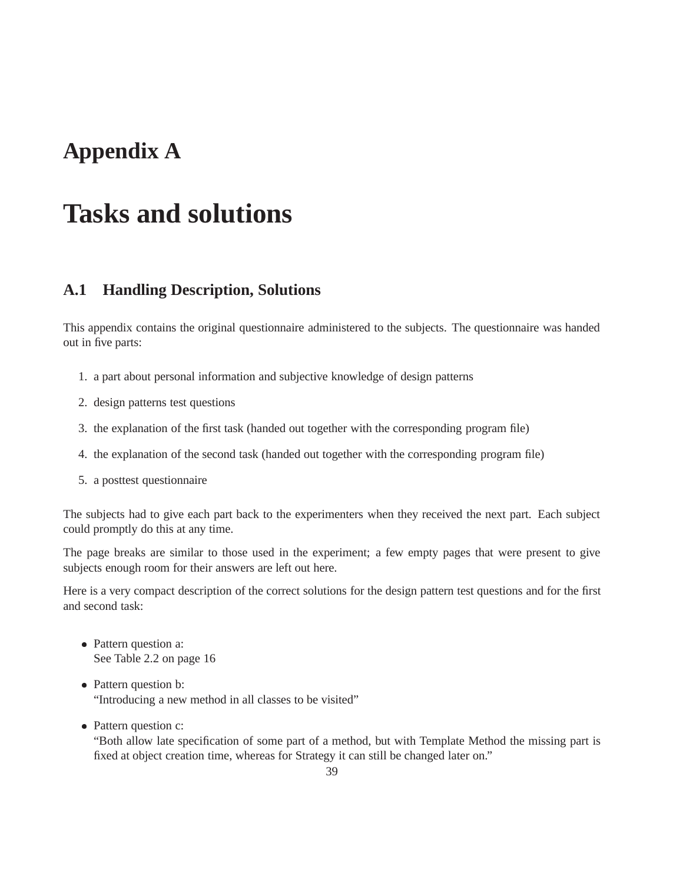# Appendix A

# Tasks and solutions

## A.1 Handling Description, Solutions

This appendix contains the original questionnaire administered to the subjects. The questionnaire was handed out in five parts:

1. a part about personal information and subjective knowledge of design patterns
2. design patterns test questions
3. the explanation of the first task (handed out together with the corresponding program file)
4. the explanation of the second task (handed out together with the corresponding program file)
5. a posttest questionnaire

The subjects had to give each part back to the experimenters when they received the next part. Each subject could promptly do this at any time.

The page breaks are similar to those used in the experiment; a few empty pages that were present to give subjects enough room for their answers are left out here.

Here is a very compact description of the correct solutions for the design pattern test questions and for the first and second task:

- Pattern question a:
  See Table 2.2 on page 16
- Pattern question b:
  "Introducing a new method in all classes to be visited"
- Pattern question c:
  "Both allow late specification of some part of a method, but with Template Method the missing part is fixed at object creation time, whereas for Strategy it can still be changed later on."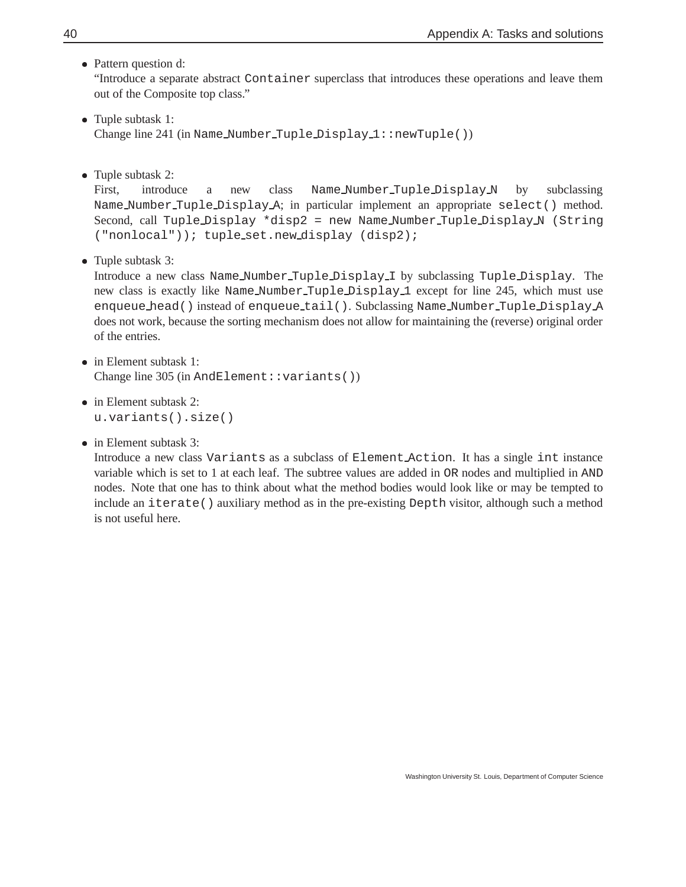- Pattern question d:
  "Introduce a separate abstract `Container` superclass that introduces these operations and leave them out of the Composite top class."

- Tuple subtask 1:
  Change line 241 (in `Name_Number_Tuple_Display_1::newTuple()`)

- Tuple subtask 2:
  First, introduce a new class `Name_Number_Tuple_Display_N` by subclassing `Name_Number_Tuple_Display_A`; in particular implement an appropriate `select()` method. Second, call `Tuple_Display *disp2 = new Name_Number_Tuple_Display_N (String ("nonlocal")); tuple_set.new_display (disp2);`

- Tuple subtask 3:
  Introduce a new class `Name_Number_Tuple_Display_I` by subclassing `Tuple_Display`. The new class is exactly like `Name_Number_Tuple_Display_1` except for line 245, which must use `enqueue_head()` instead of `enqueue_tail()`. Subclassing `Name_Number_Tuple_Display_A` does not work, because the sorting mechanism does not allow for maintaining the (reverse) original order of the entries.

- in Element subtask 1:
  Change line 305 (in `AndElement::variants()`)

- in Element subtask 2:
  `u.variants().size()`

- in Element subtask 3:
  Introduce a new class `Variants` as a subclass of `Element_Action`. It has a single `int` instance variable which is set to 1 at each leaf. The subtree values are added in `OR` nodes and multiplied in `AND` nodes. Note that one has to think about what the method bodies would look like or may be tempted to include an `iterate()` auxiliary method as in the pre-existing `Depth` visitor, although such a method is not useful here.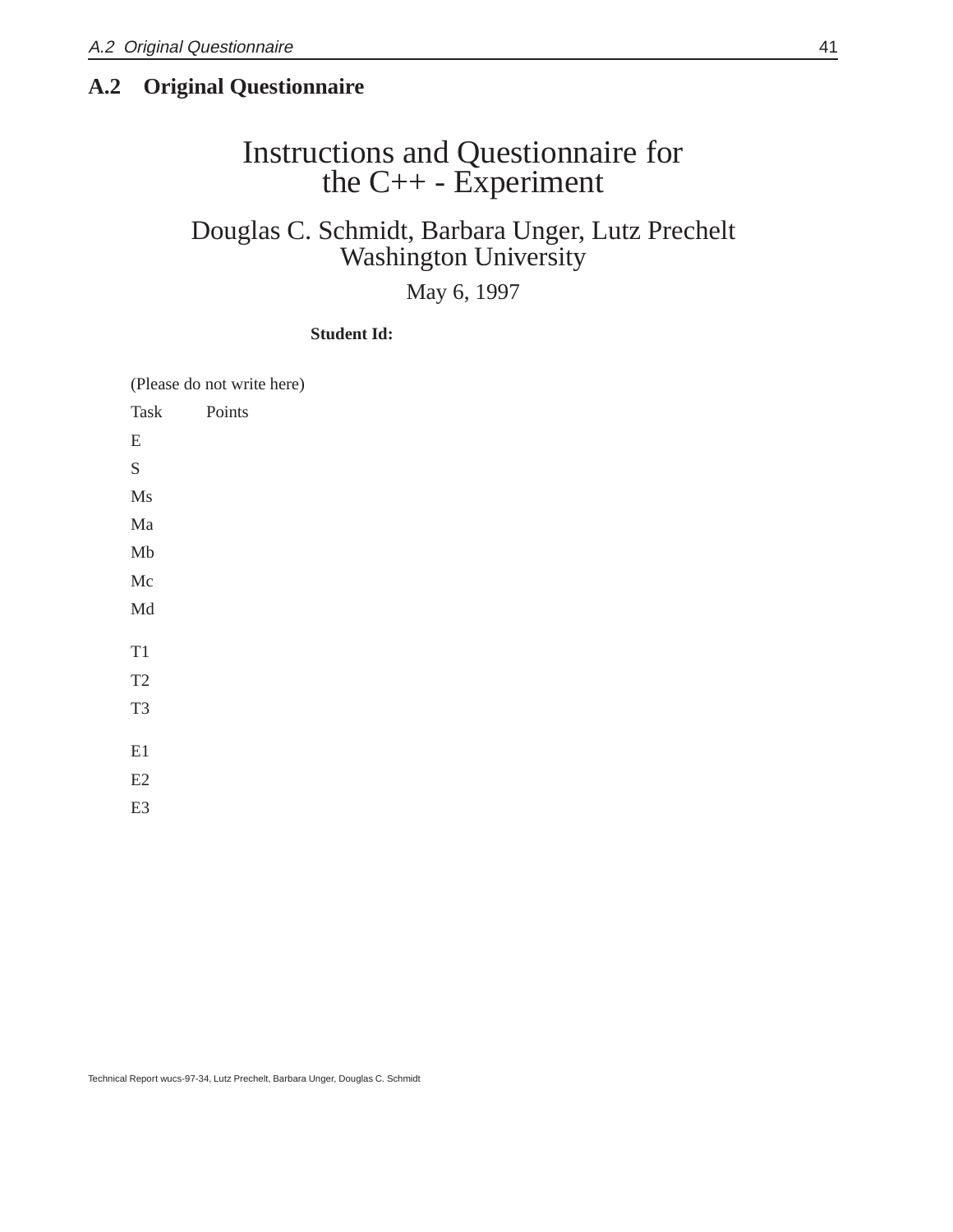## A.2 Original Questionnaire

# Instructions and Questionnaire for the C++ - Experiment

Douglas C. Schmidt, Barbara Unger, Lutz Prechelt
Washington University

May 6, 1997

**Student Id:**

(Please do not write here)

| Task | Points |
|---|---|
| E | |
| S | |
| Ms | |
| Ma | |
| Mb | |
| Mc | |
| Md | |
| T1 | |
| T2 | |
| T3 | |
| E1 | |
| E2 | |
| E3 | |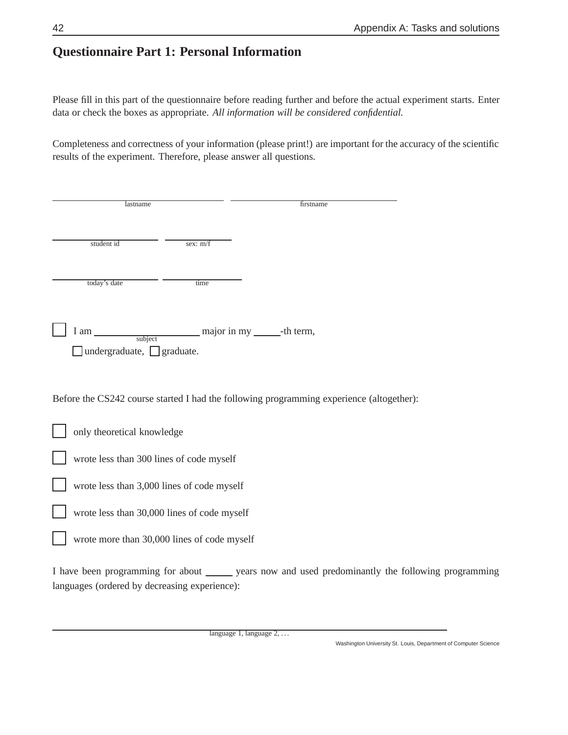## Questionnaire Part 1: Personal Information

Please fill in this part of the questionnaire before reading further and before the actual experiment starts. Enter data or check the boxes as appropriate. *All information will be considered confidential.*

Completeness and correctness of your information (please print!) are important for the accuracy of the scientific results of the experiment. Therefore, please answer all questions.

______________________________ ______________________________
lastname firstname

__________________ __________
student id sex: m/f

__________________ __________
today's date time

☐ I am ____________________ major in my _____-th term,
subject
☐ undergraduate, ☐ graduate.

Before the CS242 course started I had the following programming experience (altogether):

☐ only theoretical knowledge

☐ wrote less than 300 lines of code myself

☐ wrote less than 3,000 lines of code myself

☐ wrote less than 30,000 lines of code myself

☐ wrote more than 30,000 lines of code myself

I have been programming for about _____ years now and used predominantly the following programming languages (ordered by decreasing experience):

____________________________________________________________
language 1, language 2, ...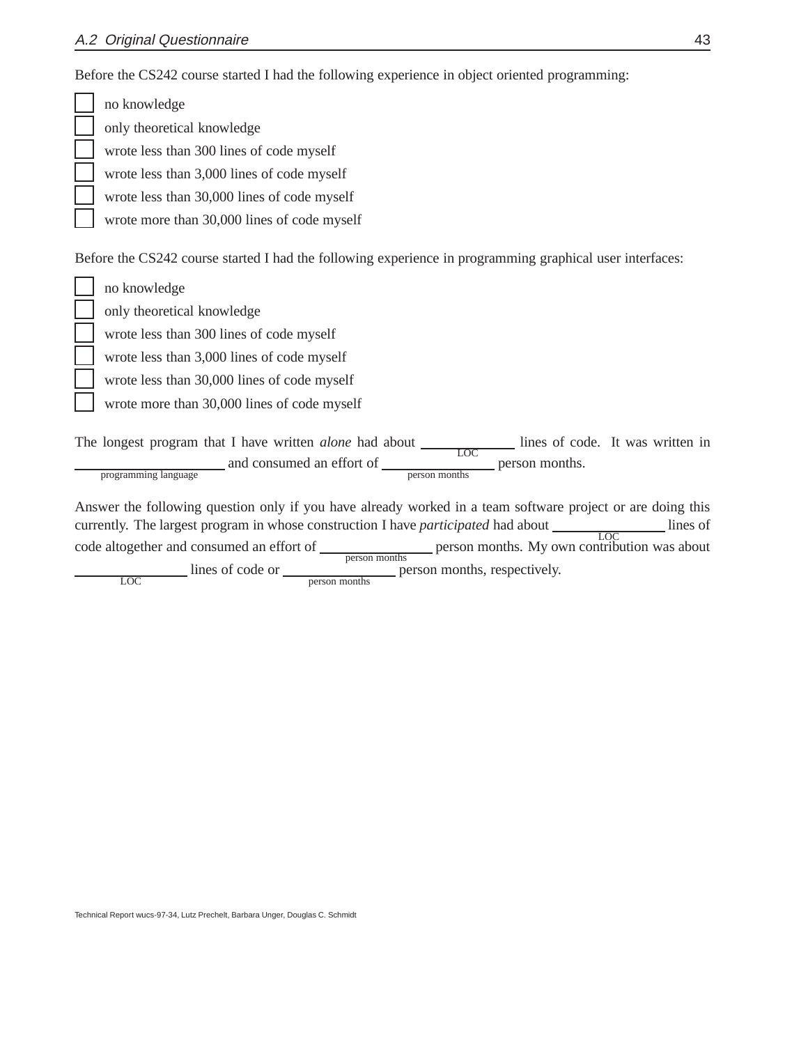Before the CS242 course started I had the following experience in object oriented programming:

- ☐ no knowledge
- ☐ only theoretical knowledge
- ☐ wrote less than 300 lines of code myself
- ☐ wrote less than 3,000 lines of code myself
- ☐ wrote less than 30,000 lines of code myself
- ☐ wrote more than 30,000 lines of code myself

Before the CS242 course started I had the following experience in programming graphical user interfaces:

- ☐ no knowledge
- ☐ only theoretical knowledge
- ☐ wrote less than 300 lines of code myself
- ☐ wrote less than 3,000 lines of code myself
- ☐ wrote less than 30,000 lines of code myself
- ☐ wrote more than 30,000 lines of code myself

The longest program that I have written *alone* had about ________ (LOC) lines of code. It was written in ________________ (programming language) and consumed an effort of ____________ (person months) person months.

Answer the following question only if you have already worked in a team software project or are doing this currently. The largest program in whose construction I have *participated* had about ____________ (LOC) lines of code altogether and consumed an effort of ____________ (person months) person months. My own contribution was about ____________ (LOC) lines of code or ____________ (person months) person months, respectively.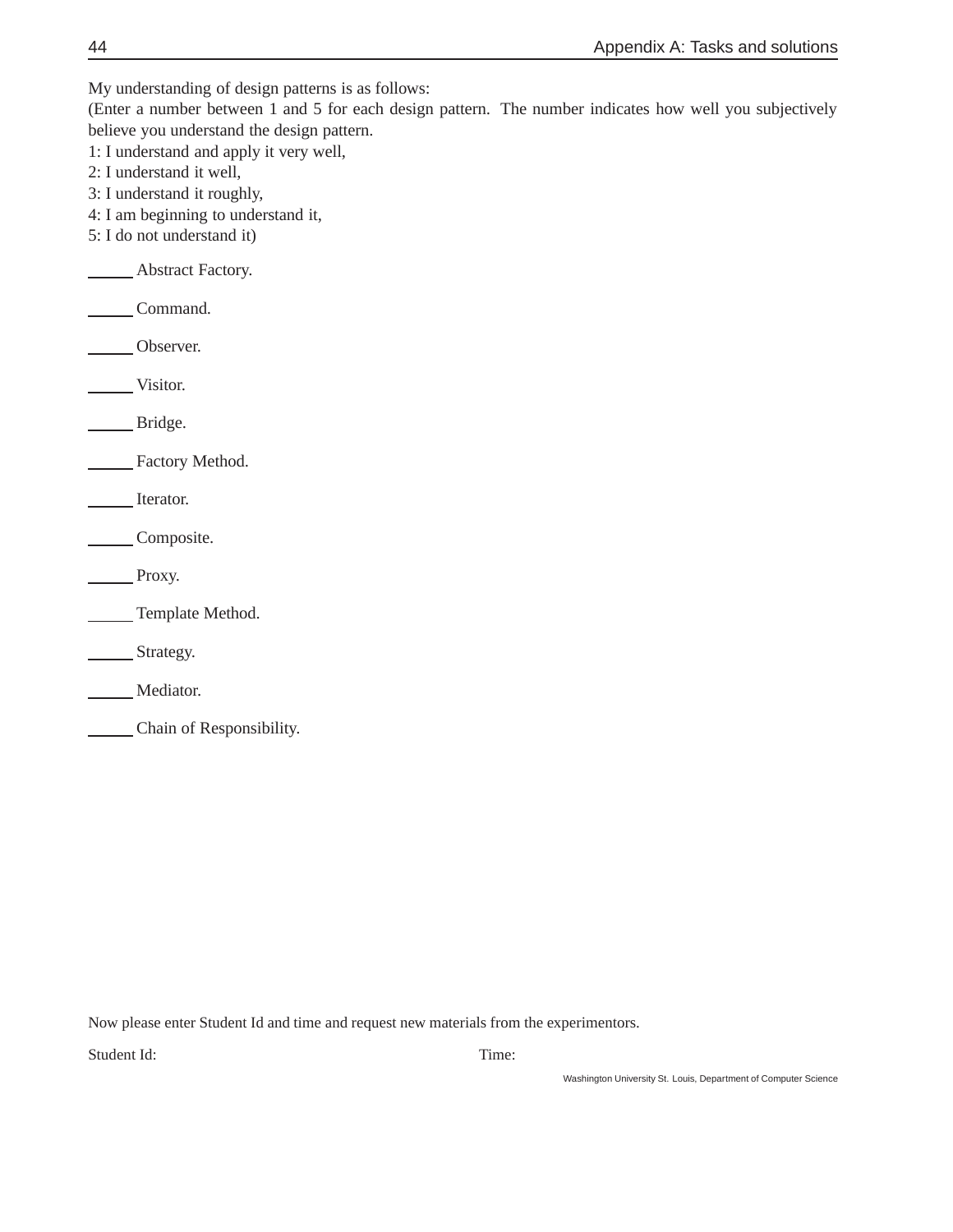My understanding of design patterns is as follows:
(Enter a number between 1 and 5 for each design pattern. The number indicates how well you subjectively believe you understand the design pattern.
1: I understand and apply it very well,
2: I understand it well,
3: I understand it roughly,
4: I am beginning to understand it,
5: I do not understand it)

_____ Abstract Factory.

_____ Command.

_____ Observer.

_____ Visitor.

_____ Bridge.

_____ Factory Method.

_____ Iterator.

_____ Composite.

_____ Proxy.

_____ Template Method.

_____ Strategy.

_____ Mediator.

_____ Chain of Responsibility.

Now please enter Student Id and time and request new materials from the experimentors.

Student Id: Time:

Washington University St. Louis, Department of Computer Science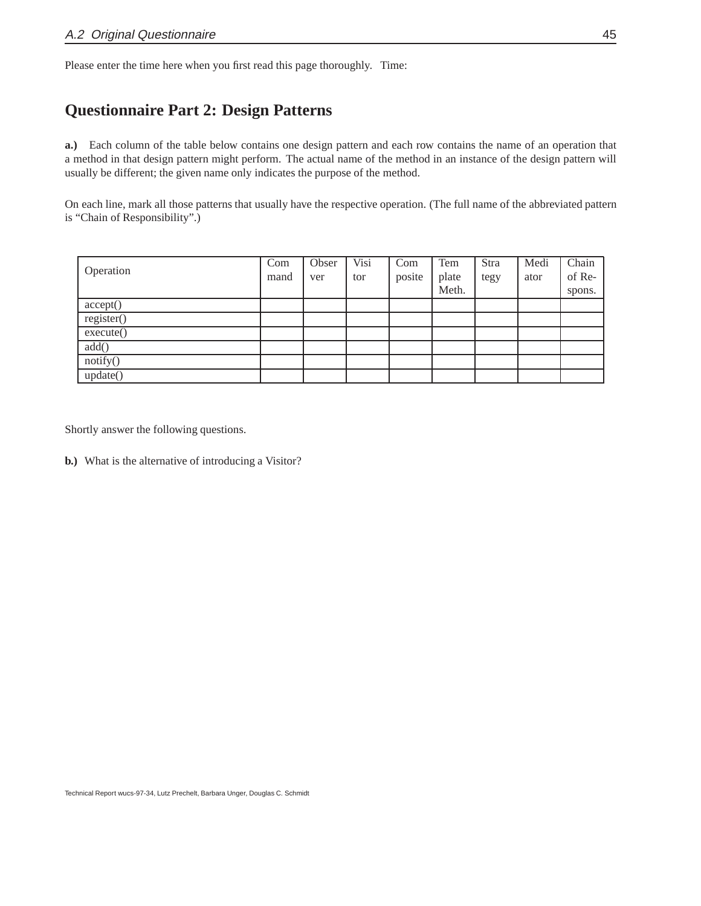Please enter the time here when you first read this page thoroughly. Time:

## Questionnaire Part 2: Design Patterns

**a.)** Each column of the table below contains one design pattern and each row contains the name of an operation that a method in that design pattern might perform. The actual name of the method in an instance of the design pattern will usually be different; the given name only indicates the purpose of the method.

On each line, mark all those patterns that usually have the respective operation. (The full name of the abbreviated pattern is "Chain of Responsibility".)

| Operation | Command | Observer | Visitor | Composite | Template Meth. | Strategy | Mediator | Chain of Respons. |
|---|---|---|---|---|---|---|---|---|
| accept() | | | | | | | | |
| register() | | | | | | | | |
| execute() | | | | | | | | |
| add() | | | | | | | | |
| notify() | | | | | | | | |
| update() | | | | | | | | |

Shortly answer the following questions.

**b.)** What is the alternative of introducing a Visitor?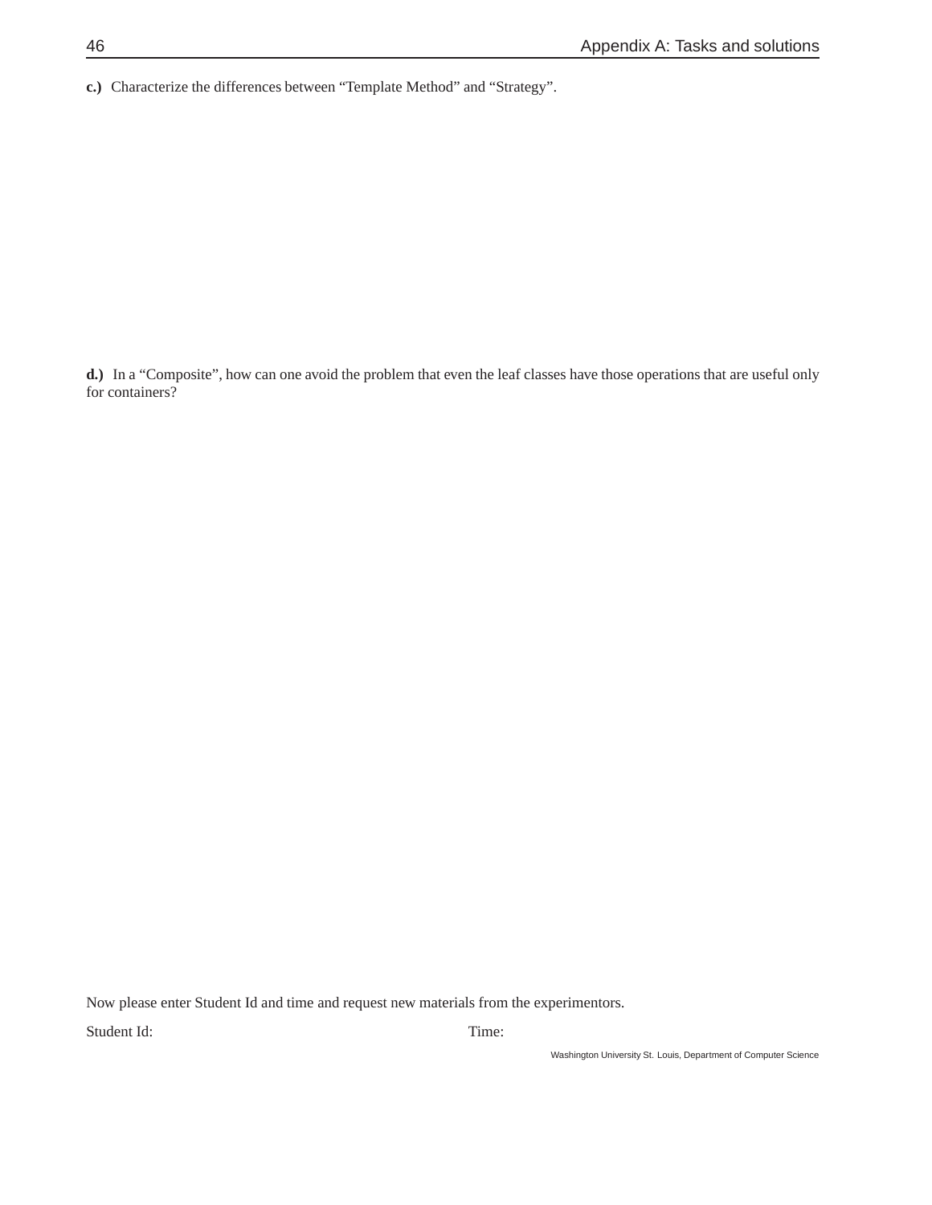**c.)** Characterize the differences between “Template Method” and “Strategy”.

**d.)** In a “Composite”, how can one avoid the problem that even the leaf classes have those operations that are useful only for containers?

Now please enter Student Id and time and request new materials from the experimentors.

Student Id: Time:

Washington University St. Louis, Department of Computer Science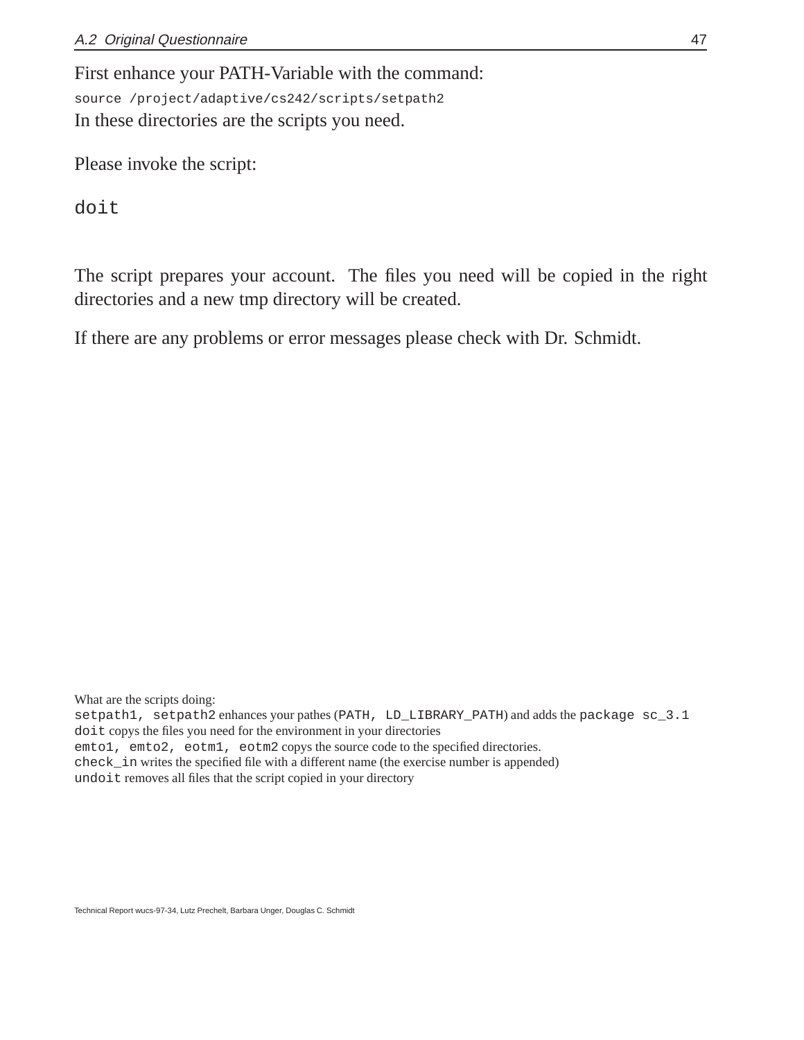First enhance your PATH-Variable with the command:

`source /project/adaptive/cs242/scripts/setpath2`

In these directories are the scripts you need.

Please invoke the script:

```
doit
```

The script prepares your account. The files you need will be copied in the right directories and a new tmp directory will be created.

If there are any problems or error messages please check with Dr. Schmidt.

What are the scripts doing:

`setpath1, setpath2` enhances your pathes (`PATH, LD_LIBRARY_PATH`) and adds the `package sc_3.1`

`doit` copys the files you need for the environment in your directories

`emto1, emto2, eotm1, eotm2` copys the source code to the specified directories.

`check_in` writes the specified file with a different name (the exercise number is appended)

`undoit` removes all files that the script copied in your directory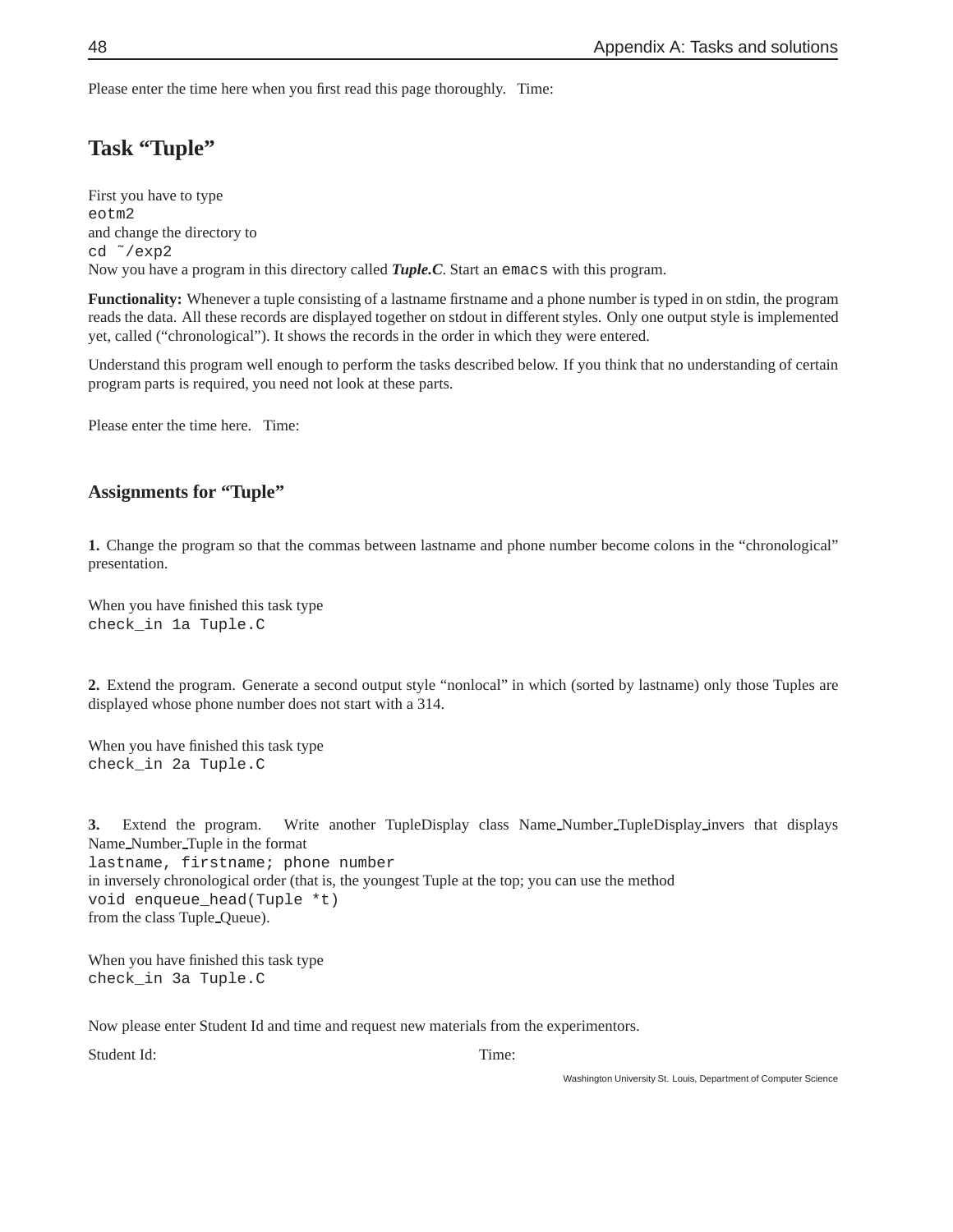Please enter the time here when you first read this page thoroughly.   Time:

## Task "Tuple"

First you have to type
`eotm2`
and change the directory to
`cd ~/exp2`
Now you have a program in this directory called ***Tuple.C***. Start an `emacs` with this program.

**Functionality:** Whenever a tuple consisting of a lastname firstname and a phone number is typed in on stdin, the program reads the data. All these records are displayed together on stdout in different styles. Only one output style is implemented yet, called ("chronological"). It shows the records in the order in which they were entered.

Understand this program well enough to perform the tasks described below. If you think that no understanding of certain program parts is required, you need not look at these parts.

Please enter the time here.   Time:

### Assignments for "Tuple"

**1.** Change the program so that the commas between lastname and phone number become colons in the "chronological" presentation.

When you have finished this task type
`check_in 1a Tuple.C`

**2.** Extend the program. Generate a second output style "nonlocal" in which (sorted by lastname) only those Tuples are displayed whose phone number does not start with a 314.

When you have finished this task type
`check_in 2a Tuple.C`

**3.** Extend the program. Write another TupleDisplay class Name_Number_TupleDisplay_invers that displays Name_Number_Tuple in the format
`lastname, firstname; phone number`
in inversely chronological order (that is, the youngest Tuple at the top; you can use the method
`void enqueue_head(Tuple *t)`
from the class Tuple_Queue).

When you have finished this task type
`check_in 3a Tuple.C`

Now please enter Student Id and time and request new materials from the experimentors.

Student Id:                                         Time: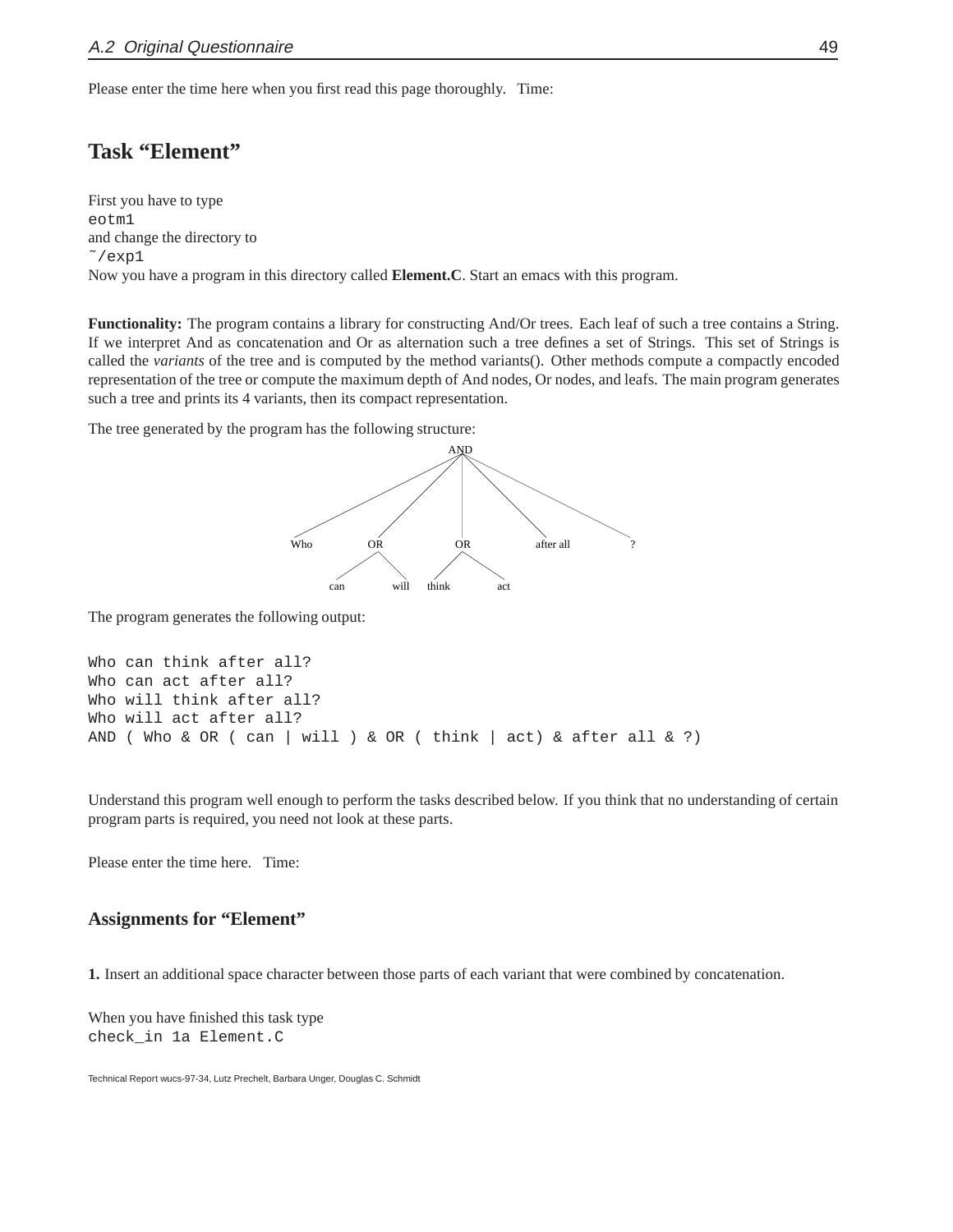Please enter the time here when you first read this page thoroughly.   Time:

## Task “Element”

First you have to type
`eotm1`
and change the directory to
`~/exp1`
Now you have a program in this directory called **Element.C**. Start an emacs with this program.

**Functionality:** The program contains a library for constructing And/Or trees. Each leaf of such a tree contains a String. If we interpret And as concatenation and Or as alternation such a tree defines a set of Strings. This set of Strings is called the *variants* of the tree and is computed by the method variants(). Other methods compute a compactly encoded representation of the tree or compute the maximum depth of And nodes, Or nodes, and leafs. The main program generates such a tree and prints its 4 variants, then its compact representation.

The tree generated by the program has the following structure:

```
AND
├── Who
├── OR
│   ├── can
│   └── will
├── OR
│   ├── think
│   └── act
├── after all
└── ?
```

The program generates the following output:

```
Who can think after all?
Who can act after all?
Who will think after all?
Who will act after all?
AND ( Who & OR ( can | will ) & OR ( think | act) & after all & ?)
```

Understand this program well enough to perform the tasks described below. If you think that no understanding of certain program parts is required, you need not look at these parts.

Please enter the time here.   Time:

### Assignments for “Element”

**1.** Insert an additional space character between those parts of each variant that were combined by concatenation.

When you have finished this task type
`check_in 1a Element.C`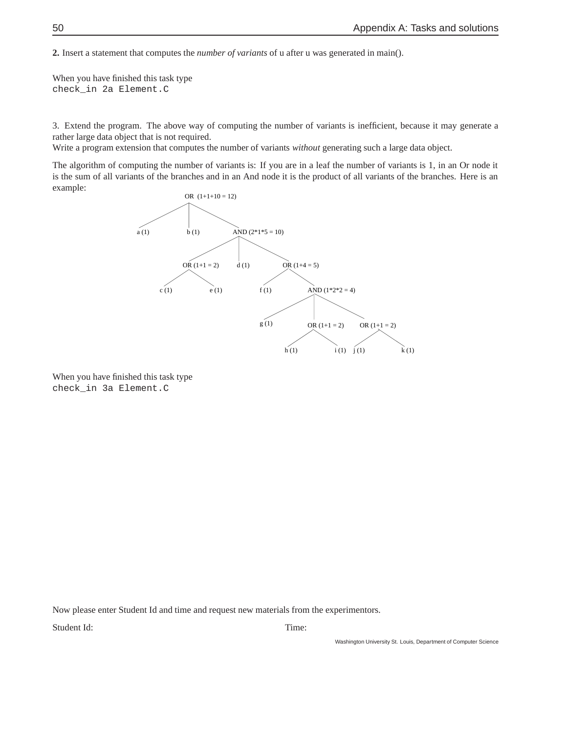**2.** Insert a statement that computes the *number of variants* of u after u was generated in main().

When you have finished this task type
```
check_in 2a Element.C
```

3. Extend the program. The above way of computing the number of variants is inefficient, because it may generate a rather large data object that is not required.
Write a program extension that computes the number of variants *without* generating such a large data object.

The algorithm of computing the number of variants is: If you are in a leaf the number of variants is 1, in an Or node it is the sum of all variants of the branches and in an And node it is the product of all variants of the branches. Here is an example:

```
OR (1+1+10 = 12)
├── a (1)
├── b (1)
└── AND (2*1*5 = 10)
    ├── OR (1+1 = 2)
    │   ├── c (1)
    │   └── e (1)
    ├── d (1)
    └── OR (1+4 = 5)
        ├── f (1)
        └── AND (1*2*2 = 4)
            ├── g (1)
            ├── OR (1+1 = 2)
            │   ├── h (1)
            │   └── i (1)
            └── OR (1+1 = 2)
                ├── j (1)
                └── k (1)
```

When you have finished this task type
```
check_in 3a Element.C
```

Now please enter Student Id and time and request new materials from the experimentors.

Student Id: Time: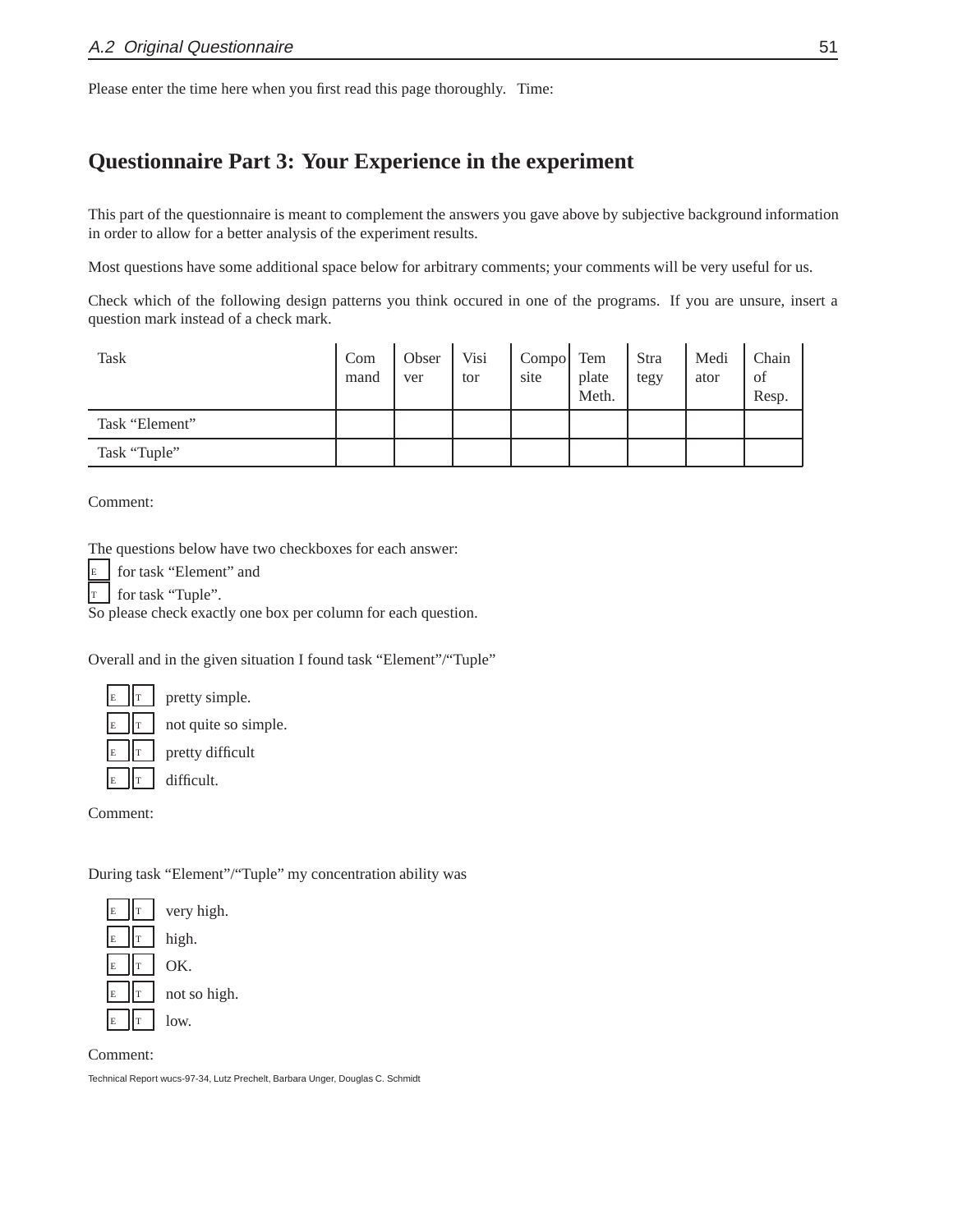Please enter the time here when you first read this page thoroughly.   Time:

## Questionnaire Part 3: Your Experience in the experiment

This part of the questionnaire is meant to complement the answers you gave above by subjective background information in order to allow for a better analysis of the experiment results.

Most questions have some additional space below for arbitrary comments; your comments will be very useful for us.

Check which of the following design patterns you think occured in one of the programs. If you are unsure, insert a question mark instead of a check mark.

| Task | Command | Observer | Visitor | Composite | Template Meth. | Strategy | Mediator | Chain of Resp. |
|---|---|---|---|---|---|---|---|---|
| Task “Element” | | | | | | | | |
| Task “Tuple” | | | | | | | | |

Comment:

The questions below have two checkboxes for each answer:

[E] for task “Element” and

[T] for task “Tuple”.

So please check exactly one box per column for each question.

Overall and in the given situation I found task “Element”/“Tuple”

- [E] [T] pretty simple.
- [E] [T] not quite so simple.
- [E] [T] pretty difficult
- [E] [T] difficult.

Comment:

During task “Element”/“Tuple” my concentration ability was

- [E] [T] very high.
- [E] [T] high.
- [E] [T] OK.
- [E] [T] not so high.
- [E] [T] low.

Comment: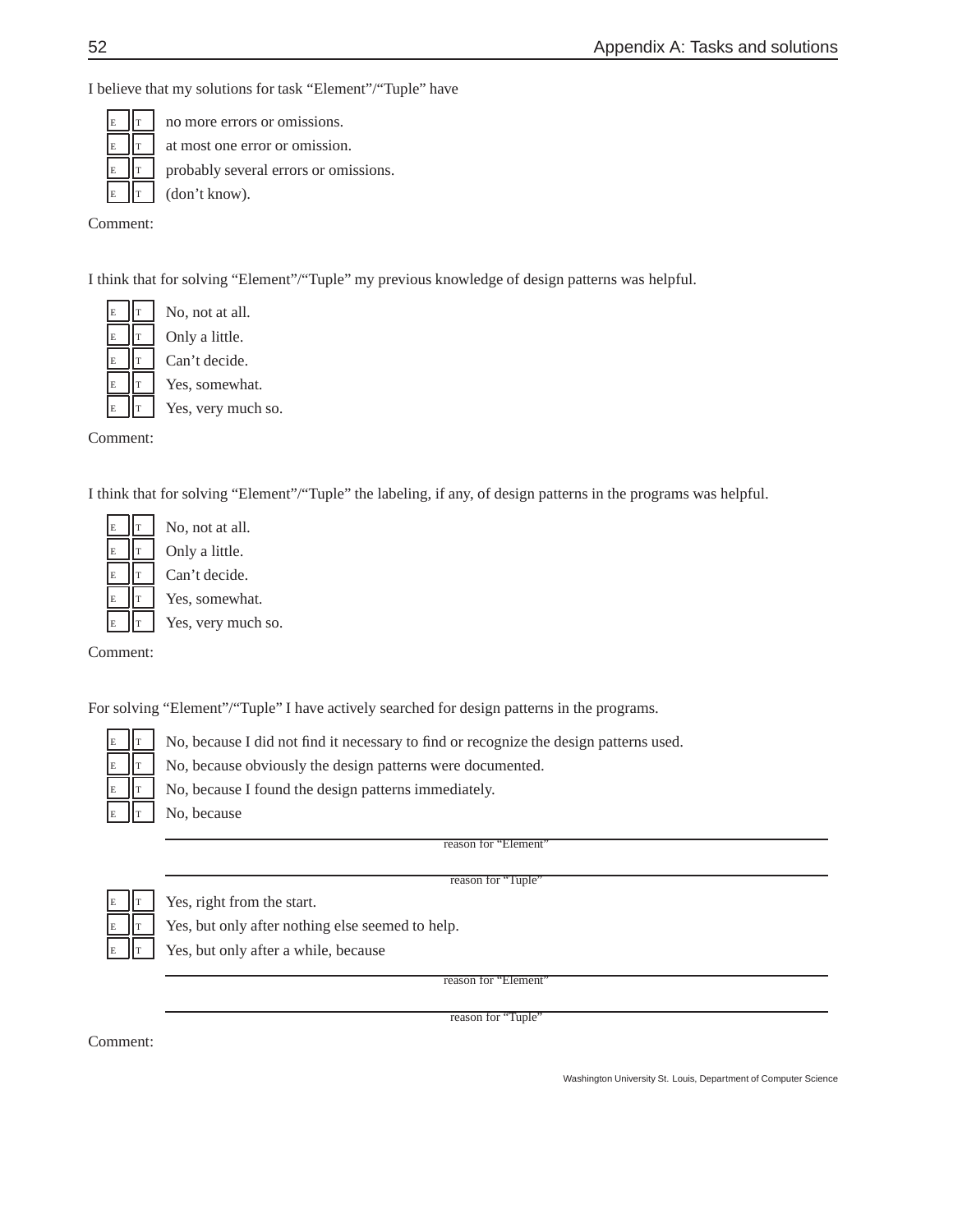I believe that my solutions for task "Element"/"Tuple" have

- [E] [T] no more errors or omissions.
- [E] [T] at most one error or omission.
- [E] [T] probably several errors or omissions.
- [E] [T] (don't know).

Comment:

I think that for solving "Element"/"Tuple" my previous knowledge of design patterns was helpful.

- [E] [T] No, not at all.
- [E] [T] Only a little.
- [E] [T] Can't decide.
- [E] [T] Yes, somewhat.
- [E] [T] Yes, very much so.

Comment:

I think that for solving "Element"/"Tuple" the labeling, if any, of design patterns in the programs was helpful.

- [E] [T] No, not at all.
- [E] [T] Only a little.
- [E] [T] Can't decide.
- [E] [T] Yes, somewhat.
- [E] [T] Yes, very much so.

Comment:

For solving "Element"/"Tuple" I have actively searched for design patterns in the programs.

- [E] [T] No, because I did not find it necessary to find or recognize the design patterns used.
- [E] [T] No, because obviously the design patterns were documented.
- [E] [T] No, because I found the design patterns immediately.
- [E] [T] No, because

  ______________________________
  reason for "Element"

  ______________________________
  reason for "Tuple"

- [E] [T] Yes, right from the start.
- [E] [T] Yes, but only after nothing else seemed to help.
- [E] [T] Yes, but only after a while, because

  ______________________________
  reason for "Element"

  ______________________________
  reason for "Tuple"

Comment: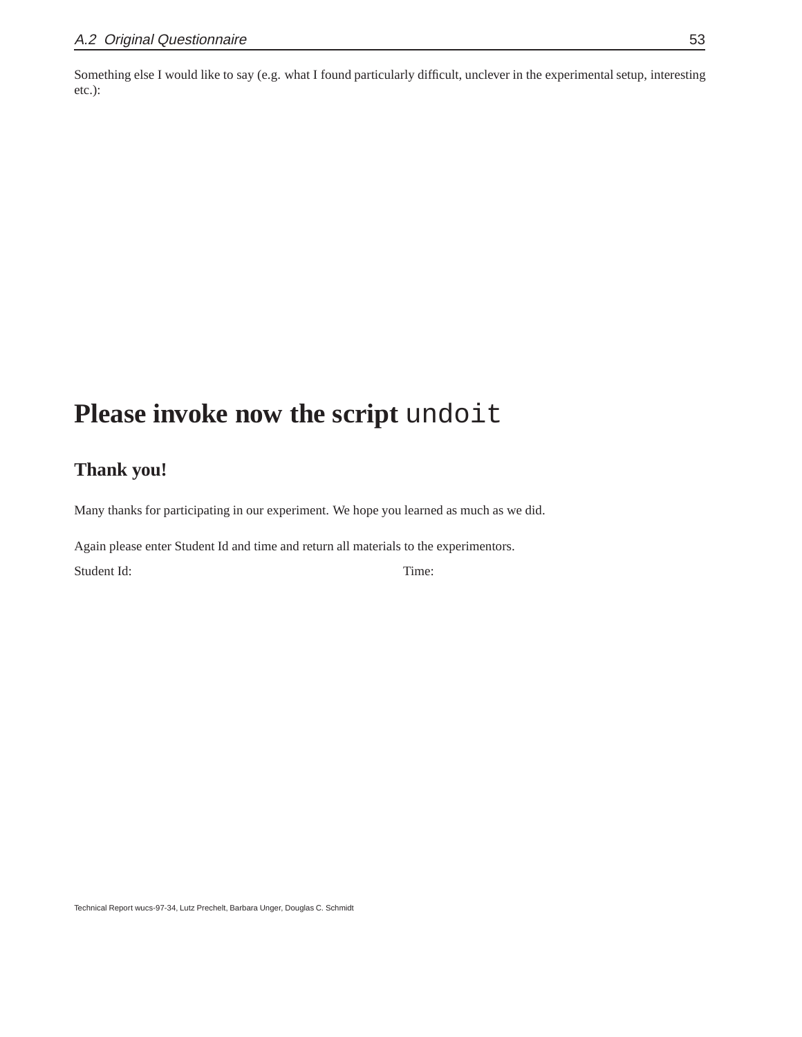Something else I would like to say (e.g. what I found particularly difficult, unclever in the experimental setup, interesting etc.):

# Please invoke now the script `undoit`

## Thank you!

Many thanks for participating in our experiment. We hope you learned as much as we did.

Again please enter Student Id and time and return all materials to the experimentors.

Student Id: Time: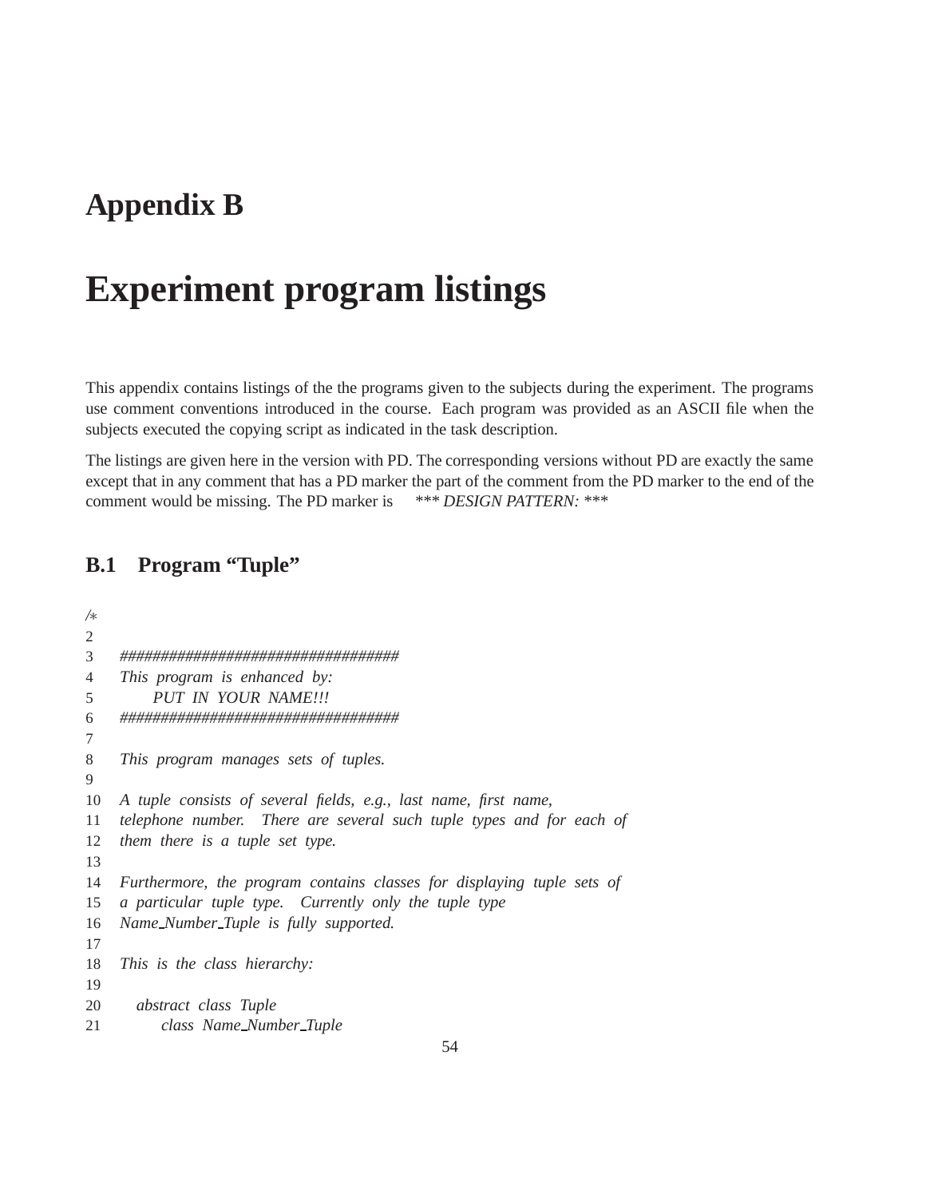# Appendix B

# Experiment program listings

This appendix contains listings of the the programs given to the subjects during the experiment. The programs use comment conventions introduced in the course. Each program was provided as an ASCII file when the subjects executed the copying script as indicated in the task description.

The listings are given here in the version with PD. The corresponding versions without PD are exactly the same except that in any comment that has a PD marker the part of the comment from the PD marker to the end of the comment would be missing. The PD marker is *\*\*\* DESIGN PATTERN: \*\*\**

## B.1 Program "Tuple"

```
/*
2
3    ##################################
4    This program is enhanced by:
5        PUT IN YOUR NAME!!!
6    ##################################
7
8    This program manages sets of tuples.
9
10   A tuple consists of several fields, e.g., last name, first name,
11   telephone number.  There are several such tuple types and for each of
12   them there is a tuple set type.
13
14   Furthermore, the program contains classes for displaying tuple sets of
15   a particular tuple type.  Currently only the tuple type
16   Name_Number_Tuple is fully supported.
17
18   This is the class hierarchy:
19
20     abstract class Tuple
21         class Name_Number_Tuple
```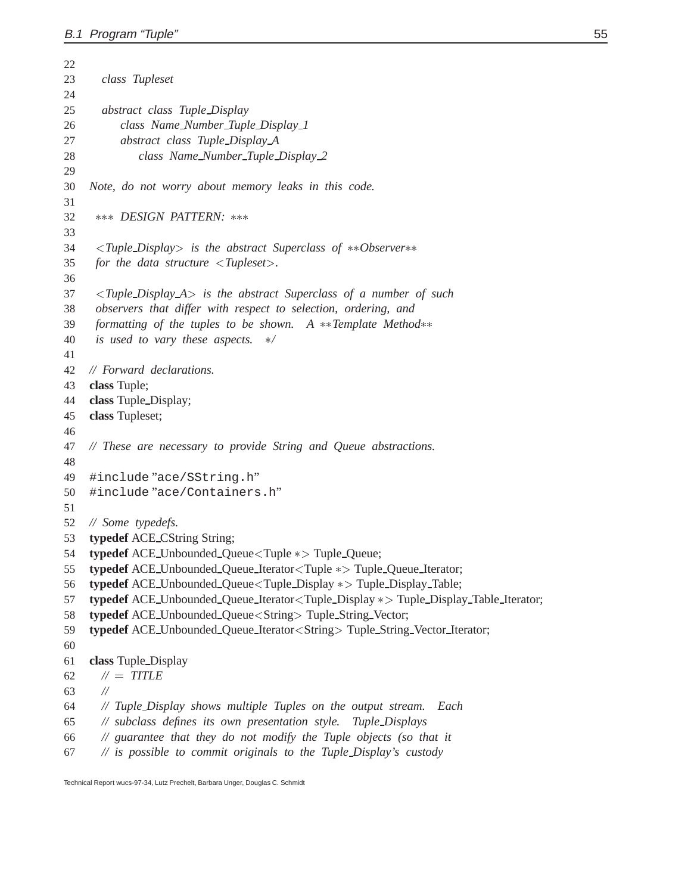```
22
23    class Tupleset
24
25    abstract class Tuple_Display
26        class Name_Number_Tuple_Display_1
27        abstract class Tuple_Display_A
28            class Name_Number_Tuple_Display_2
29
30  Note, do not worry about memory leaks in this code.
31
32   *** DESIGN PATTERN: ***
33
34   <Tuple_Display> is the abstract Superclass of **Observer**
35   for the data structure <Tupleset>.
36
37   <Tuple_Display_A> is the abstract Superclass of a number of such
38   observers that differ with respect to selection, ordering, and
39   formatting of the tuples to be shown.  A **Template Method**
40   is used to vary these aspects.  */
41
42  // Forward declarations.
43  class Tuple;
44  class Tuple_Display;
45  class Tupleset;
46
47  // These are necessary to provide String and Queue abstractions.
48
49  #include "ace/SString.h"
50  #include "ace/Containers.h"
51
52  // Some typedefs.
53  typedef ACE_CString String;
54  typedef ACE_Unbounded_Queue<Tuple *> Tuple_Queue;
55  typedef ACE_Unbounded_Queue_Iterator<Tuple *> Tuple_Queue_Iterator;
56  typedef ACE_Unbounded_Queue<Tuple_Display *> Tuple_Display_Table;
57  typedef ACE_Unbounded_Queue_Iterator<Tuple_Display *> Tuple_Display_Table_Iterator;
58  typedef ACE_Unbounded_Queue<String> Tuple_String_Vector;
59  typedef ACE_Unbounded_Queue_Iterator<String> Tuple_String_Vector_Iterator;
60
61  class Tuple_Display
62    // = TITLE
63    //
64    // Tuple_Display shows multiple Tuples on the output stream.  Each
65    // subclass defines its own presentation style.  Tuple_Displays
66    // guarantee that they do not modify the Tuple objects (so that it
67    // is possible to commit originals to the Tuple_Display's custody
```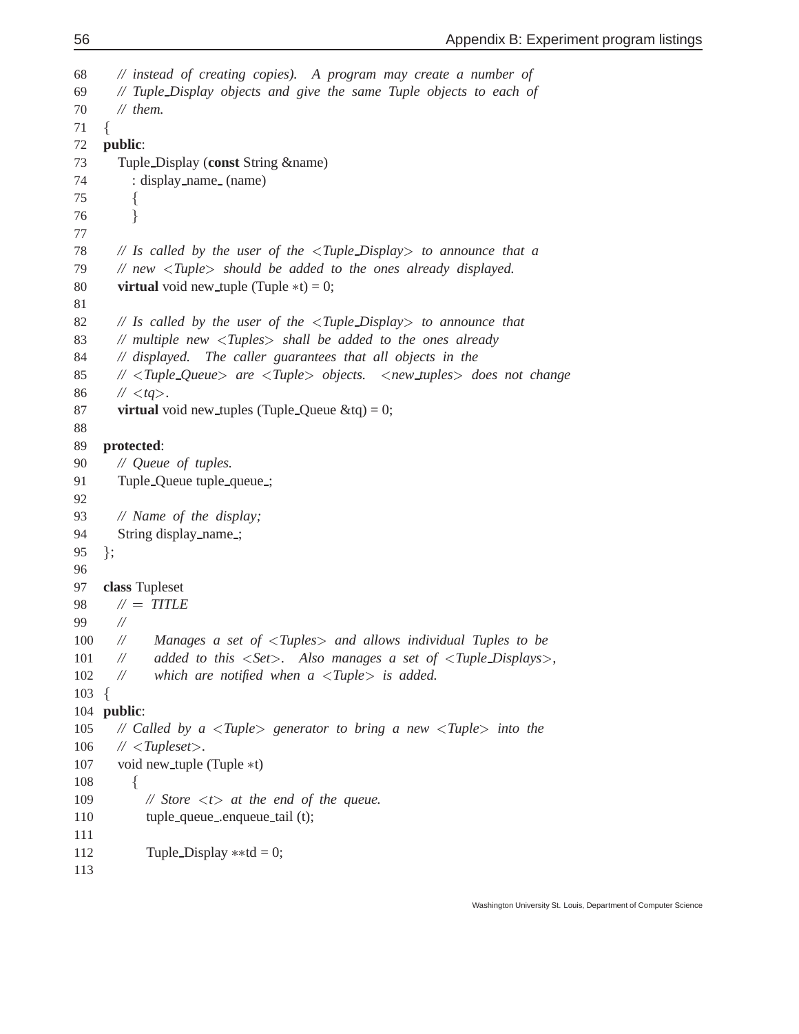```
68    // instead of creating copies).  A program may create a number of
69    // Tuple_Display objects and give the same Tuple objects to each of
70    // them.
71  {
72  public:
73    Tuple_Display (const String &name)
74      : display_name_ (name)
75      {
76      }
77
78    // Is called by the user of the <Tuple_Display> to announce that a
79    // new <Tuple> should be added to the ones already displayed.
80    virtual void new_tuple (Tuple *t) = 0;
81
82    // Is called by the user of the <Tuple_Display> to announce that
83    // multiple new <Tuples> shall be added to the ones already
84    // displayed.  The caller guarantees that all objects in the
85    // <Tuple_Queue> are <Tuple> objects.  <new_tuples> does not change
86    // <tq>.
87    virtual void new_tuples (Tuple_Queue &tq) = 0;
88
89  protected:
90    // Queue of tuples.
91    Tuple_Queue tuple_queue_;
92
93    // Name of the display;
94    String display_name_;
95  };
96
97  class Tupleset
98    // = TITLE
99    //
100   //     Manages a set of <Tuples> and allows individual Tuples to be
101   //     added to this <Set>.  Also manages a set of <Tuple_Displays>,
102   //     which are notified when a <Tuple> is added.
103 {
104 public:
105   // Called by a <Tuple> generator to bring a new <Tuple> into the
106   // <Tupleset>.
107   void new_tuple (Tuple *t)
108     {
109       // Store <t> at the end of the queue.
110       tuple_queue_.enqueue_tail (t);
111
112       Tuple_Display **td = 0;
113
```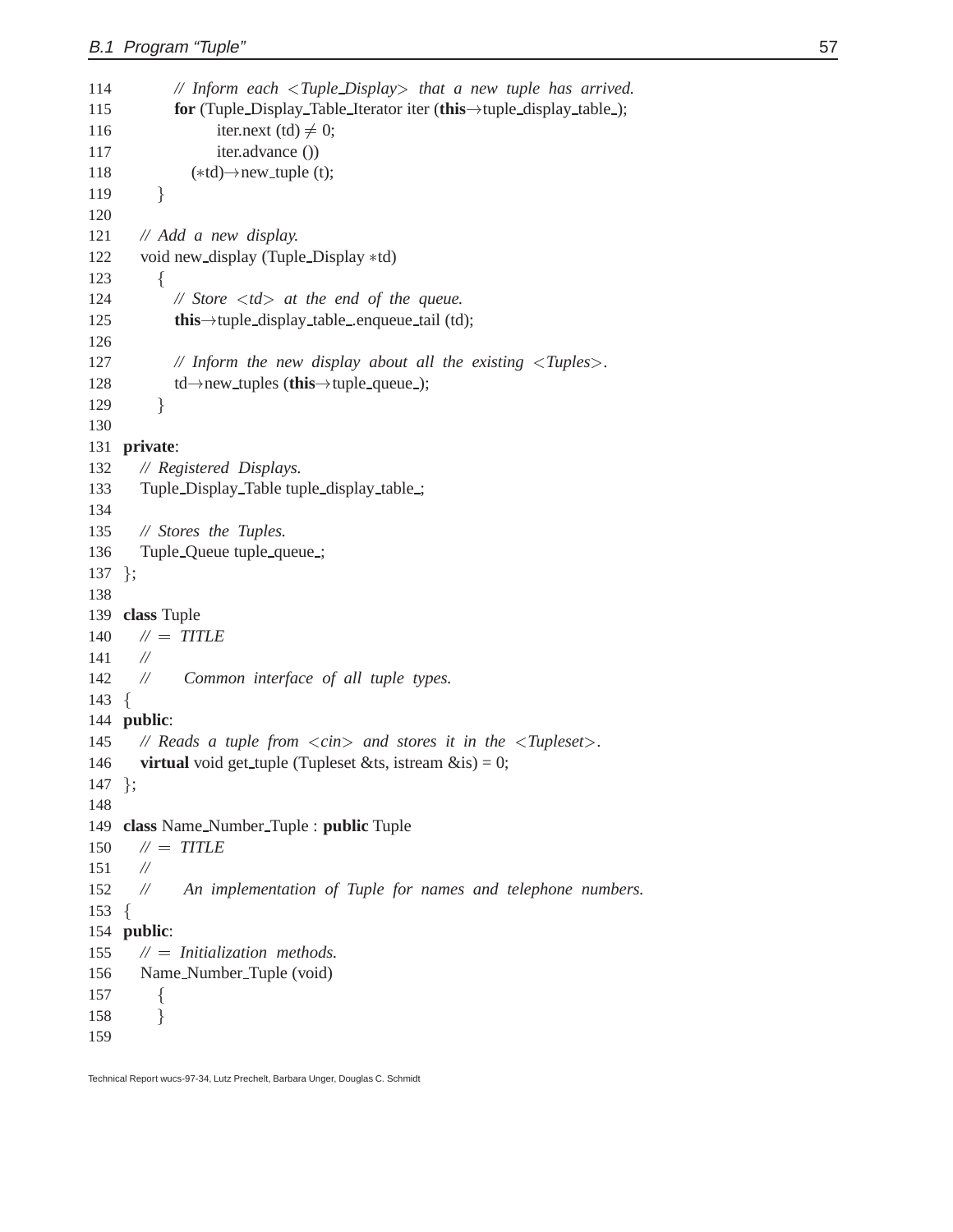```
114         // Inform each <Tuple_Display> that a new tuple has arrived.
115         for (Tuple_Display_Table_Iterator iter (this→tuple_display_table_);
116              iter.next (td) ≠ 0;
117              iter.advance ())
118           (*td)→new_tuple (t);
119       }
120 
121   // Add a new display.
122   void new_display (Tuple_Display *td)
123     {
124       // Store <td> at the end of the queue.
125       this→tuple_display_table_.enqueue_tail (td);
126 
127       // Inform the new display about all the existing <Tuples>.
128       td→new_tuples (this→tuple_queue_);
129     }
130 
131 private:
132   // Registered Displays.
133   Tuple_Display_Table tuple_display_table_;
134 
135   // Stores the Tuples.
136   Tuple_Queue tuple_queue_;
137 };
138 
139 class Tuple
140   // = TITLE
141   //
142   //     Common interface of all tuple types.
143 {
144 public:
145   // Reads a tuple from <cin> and stores it in the <Tupleset>.
146   virtual void get_tuple (Tupleset &ts, istream &is) = 0;
147 };
148 
149 class Name_Number_Tuple : public Tuple
150   // = TITLE
151   //
152   //     An implementation of Tuple for names and telephone numbers.
153 {
154 public:
155   // = Initialization methods.
156   Name_Number_Tuple (void)
157     {
158     }
159 
```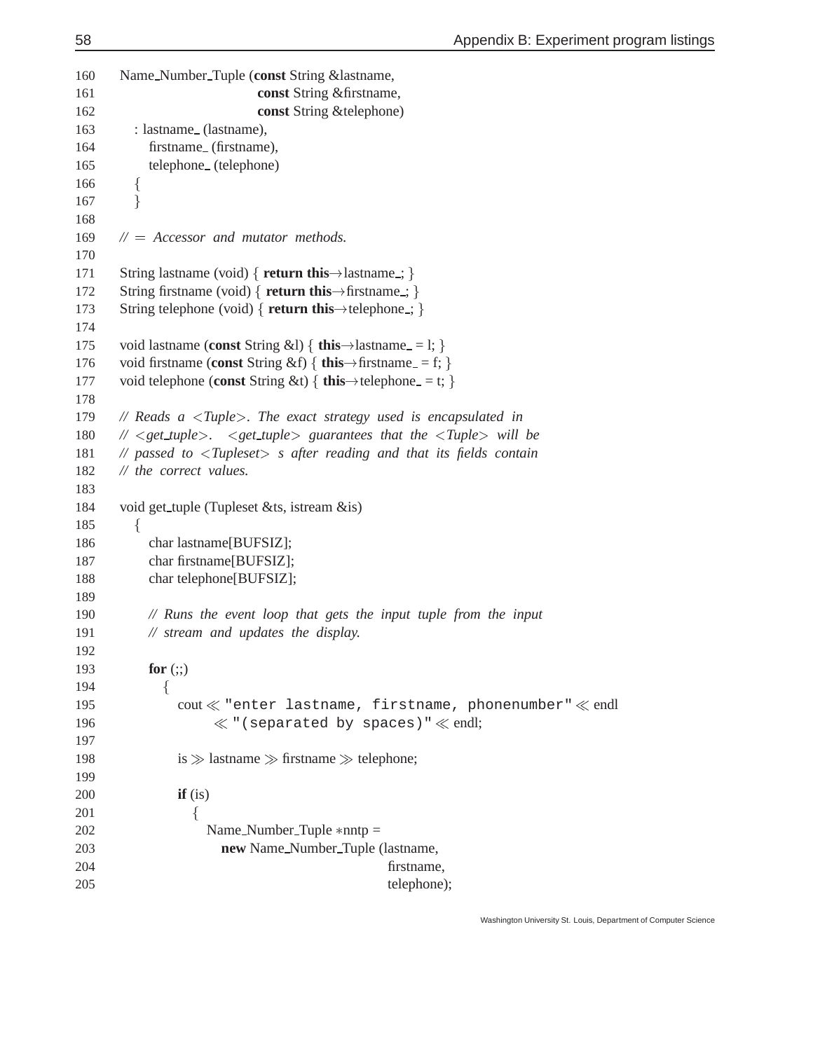```
160    Name_Number_Tuple (const String &lastname,
161                       const String &firstname,
162                       const String &telephone)
163      : lastname_ (lastname),
164        firstname_ (firstname),
165        telephone_ (telephone)
166      {
167      }
168
169    // = Accessor and mutator methods.
170
171    String lastname (void) { return this->lastname_; }
172    String firstname (void) { return this->firstname_; }
173    String telephone (void) { return this->telephone_; }
174
175    void lastname (const String &l) { this->lastname_ = l; }
176    void firstname (const String &f) { this->firstname_ = f; }
177    void telephone (const String &t) { this->telephone_ = t; }
178
179    // Reads a <Tuple>. The exact strategy used is encapsulated in
180    // <get_tuple>.  <get_tuple> guarantees that the <Tuple> will be
181    // passed to <Tupleset> s after reading and that its fields contain
182    // the correct values.
183
184    void get_tuple (Tupleset &ts, istream &is)
185      {
186        char lastname[BUFSIZ];
187        char firstname[BUFSIZ];
188        char telephone[BUFSIZ];
189
190        // Runs the event loop that gets the input tuple from the input
191        // stream and updates the display.
192
193        for (;;)
194          {
195            cout << "enter lastname, firstname, phonenumber" << endl
196                 << "(separated by spaces)" << endl;
197
198            is >> lastname >> firstname >> telephone;
199
200            if (is)
201              {
202                Name_Number_Tuple *nntp =
203                  new Name_Number_Tuple (lastname,
204                                         firstname,
205                                         telephone);
```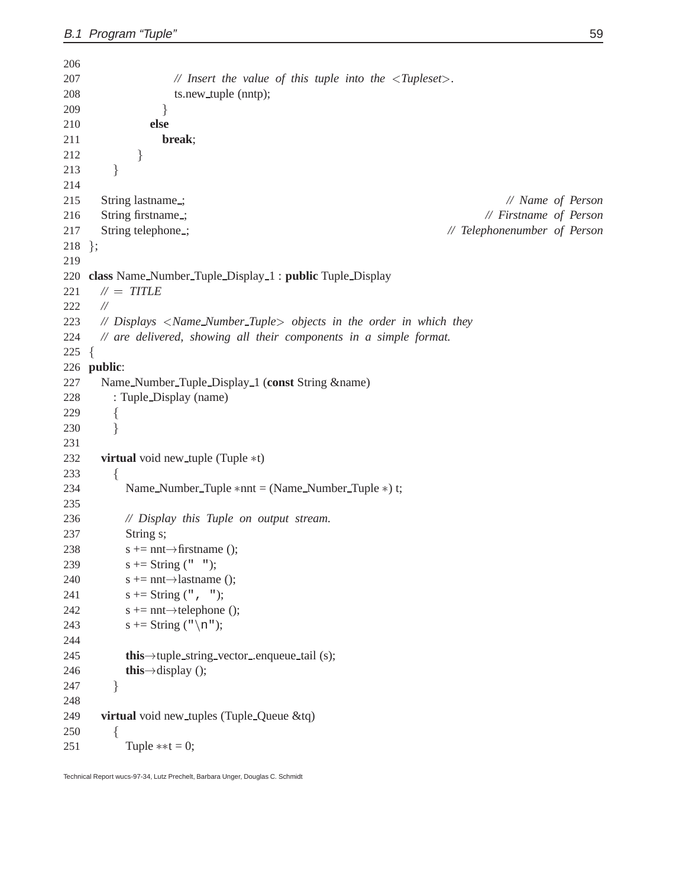```
206
207                 // Insert the value of this tuple into the <Tupleset>.
208                 ts.new_tuple (nntp);
209               }
210             else
211               break;
212           }
213     }
214
215   String lastname_;                                          // Name of Person
216   String firstname_;                                         // Firstname of Person
217   String telephone_;                                         // Telephonenumber of Person
218 };
219
220 class Name_Number_Tuple_Display_1 : public Tuple_Display
221   // = TITLE
222   //
223   // Displays <Name_Number_Tuple> objects in the order in which they
224   // are delivered, showing all their components in a simple format.
225 {
226 public:
227   Name_Number_Tuple_Display_1 (const String &name)
228     : Tuple_Display (name)
229     {
230     }
231
232   virtual void new_tuple (Tuple *t)
233     {
234       Name_Number_Tuple *nnt = (Name_Number_Tuple *) t;
235
236       // Display this Tuple on output stream.
237       String s;
238       s += nnt->firstname ();
239       s += String (" ");
240       s += nnt->lastname ();
241       s += String (", ");
242       s += nnt->telephone ();
243       s += String ("\n");
244
245       this->tuple_string_vector_.enqueue_tail (s);
246       this->display ();
247     }
248
249   virtual void new_tuples (Tuple_Queue &tq)
250     {
251       Tuple **t = 0;
```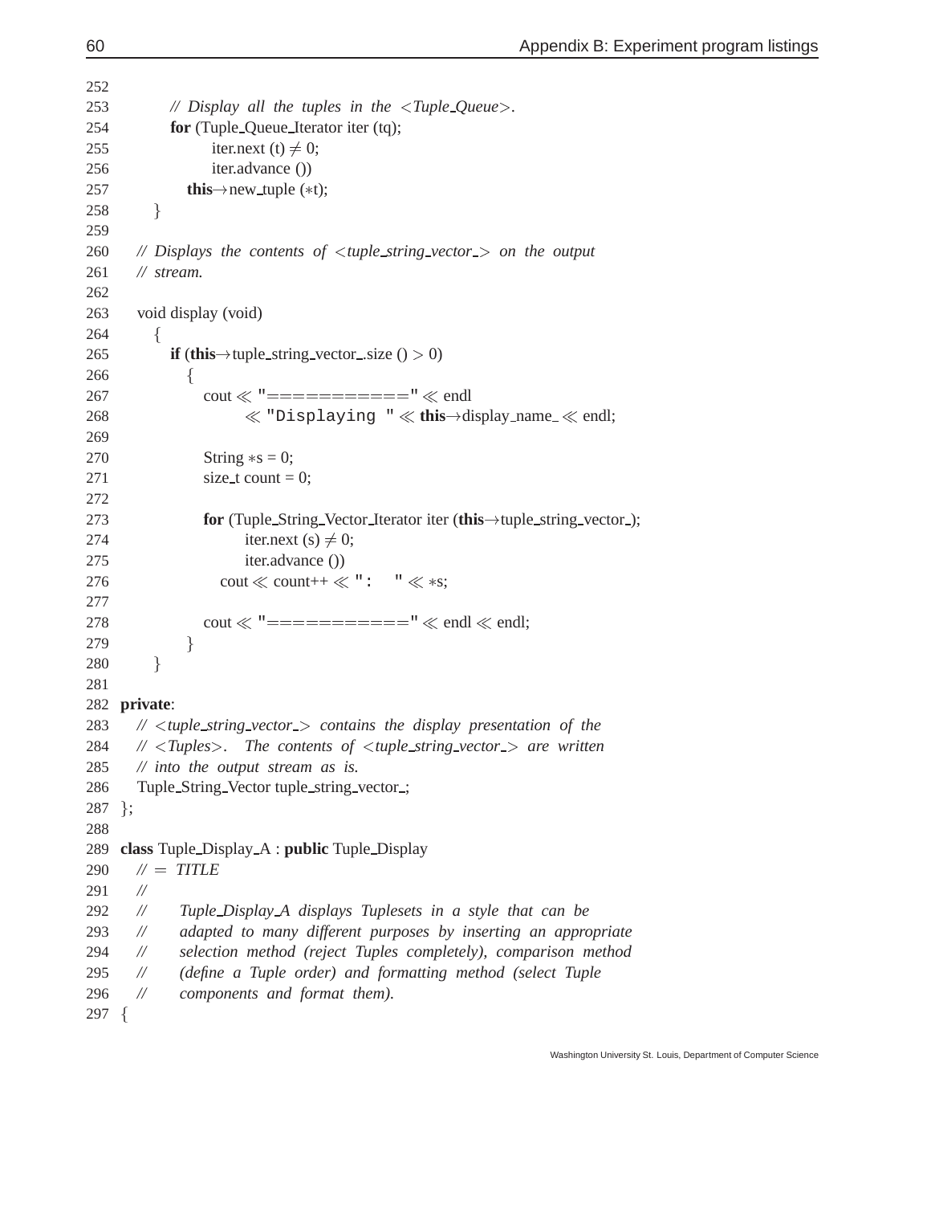```
252
253         // Display all the tuples in the <Tuple_Queue>.
254         for (Tuple_Queue_Iterator iter (tq);
255                 iter.next (t) != 0;
256                 iter.advance ())
257             this->new_tuple (*t);
258     }
259
260   // Displays the contents of <tuple_string_vector_> on the output
261   // stream.
262
263   void display (void)
264     {
265         if (this->tuple_string_vector_.size () > 0)
266           {
267             cout << "===========" << endl
268                     << "Displaying " << this->display_name_ << endl;
269
270             String *s = 0;
271             size_t count = 0;
272
273             for (Tuple_String_Vector_Iterator iter (this->tuple_string_vector_);
274                     iter.next (s) != 0;
275                     iter.advance ())
276                 cout << count++ << ":    " << *s;
277
278             cout << "===========" << endl << endl;
279           }
280     }
281
282 private:
283   // <tuple_string_vector_> contains the display presentation of the
284   // <Tuples>.  The contents of <tuple_string_vector_> are written
285   // into the output stream as is.
286   Tuple_String_Vector tuple_string_vector_;
287 };
288
289 class Tuple_Display_A : public Tuple_Display
290   // = TITLE
291   //
292   //     Tuple_Display_A displays Tuplesets in a style that can be
293   //     adapted to many different purposes by inserting an appropriate
294   //     selection method (reject Tuples completely), comparison method
295   //     (define a Tuple order) and formatting method (select Tuple
296   //     components and format them).
297 {
```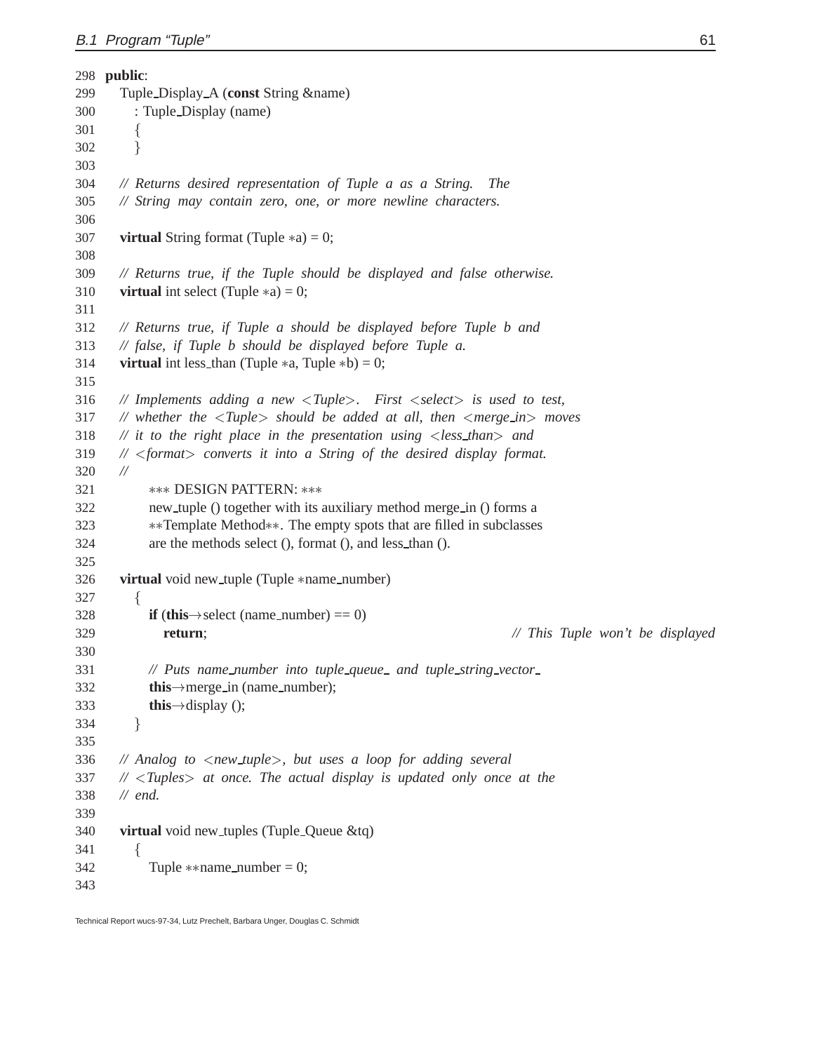```
298 public:
299    Tuple_Display_A (const String &name)
300      : Tuple_Display (name)
301      {
302      }
303
304    // Returns desired representation of Tuple a as a String.  The
305    // String may contain zero, one, or more newline characters.
306
307    virtual String format (Tuple *a) = 0;
308
309    // Returns true, if the Tuple should be displayed and false otherwise.
310    virtual int select (Tuple *a) = 0;
311
312    // Returns true, if Tuple a should be displayed before Tuple b and
313    // false, if Tuple b should be displayed before Tuple a.
314    virtual int less_than (Tuple *a, Tuple *b) = 0;
315
316    // Implements adding a new <Tuple>.  First <select> is used to test,
317    // whether the <Tuple> should be added at all, then <merge_in> moves
318    // it to the right place in the presentation using <less_than> and
319    // <format> converts it into a String of the desired display format.
320    //
321         *** DESIGN PATTERN: ***
322         new_tuple () together with its auxiliary method merge_in () forms a
323         **Template Method**. The empty spots that are filled in subclasses
324         are the methods select (), format (), and less_than ().
325
326    virtual void new_tuple (Tuple *name_number)
327      {
328         if (this->select (name_number) == 0)
329           return;                                        // This Tuple won't be displayed
330
331         // Puts name_number into tuple_queue_ and tuple_string_vector_
332         this->merge_in (name_number);
333         this->display ();
334      }
335
336    // Analog to <new_tuple>, but uses a loop for adding several
337    // <Tuples> at once. The actual display is updated only once at the
338    // end.
339
340    virtual void new_tuples (Tuple_Queue &tq)
341      {
342         Tuple **name_number = 0;
343
```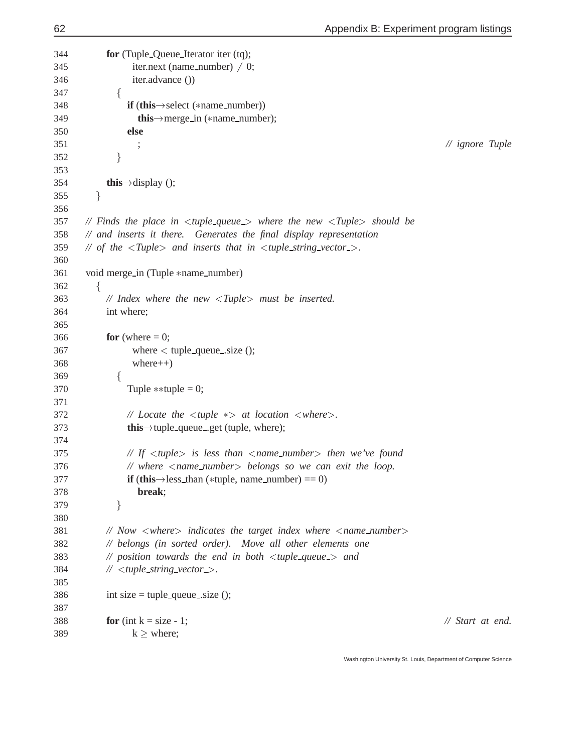```
344         for (Tuple_Queue_Iterator iter (tq);
345              iter.next (name_number) ≠ 0;
346              iter.advance ())
347           {
348             if (this→select (*name_number))
349               this→merge_in (*name_number);
350             else
351               ;                                                        // ignore Tuple
352           }
353
354         this→display ();
355     }
356
357   // Finds the place in <tuple_queue_> where the new <Tuple> should be
358   // and inserts it there.  Generates the final display representation
359   // of the <Tuple> and inserts that in <tuple_string_vector_>.
360
361   void merge_in (Tuple *name_number)
362     {
363       // Index where the new <Tuple> must be inserted.
364       int where;
365
366       for (where = 0;
367            where < tuple_queue_.size ();
368            where++)
369         {
370           Tuple **tuple = 0;
371
372           // Locate the <tuple *> at location <where>.
373           this→tuple_queue_.get (tuple, where);
374
375           // If <tuple> is less than <name_number> then we've found
376           // where <name_number> belongs so we can exit the loop.
377           if (this→less_than (*tuple, name_number) == 0)
378             break;
379         }
380
381       // Now <where> indicates the target index where <name_number>
382       // belongs (in sorted order).  Move all other elements one
383       // position towards the end in both <tuple_queue_> and
384       // <tuple_string_vector_>.
385
386       int size = tuple_queue_.size ();
387
388       for (int k = size - 1;                                           // Start at end.
389            k ≥ where;
```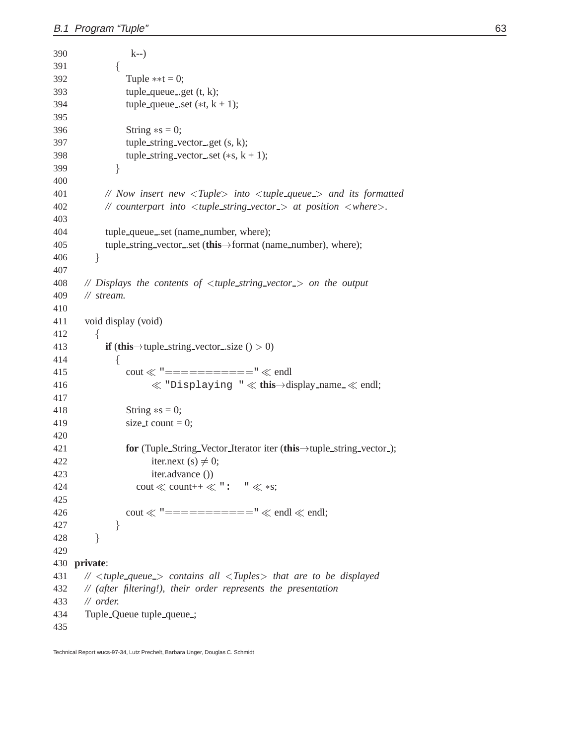```
390              k--)
391          {
392             Tuple **t = 0;
393             tuple_queue_.get (t, k);
394             tuple_queue_.set (*t, k + 1);
395
396             String *s = 0;
397             tuple_string_vector_.get (s, k);
398             tuple_string_vector_.set (*s, k + 1);
399          }
400
401       // Now insert new <Tuple> into <tuple_queue_> and its formatted
402       // counterpart into <tuple_string_vector_> at position <where>.
403
404       tuple_queue_.set (name_number, where);
405       tuple_string_vector_.set (this->format (name_number), where);
406    }
407
408    // Displays the contents of <tuple_string_vector_> on the output
409    // stream.
410
411    void display (void)
412    {
413       if (this->tuple_string_vector_.size () > 0)
414          {
415             cout << "===========" << endl
416                  << "Displaying " << this->display_name_ << endl;
417
418             String *s = 0;
419             size_t count = 0;
420
421             for (Tuple_String_Vector_Iterator iter (this->tuple_string_vector_);
422                  iter.next (s) != 0;
423                  iter.advance ())
424               cout << count++ << ":    " << *s;
425
426             cout << "===========" << endl << endl;
427          }
428    }
429
430 private:
431    // <tuple_queue_> contains all <Tuples> that are to be displayed
432    // (after filtering!), their order represents the presentation
433    // order.
434    Tuple_Queue tuple_queue_;
435
```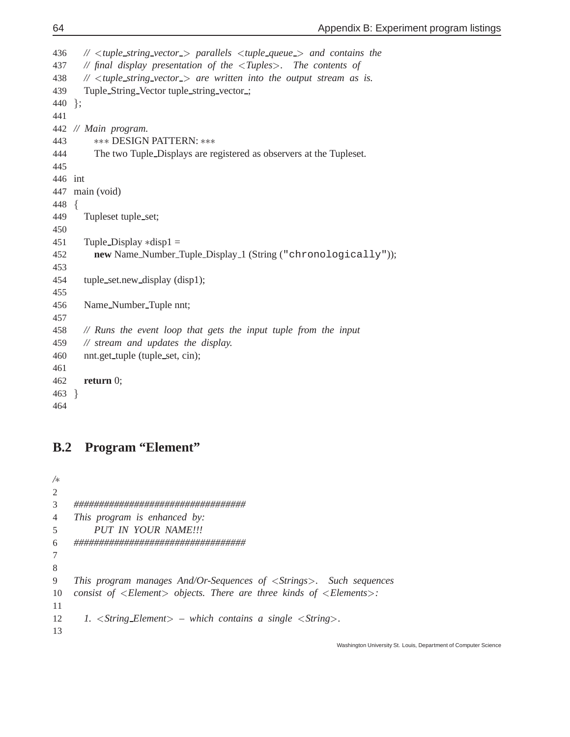```
436    // <tuple_string_vector_> parallels <tuple_queue_> and contains the
437    // final display presentation of the <Tuples>.  The contents of
438    // <tuple_string_vector_> are written into the output stream as is.
439    Tuple_String_Vector tuple_string_vector_;
440  };
441
442  // Main program.
443       *** DESIGN PATTERN: ***
444       The two Tuple_Displays are registered as observers at the Tupleset.
445
446  int
447  main (void)
448  {
449    Tupleset tuple_set;
450
451    Tuple_Display *disp1 =
452      new Name_Number_Tuple_Display_1 (String ("chronologically"));
453
454    tuple_set.new_display (disp1);
455
456    Name_Number_Tuple nnt;
457
458    // Runs the event loop that gets the input tuple from the input
459    // stream and updates the display.
460    nnt.get_tuple (tuple_set, cin);
461
462    return 0;
463  }
464
```

## B.2 Program "Element"

```
/*
2
3    #################################
4    This program is enhanced by:
5         PUT IN YOUR NAME!!!
6    #################################
7
8
9    This program manages And/Or-Sequences of <Strings>.  Such sequences
10   consist of <Element> objects. There are three kinds of <Elements>:
11
12     1. <String_Element> – which contains a single <String>.
13
```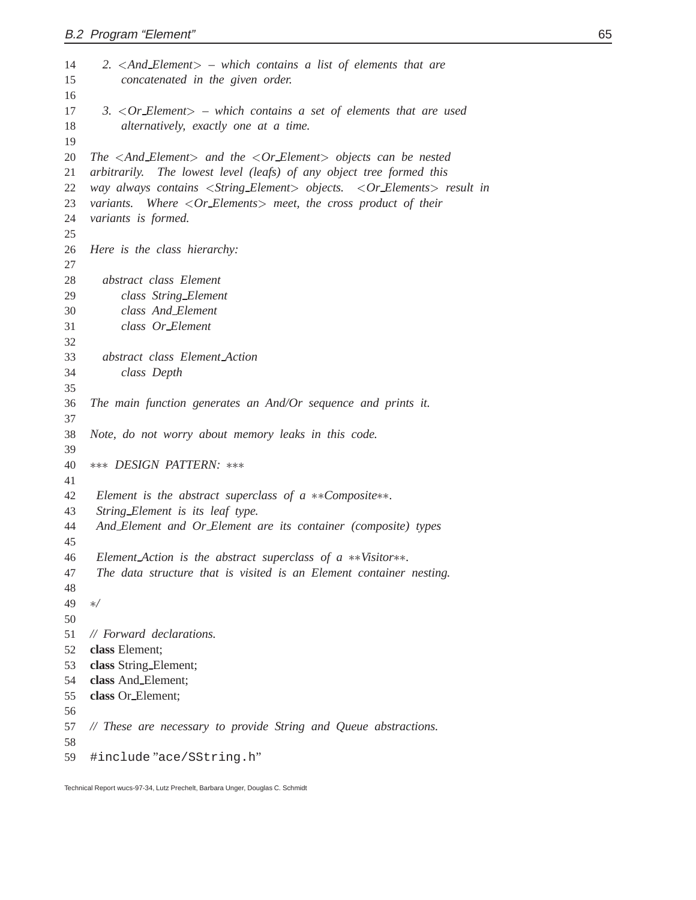```
14     2. <And_Element> – which contains a list of elements that are
15        concatenated in the given order.
16
17     3. <Or_Element> – which contains a set of elements that are used
18        alternatively, exactly one at a time.
19
20  The <And_Element> and the <Or_Element> objects can be nested
21  arbitrarily.  The lowest level (leafs) of any object tree formed this
22  way always contains <String_Element> objects.  <Or_Elements> result in
23  variants.  Where <Or_Elements> meet, the cross product of their
24  variants is formed.
25
26  Here is the class hierarchy:
27
28     abstract class Element
29        class String_Element
30        class And_Element
31        class Or_Element
32
33     abstract class Element_Action
34        class Depth
35
36  The main function generates an And/Or sequence and prints it.
37
38  Note, do not worry about memory leaks in this code.
39
40  *** DESIGN PATTERN: ***
41
42   Element is the abstract superclass of a **Composite**.
43   String_Element is its leaf type.
44   And_Element and Or_Element are its container (composite) types
45
46   Element_Action is the abstract superclass of a **Visitor**.
47   The data structure that is visited is an Element container nesting.
48
49  */
50
51  // Forward declarations.
52  class Element;
53  class String_Element;
54  class And_Element;
55  class Or_Element;
56
57  // These are necessary to provide String and Queue abstractions.
58
59  #include "ace/SString.h"
```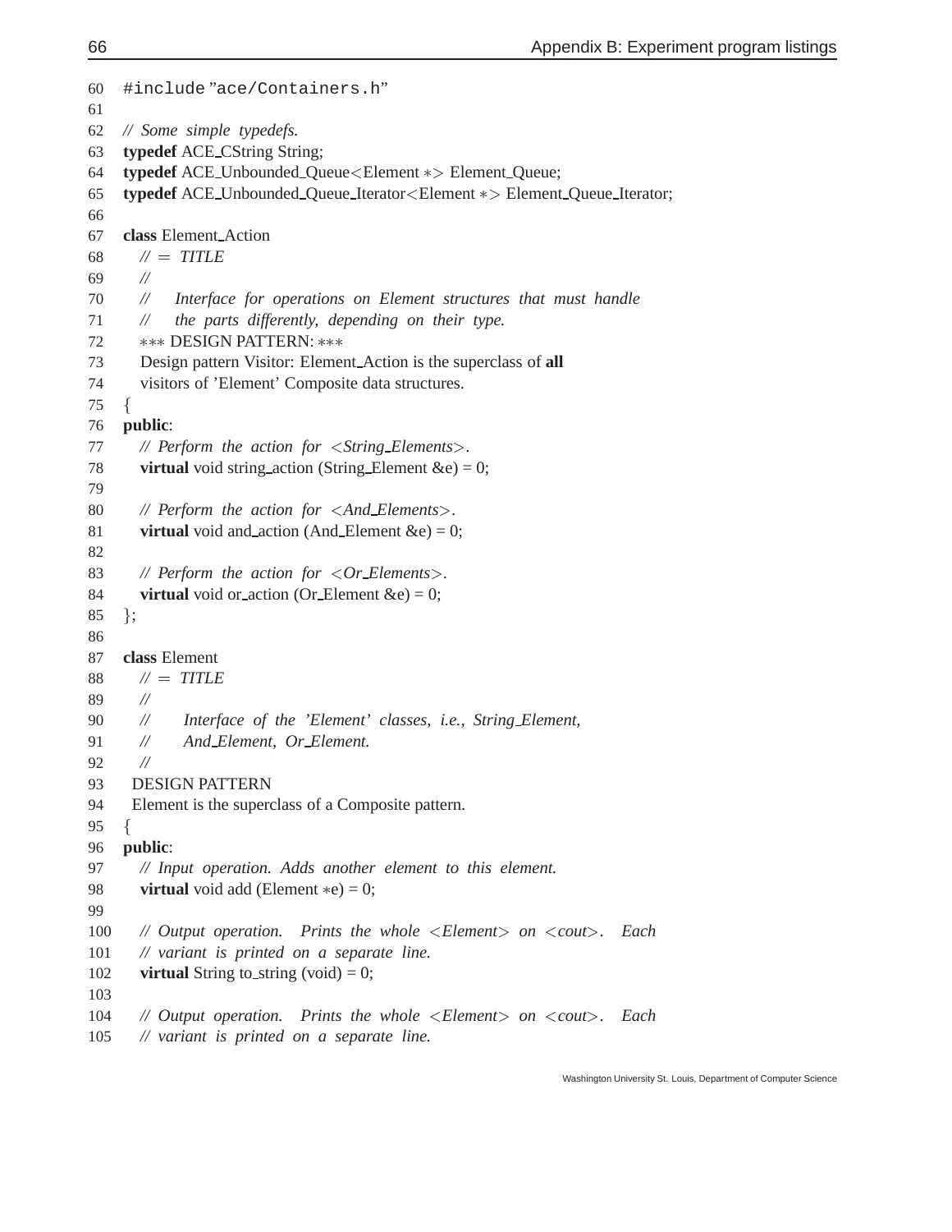```
60  #include "ace/Containers.h"
61
62  // Some simple typedefs.
63  typedef ACE_CString String;
64  typedef ACE_Unbounded_Queue<Element *> Element_Queue;
65  typedef ACE_Unbounded_Queue_Iterator<Element *> Element_Queue_Iterator;
66
67  class Element_Action
68    // = TITLE
69    //
70    //    Interface for operations on Element structures that must handle
71    //    the parts differently, depending on their type.
72    *** DESIGN PATTERN: ***
73    Design pattern Visitor: Element_Action is the superclass of all
74    visitors of 'Element' Composite data structures.
75  {
76  public:
77    // Perform the action for <String_Elements>.
78    virtual void string_action (String_Element &e) = 0;
79
80    // Perform the action for <And_Elements>.
81    virtual void and_action (And_Element &e) = 0;
82
83    // Perform the action for <Or_Elements>.
84    virtual void or_action (Or_Element &e) = 0;
85  };
86
87  class Element
88    // = TITLE
89    //
90    //     Interface of the 'Element' classes, i.e., String_Element,
91    //     And_Element, Or_Element.
92    //
93   DESIGN PATTERN
94   Element is the superclass of a Composite pattern.
95  {
96  public:
97    // Input operation. Adds another element to this element.
98    virtual void add (Element *e) = 0;
99
100   // Output operation.  Prints the whole <Element> on <cout>.  Each
101   // variant is printed on a separate line.
102   virtual String to_string (void) = 0;
103
104   // Output operation.  Prints the whole <Element> on <cout>.  Each
105   // variant is printed on a separate line.
```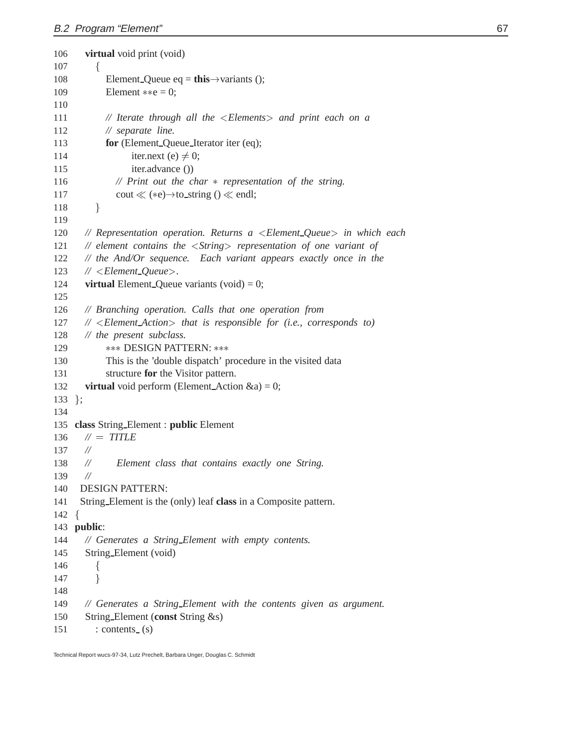```
106    virtual void print (void)
107      {
108        Element_Queue eq = this→variants ();
109        Element **e = 0;
110
111        // Iterate through all the <Elements> and print each on a
112        // separate line.
113        for (Element_Queue_Iterator iter (eq);
114             iter.next (e) ≠ 0;
115             iter.advance ())
116          // Print out the char * representation of the string.
117          cout ≪ (*e)→to_string () ≪ endl;
118      }
119
120    // Representation operation. Returns a <Element_Queue> in which each
121    // element contains the <String> representation of one variant of
122    // the And/Or sequence.  Each variant appears exactly once in the
123    // <Element_Queue>.
124    virtual Element_Queue variants (void) = 0;
125
126    // Branching operation. Calls that one operation from
127    // <Element_Action> that is responsible for (i.e., corresponds to)
128    // the present subclass.
129        *** DESIGN PATTERN: ***
130        This is the 'double dispatch' procedure in the visited data
131        structure for the Visitor pattern.
132    virtual void perform (Element_Action &a) = 0;
133  };
134
135  class String_Element : public Element
136    // = TITLE
137    //
138    //      Element class that contains exactly one String.
139    //
140   DESIGN PATTERN:
141   String_Element is the (only) leaf class in a Composite pattern.
142  {
143  public:
144    // Generates a String_Element with empty contents.
145    String_Element (void)
146      {
147      }
148
149    // Generates a String_Element with the contents given as argument.
150    String_Element (const String &s)
151      : contents_ (s)
```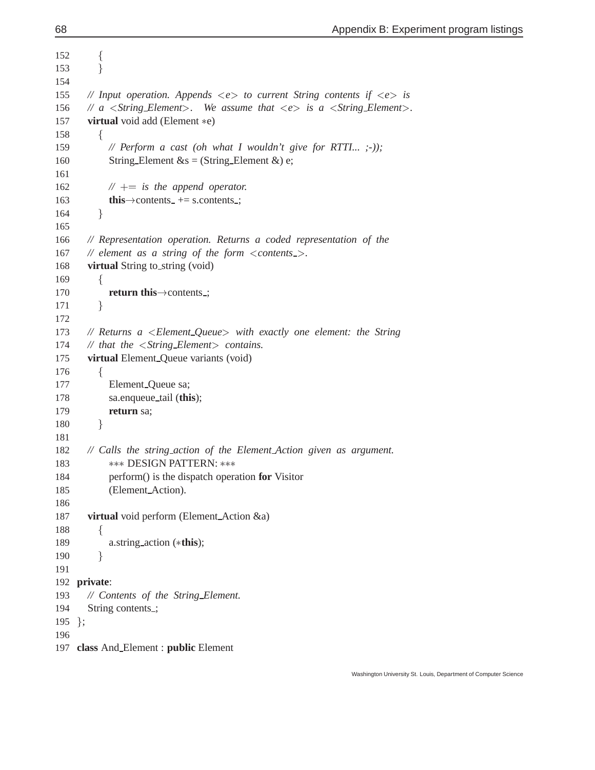```
152       {
153       }
154
155    // Input operation. Appends <e> to current String contents if <e> is
156    // a <String_Element>.  We assume that <e> is a <String_Element>.
157    virtual void add (Element *e)
158       {
159          // Perform a cast (oh what I wouldn't give for RTTI... ;-));
160          String_Element &s = (String_Element &) e;
161
162          // += is the append operator.
163          this->contents_ += s.contents_;
164       }
165
166    // Representation operation. Returns a coded representation of the
167    // element as a string of the form <contents_>.
168    virtual String to_string (void)
169       {
170          return this->contents_;
171       }
172
173    // Returns a <Element_Queue> with exactly one element: the String
174    // that the <String_Element> contains.
175    virtual Element_Queue variants (void)
176       {
177          Element_Queue sa;
178          sa.enqueue_tail (this);
179          return sa;
180       }
181
182    // Calls the string_action of the Element_Action given as argument.
183          *** DESIGN PATTERN: ***
184          perform() is the dispatch operation for Visitor
185          (Element_Action).
186
187    virtual void perform (Element_Action &a)
188       {
189          a.string_action (*this);
190       }
191
192 private:
193    // Contents of the String_Element.
194    String contents_;
195 };
196
197 class And_Element : public Element
```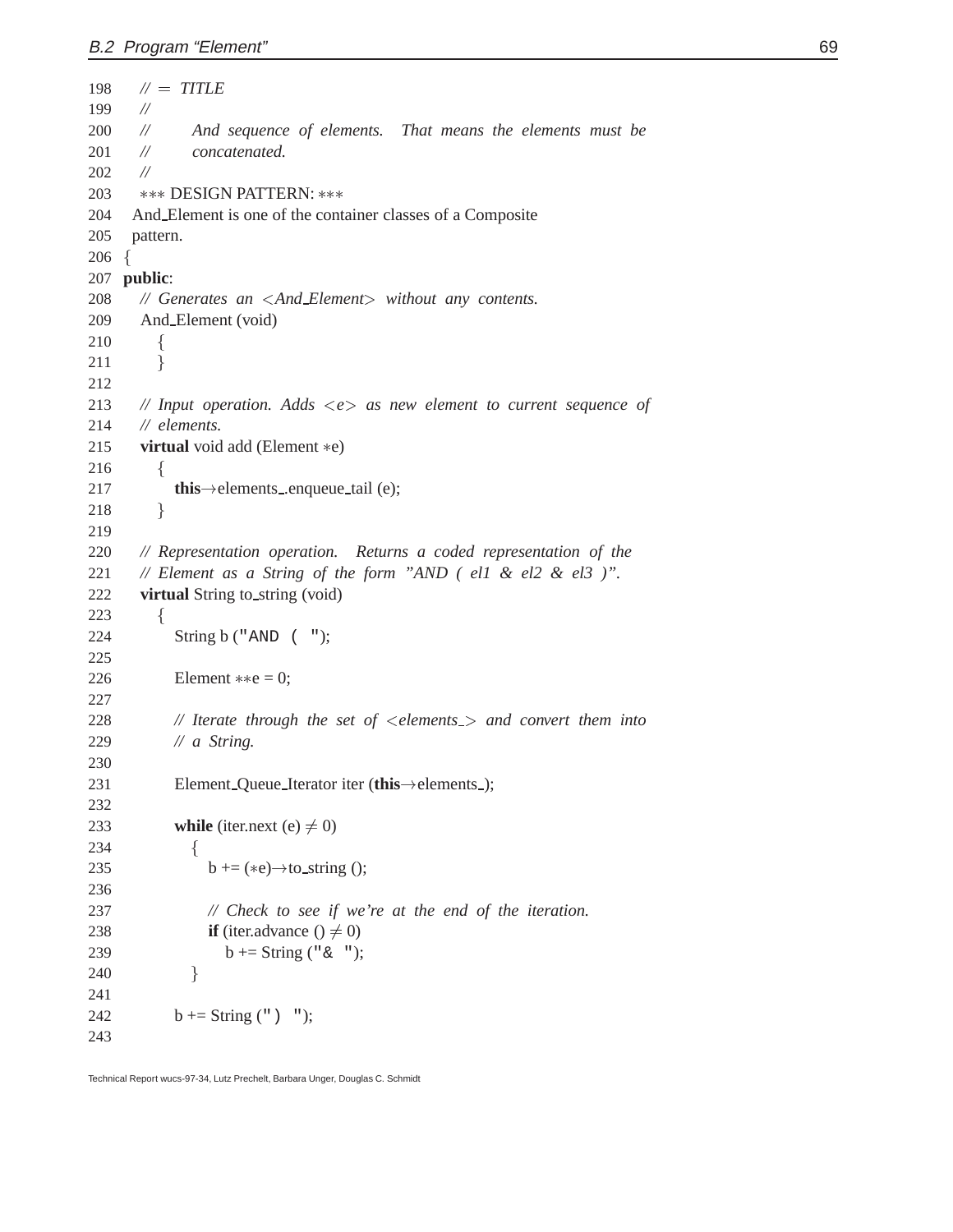```
198    // = TITLE
199    //
200    //       And sequence of elements.  That means the elements must be
201    //       concatenated.
202    //
203    *** DESIGN PATTERN: ***
204    And_Element is one of the container classes of a Composite
205    pattern.
206  {
207  public:
208    // Generates an <And_Element> without any contents.
209    And_Element (void)
210      {
211      }
212
213    // Input operation. Adds <e> as new element to current sequence of
214    // elements.
215    virtual void add (Element *e)
216      {
217        this->elements_.enqueue_tail (e);
218      }
219
220    // Representation operation.  Returns a coded representation of the
221    // Element as a String of the form "AND ( el1 & el2 & el3 )".
222    virtual String to_string (void)
223      {
224        String b ("AND ( ");
225
226        Element **e = 0;
227
228        // Iterate through the set of <elements_> and convert them into
229        // a String.
230
231        Element_Queue_Iterator iter (this->elements_);
232
233        while (iter.next (e) != 0)
234          {
235            b += (*e)->to_string ();
236
237            // Check to see if we're at the end of the iteration.
238            if (iter.advance () != 0)
239              b += String ("& ");
240          }
241
242        b += String (") ");
243
```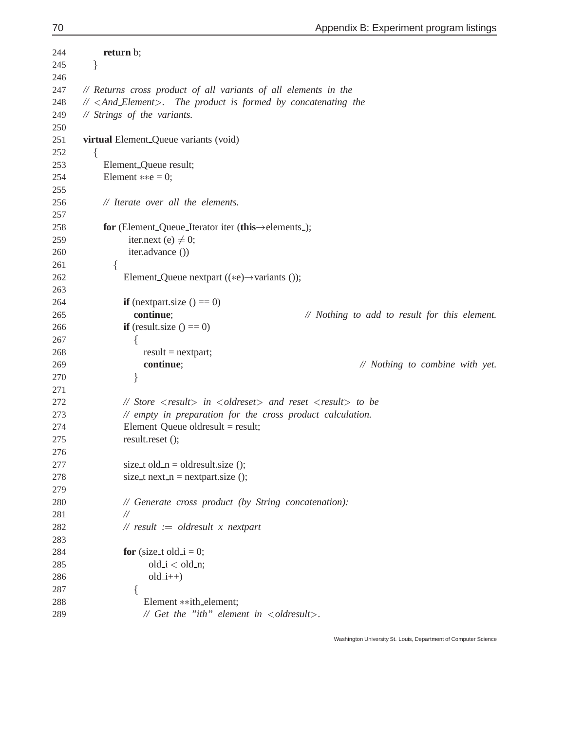```
244         return b;
245     }
246
247     // Returns cross product of all variants of all elements in the
248     // <And_Element>.  The product is formed by concatenating the
249     // Strings of the variants.
250
251     virtual Element_Queue variants (void)
252     {
253         Element_Queue result;
254         Element **e = 0;
255
256         // Iterate over all the elements.
257
258         for (Element_Queue_Iterator iter (this->elements_);
259              iter.next (e) != 0;
260              iter.advance ())
261           {
262             Element_Queue nextpart ((*e)->variants ());
263
264             if (nextpart.size () == 0)
265               continue;                        // Nothing to add to result for this element.
266             if (result.size () == 0)
267               {
268                 result = nextpart;
269                 continue;                                   // Nothing to combine with yet.
270               }
271
272             // Store <result> in <oldreset> and reset <result> to be
273             // empty in preparation for the cross product calculation.
274             Element_Queue oldresult = result;
275             result.reset ();
276
277             size_t old_n = oldresult.size ();
278             size_t next_n = nextpart.size ();
279
280             // Generate cross product (by String concatenation):
281             //
282             // result := oldresult x nextpart
283
284             for (size_t old_i = 0;
285                  old_i < old_n;
286                  old_i++)
287               {
288                 Element **ith_element;
289                 // Get the "ith" element in <oldresult>.
```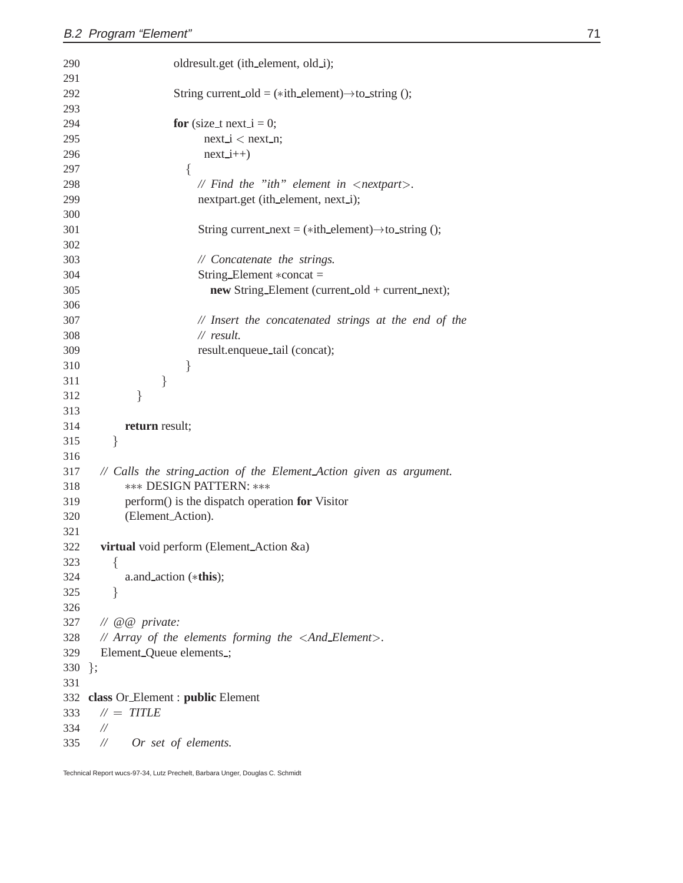```
290                 oldresult.get (ith_element, old_i);
291
292                 String current_old = (*ith_element)→to_string ();
293
294                 for (size_t next_i = 0;
295                        next_i < next_n;
296                        next_i++)
297                   {
298                     // Find the "ith" element in <nextpart>.
299                     nextpart.get (ith_element, next_i);
300
301                     String current_next = (*ith_element)→to_string ();
302
303                     // Concatenate the strings.
304                     String_Element *concat =
305                       new String_Element (current_old + current_next);
306
307                     // Insert the concatenated strings at the end of the
308                     // result.
309                     result.enqueue_tail (concat);
310                   }
311               }
312           }
313
314         return result;
315       }
316
317     // Calls the string_action of the Element_Action given as argument.
318          *** DESIGN PATTERN: ***
319          perform() is the dispatch operation for Visitor
320          (Element_Action).
321
322     virtual void perform (Element_Action &a)
323       {
324         a.and_action (*this);
325       }
326
327     // @@ private:
328     // Array of the elements forming the <And_Element>.
329     Element_Queue elements_;
330   };
331
332   class Or_Element : public Element
333     // = TITLE
334     //
335     //     Or set of elements.
```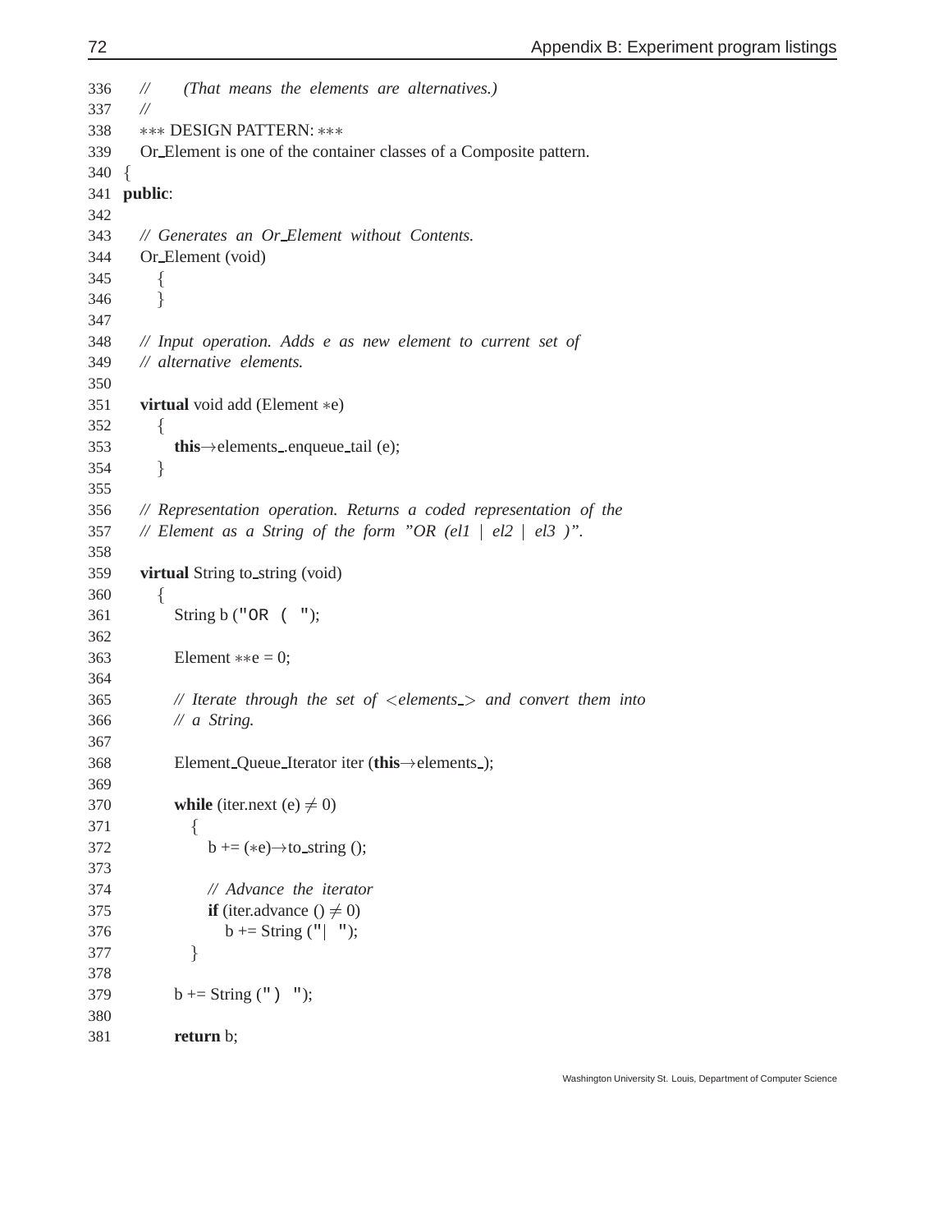```
336   //    (That means the elements are alternatives.)
337   //
338   *** DESIGN PATTERN: ***
339   Or_Element is one of the container classes of a Composite pattern.
340 {
341 public:
342
343   // Generates an Or_Element without Contents.
344   Or_Element (void)
345     {
346     }
347
348   // Input operation. Adds e as new element to current set of
349   // alternative elements.
350
351   virtual void add (Element *e)
352     {
353       this→elements_.enqueue_tail (e);
354     }
355
356   // Representation operation. Returns a coded representation of the
357   // Element as a String of the form "OR (el1 | el2 | el3 )".
358
359   virtual String to_string (void)
360     {
361       String b ("OR ( ");
362
363       Element **e = 0;
364
365       // Iterate through the set of <elements_> and convert them into
366       // a String.
367
368       Element_Queue_Iterator iter (this→elements_);
369
370       while (iter.next (e) ≠ 0)
371         {
372           b += (*e)→to_string ();
373
374           // Advance the iterator
375           if (iter.advance () ≠ 0)
376             b += String ("| ");
377         }
378
379       b += String (") ");
380
381       return b;
```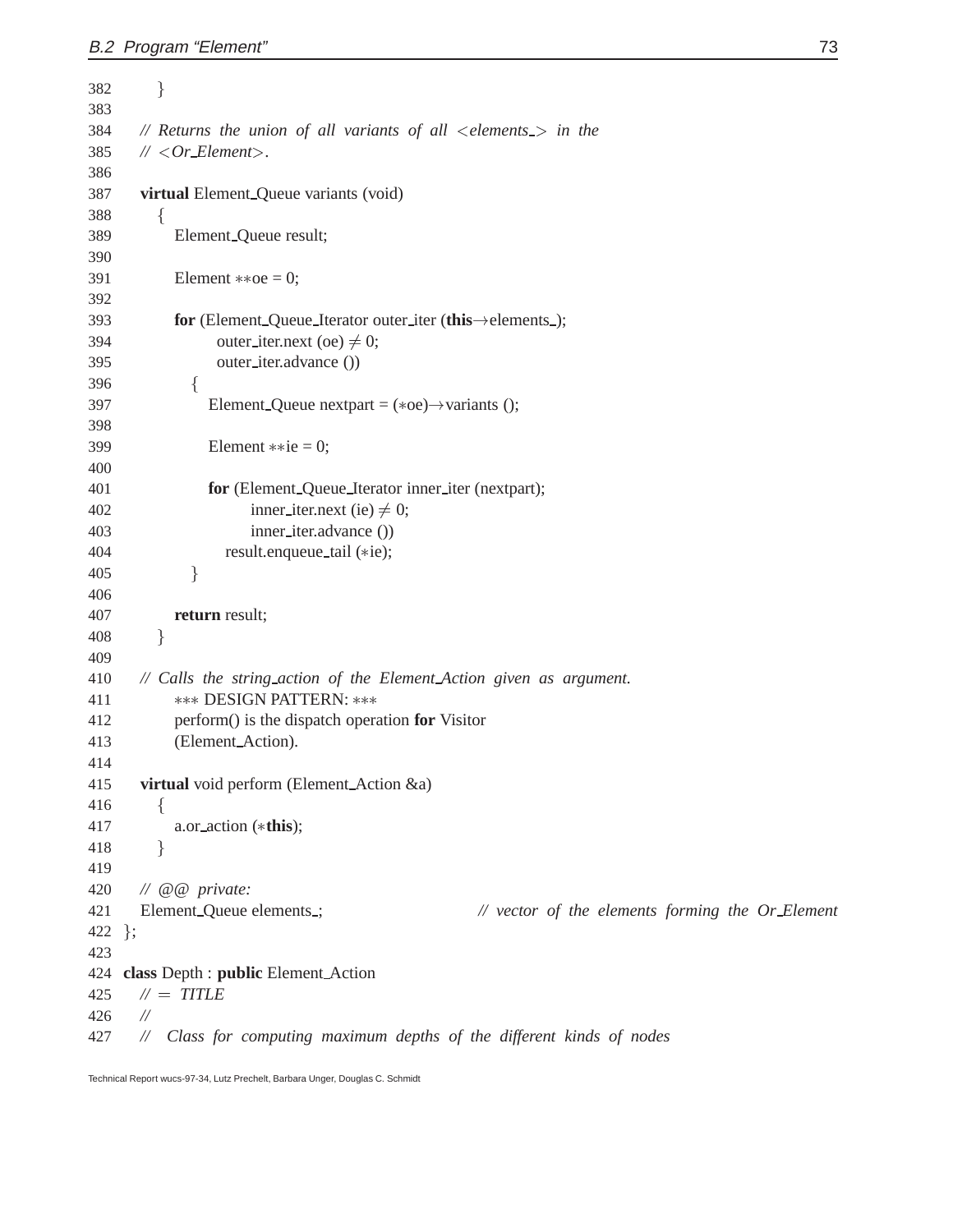```
382       }
383
384    // Returns the union of all variants of all <elements_> in the
385    // <Or_Element>.
386
387    virtual Element_Queue variants (void)
388       {
389          Element_Queue result;
390
391          Element **oe = 0;
392
393          for (Element_Queue_Iterator outer_iter (this→elements_);
394                outer_iter.next (oe) ≠ 0;
395                outer_iter.advance ())
396             {
397                Element_Queue nextpart = (*oe)→variants ();
398
399                Element **ie = 0;
400
401                for (Element_Queue_Iterator inner_iter (nextpart);
402                      inner_iter.next (ie) ≠ 0;
403                      inner_iter.advance ())
404                   result.enqueue_tail (*ie);
405             }
406
407          return result;
408       }
409
410    // Calls the string_action of the Element_Action given as argument.
411          *** DESIGN PATTERN: ***
412          perform() is the dispatch operation for Visitor
413          (Element_Action).
414
415    virtual void perform (Element_Action &a)
416       {
417          a.or_action (*this);
418       }
419
420    // @@ private:
421    Element_Queue elements_;                    // vector of the elements forming the Or_Element
422 };
423
424 class Depth : public Element_Action
425    // = TITLE
426    //
427    //  Class for computing maximum depths of the different kinds of nodes
```

Technical Report wucs-97-34, Lutz Prechelt, Barbara Unger, Douglas C. Schmidt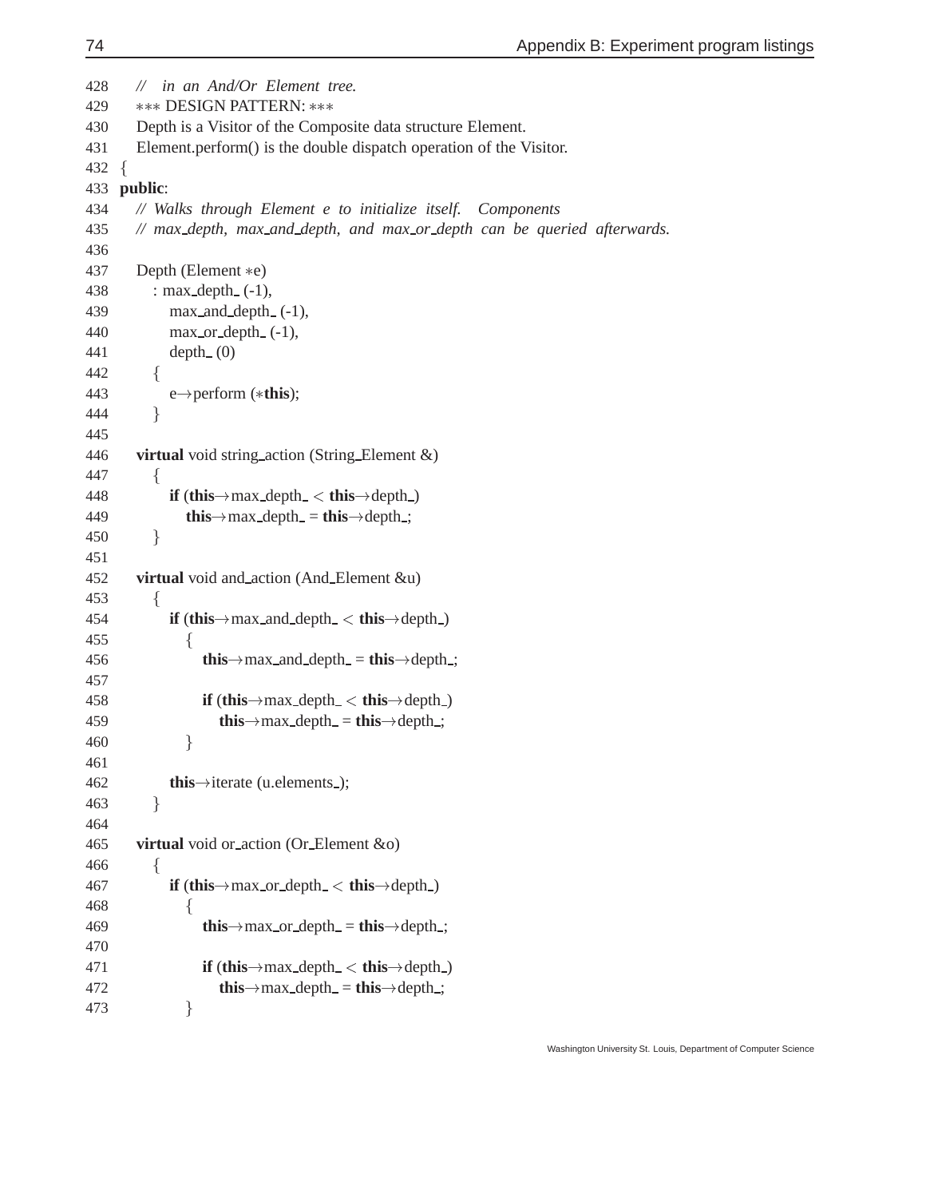```
428   //   in an And/Or Element tree.
429   *** DESIGN PATTERN: ***
430   Depth is a Visitor of the Composite data structure Element.
431   Element.perform() is the double dispatch operation of the Visitor.
432 {
433 public:
434   // Walks through Element e to initialize itself.  Components
435   // max_depth, max_and_depth, and max_or_depth can be queried afterwards.
436
437   Depth (Element *e)
438     : max_depth_ (-1),
439       max_and_depth_ (-1),
440       max_or_depth_ (-1),
441       depth_ (0)
442     {
443       e->perform (*this);
444     }
445
446   virtual void string_action (String_Element &)
447     {
448       if (this->max_depth_ < this->depth_)
449         this->max_depth_ = this->depth_;
450     }
451
452   virtual void and_action (And_Element &u)
453     {
454       if (this->max_and_depth_ < this->depth_)
455         {
456           this->max_and_depth_ = this->depth_;
457
458           if (this->max_depth_ < this->depth_)
459             this->max_depth_ = this->depth_;
460         }
461
462       this->iterate (u.elements_);
463     }
464
465   virtual void or_action (Or_Element &o)
466     {
467       if (this->max_or_depth_ < this->depth_)
468         {
469           this->max_or_depth_ = this->depth_;
470
471           if (this->max_depth_ < this->depth_)
472             this->max_depth_ = this->depth_;
473         }
```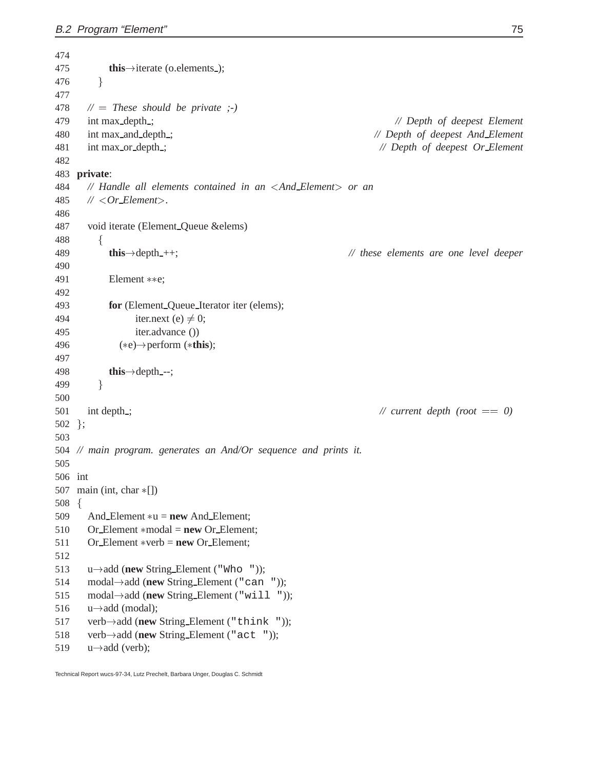```
474
475         this->iterate (o.elements_);
476       }
477
478   // = These should be private ;-)
479   int max_depth_;                                          // Depth of deepest Element
480   int max_and_depth_;                                      // Depth of deepest And_Element
481   int max_or_depth_;                                       // Depth of deepest Or_Element
482
483 private:
484   // Handle all elements contained in an <And_Element> or an
485   // <Or_Element>.
486
487   void iterate (Element_Queue &elems)
488       {
489         this->depth_++;                                    // these elements are one level deeper
490
491         Element **e;
492
493         for (Element_Queue_Iterator iter (elems);
494               iter.next (e) != 0;
495               iter.advance ())
496           (*e)->perform (*this);
497
498         this->depth_--;
499       }
500
501   int depth_;                                              // current depth (root == 0)
502 };
503
504 // main program. generates an And/Or sequence and prints it.
505
506 int
507 main (int, char *[])
508 {
509   And_Element *u = new And_Element;
510   Or_Element *modal = new Or_Element;
511   Or_Element *verb = new Or_Element;
512
513   u->add (new String_Element ("Who "));
514   modal->add (new String_Element ("can "));
515   modal->add (new String_Element ("will "));
516   u->add (modal);
517   verb->add (new String_Element ("think "));
518   verb->add (new String_Element ("act "));
519   u->add (verb);
```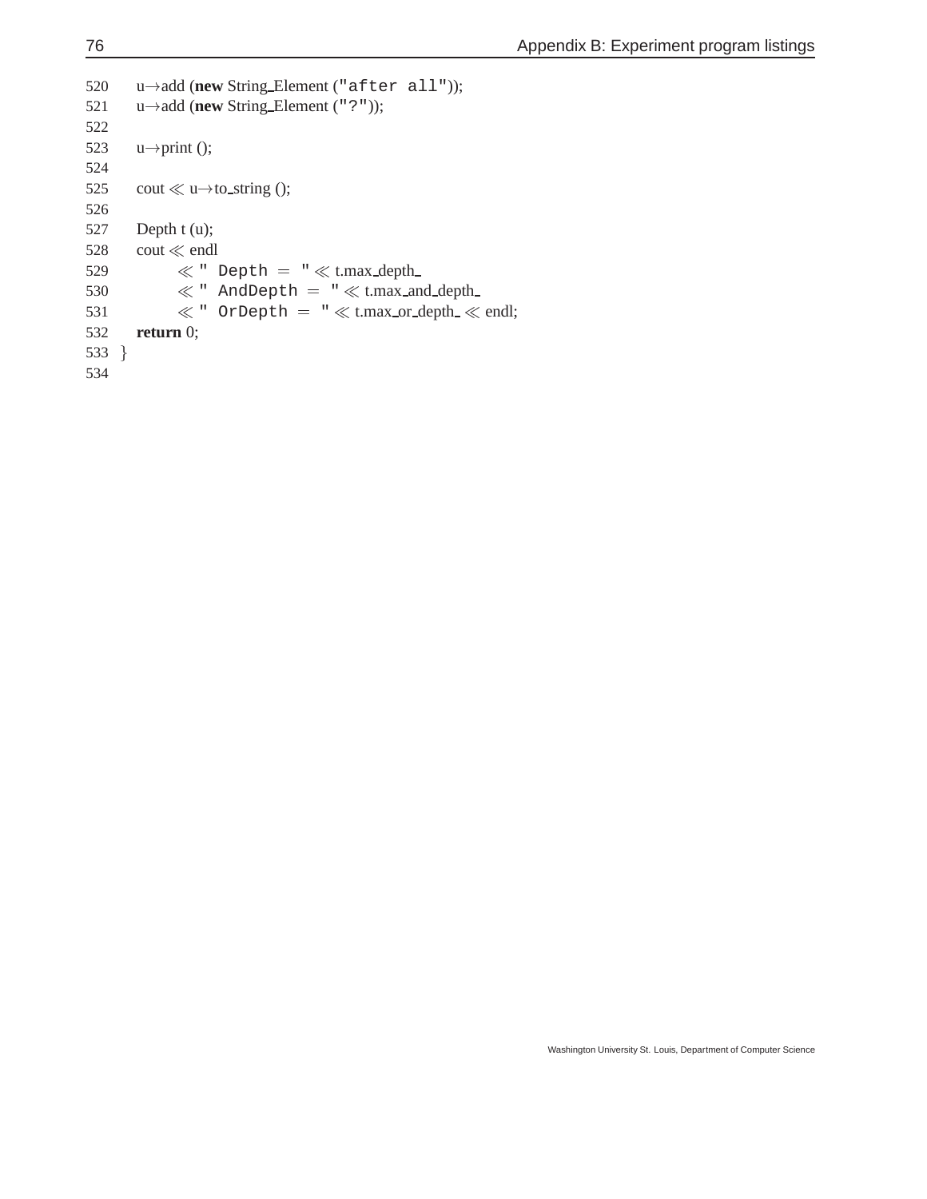```
520     u→add (new String_Element ("after all"));
521     u→add (new String_Element ("?"));
522
523     u→print ();
524
525     cout << u→to_string ();
526
527     Depth t (u);
528     cout << endl
529          << " Depth = " << t.max_depth_
530          << " AndDepth = " << t.max_and_depth_
531          << " OrDepth = " << t.max_or_depth_ << endl;
532     return 0;
533 }
534
```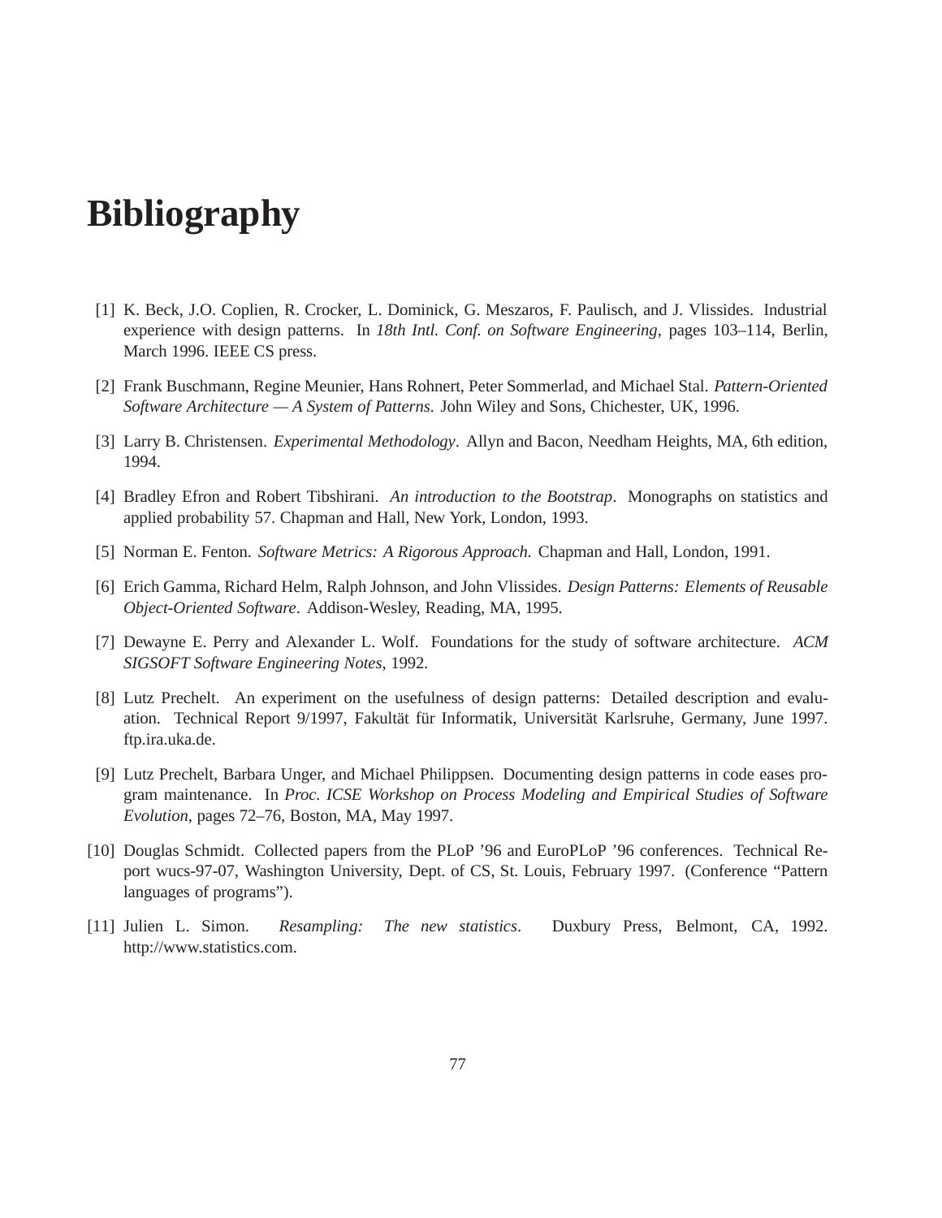# Bibliography

[1] K. Beck, J.O. Coplien, R. Crocker, L. Dominick, G. Meszaros, F. Paulisch, and J. Vlissides. Industrial experience with design patterns. In *18th Intl. Conf. on Software Engineering*, pages 103–114, Berlin, March 1996. IEEE CS press.

[2] Frank Buschmann, Regine Meunier, Hans Rohnert, Peter Sommerlad, and Michael Stal. *Pattern-Oriented Software Architecture — A System of Patterns*. John Wiley and Sons, Chichester, UK, 1996.

[3] Larry B. Christensen. *Experimental Methodology*. Allyn and Bacon, Needham Heights, MA, 6th edition, 1994.

[4] Bradley Efron and Robert Tibshirani. *An introduction to the Bootstrap*. Monographs on statistics and applied probability 57. Chapman and Hall, New York, London, 1993.

[5] Norman E. Fenton. *Software Metrics: A Rigorous Approach*. Chapman and Hall, London, 1991.

[6] Erich Gamma, Richard Helm, Ralph Johnson, and John Vlissides. *Design Patterns: Elements of Reusable Object-Oriented Software*. Addison-Wesley, Reading, MA, 1995.

[7] Dewayne E. Perry and Alexander L. Wolf. Foundations for the study of software architecture. *ACM SIGSOFT Software Engineering Notes*, 1992.

[8] Lutz Prechelt. An experiment on the usefulness of design patterns: Detailed description and evaluation. Technical Report 9/1997, Fakultät für Informatik, Universität Karlsruhe, Germany, June 1997. ftp.ira.uka.de.

[9] Lutz Prechelt, Barbara Unger, and Michael Philippsen. Documenting design patterns in code eases program maintenance. In *Proc. ICSE Workshop on Process Modeling and Empirical Studies of Software Evolution*, pages 72–76, Boston, MA, May 1997.

[10] Douglas Schmidt. Collected papers from the PLoP '96 and EuroPLoP '96 conferences. Technical Report wucs-97-07, Washington University, Dept. of CS, St. Louis, February 1997. (Conference "Pattern languages of programs").

[11] Julien L. Simon. *Resampling: The new statistics*. Duxbury Press, Belmont, CA, 1992. http://www.statistics.com.